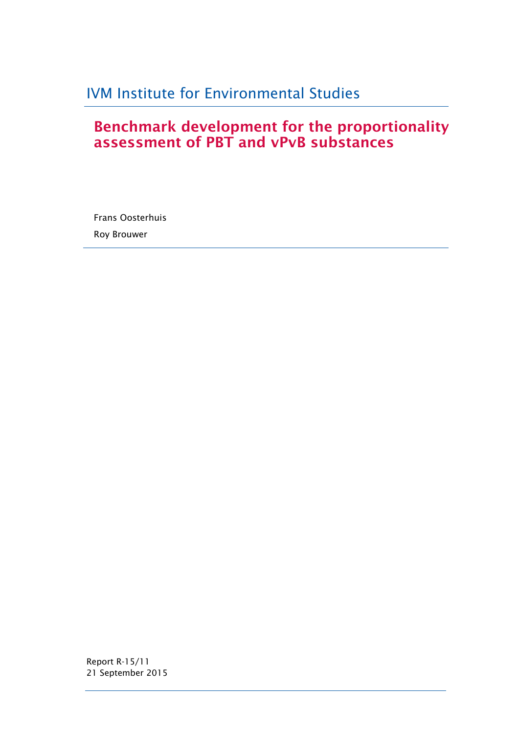IVM Institute for Environmental Studies

# Benchmark development for the proportionality assessment of PBT and vPvB substances

Frans Oosterhuis

Roy Brouwer

Report R-15/11
21 September 2015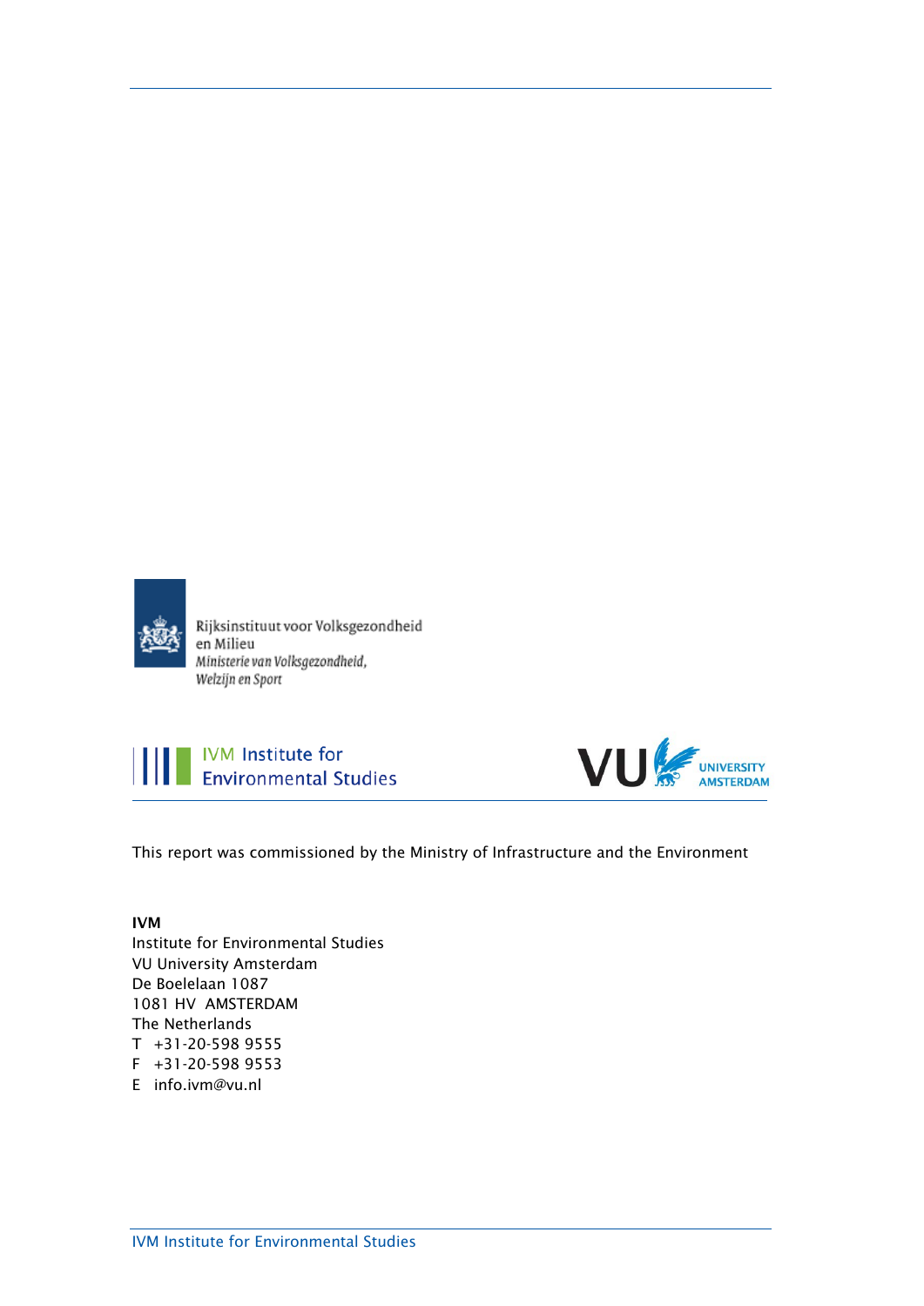Rijksinstituut voor Volksgezondheid en Milieu
*Ministerie van Volksgezondheid, Welzijn en Sport*

IVM Institute for Environmental Studies

VU University Amsterdam

This report was commissioned by the Ministry of Infrastructure and the Environment

**IVM**
Institute for Environmental Studies
VU University Amsterdam
De Boelelaan 1087
1081 HV AMSTERDAM
The Netherlands
T +31-20-598 9555
F +31-20-598 9553
E info.ivm@vu.nl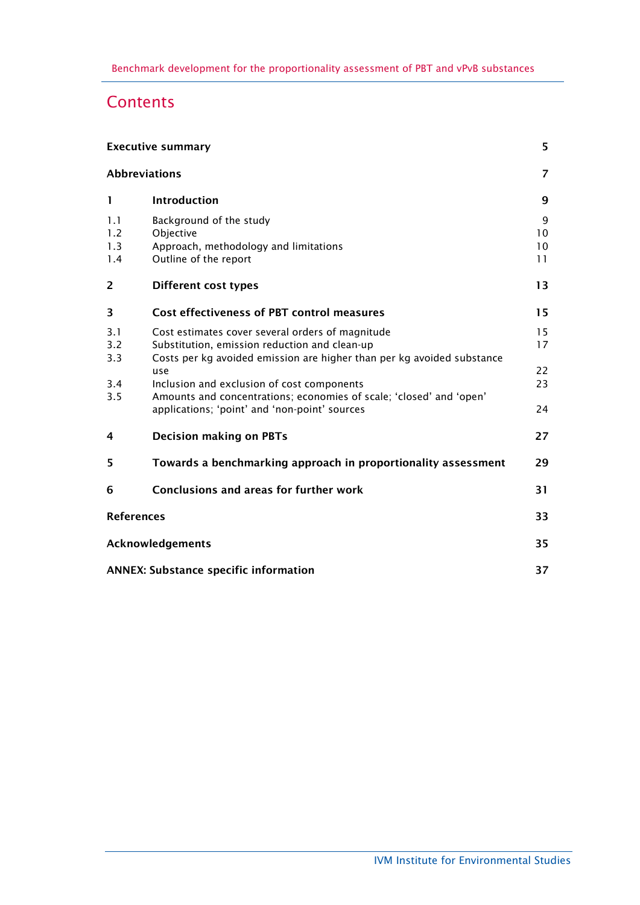# Contents

| | | |
|---|---|---|
| **Executive summary** | | **5** |
| **Abbreviations** | | **7** |
| **1** | **Introduction** | **9** |
| 1.1 | Background of the study | 9 |
| 1.2 | Objective | 10 |
| 1.3 | Approach, methodology and limitations | 10 |
| 1.4 | Outline of the report | 11 |
| **2** | **Different cost types** | **13** |
| **3** | **Cost effectiveness of PBT control measures** | **15** |
| 3.1 | Cost estimates cover several orders of magnitude | 15 |
| 3.2 | Substitution, emission reduction and clean-up | 17 |
| 3.3 | Costs per kg avoided emission are higher than per kg avoided substance use | 22 |
| 3.4 | Inclusion and exclusion of cost components | 23 |
| 3.5 | Amounts and concentrations; economies of scale; 'closed' and 'open' applications; 'point' and 'non-point' sources | 24 |
| **4** | **Decision making on PBTs** | **27** |
| **5** | **Towards a benchmarking approach in proportionality assessment** | **29** |
| **6** | **Conclusions and areas for further work** | **31** |
| **References** | | **33** |
| **Acknowledgements** | | **35** |
| **ANNEX: Substance specific information** | | **37** |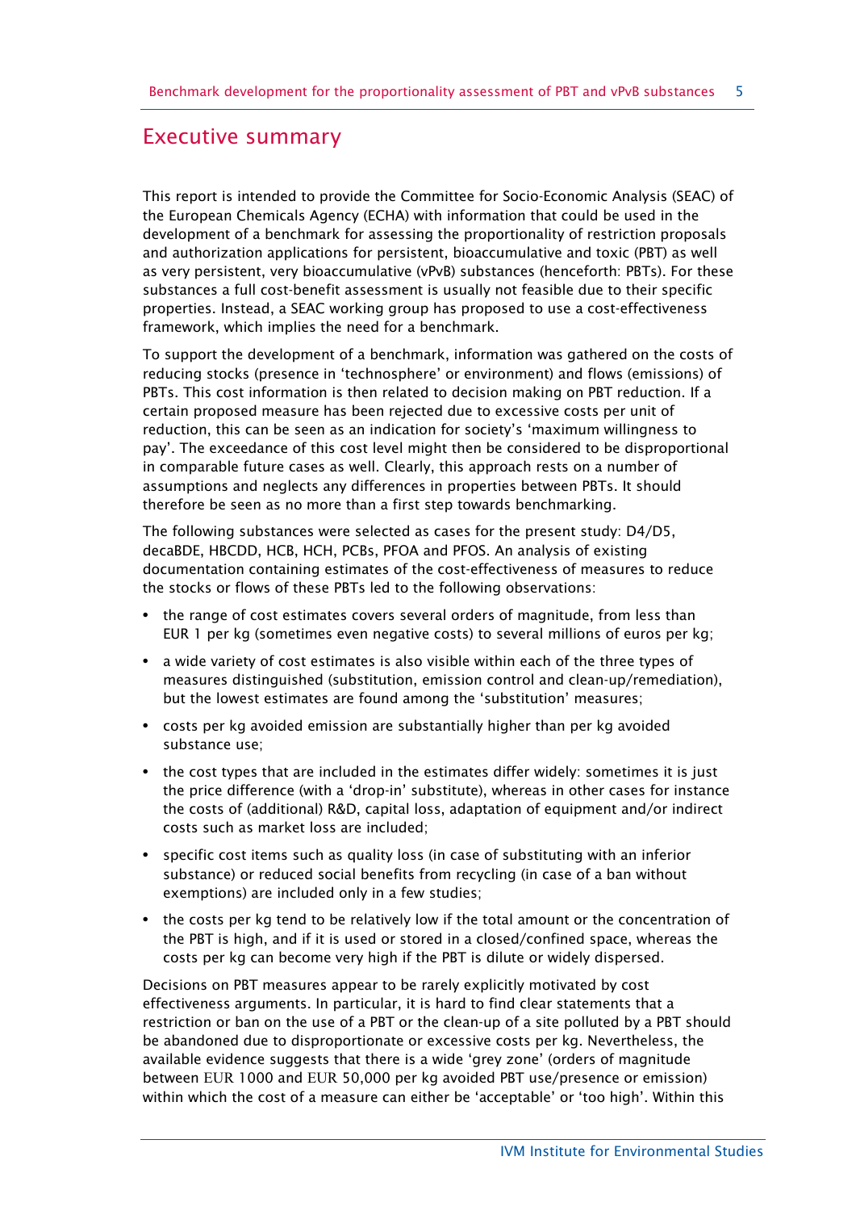# Executive summary

This report is intended to provide the Committee for Socio-Economic Analysis (SEAC) of the European Chemicals Agency (ECHA) with information that could be used in the development of a benchmark for assessing the proportionality of restriction proposals and authorization applications for persistent, bioaccumulative and toxic (PBT) as well as very persistent, very bioaccumulative (vPvB) substances (henceforth: PBTs). For these substances a full cost-benefit assessment is usually not feasible due to their specific properties. Instead, a SEAC working group has proposed to use a cost-effectiveness framework, which implies the need for a benchmark.

To support the development of a benchmark, information was gathered on the costs of reducing stocks (presence in 'technosphere' or environment) and flows (emissions) of PBTs. This cost information is then related to decision making on PBT reduction. If a certain proposed measure has been rejected due to excessive costs per unit of reduction, this can be seen as an indication for society's 'maximum willingness to pay'. The exceedance of this cost level might then be considered to be disproportional in comparable future cases as well. Clearly, this approach rests on a number of assumptions and neglects any differences in properties between PBTs. It should therefore be seen as no more than a first step towards benchmarking.

The following substances were selected as cases for the present study: D4/D5, decaBDE, HBCDD, HCB, HCH, PCBs, PFOA and PFOS. An analysis of existing documentation containing estimates of the cost-effectiveness of measures to reduce the stocks or flows of these PBTs led to the following observations:

- the range of cost estimates covers several orders of magnitude, from less than EUR 1 per kg (sometimes even negative costs) to several millions of euros per kg;
- a wide variety of cost estimates is also visible within each of the three types of measures distinguished (substitution, emission control and clean-up/remediation), but the lowest estimates are found among the 'substitution' measures;
- costs per kg avoided emission are substantially higher than per kg avoided substance use;
- the cost types that are included in the estimates differ widely: sometimes it is just the price difference (with a 'drop-in' substitute), whereas in other cases for instance the costs of (additional) R&D, capital loss, adaptation of equipment and/or indirect costs such as market loss are included;
- specific cost items such as quality loss (in case of substituting with an inferior substance) or reduced social benefits from recycling (in case of a ban without exemptions) are included only in a few studies;
- the costs per kg tend to be relatively low if the total amount or the concentration of the PBT is high, and if it is used or stored in a closed/confined space, whereas the costs per kg can become very high if the PBT is dilute or widely dispersed.

Decisions on PBT measures appear to be rarely explicitly motivated by cost effectiveness arguments. In particular, it is hard to find clear statements that a restriction or ban on the use of a PBT or the clean-up of a site polluted by a PBT should be abandoned due to disproportionate or excessive costs per kg. Nevertheless, the available evidence suggests that there is a wide 'grey zone' (orders of magnitude between EUR 1000 and EUR 50,000 per kg avoided PBT use/presence or emission) within which the cost of a measure can either be 'acceptable' or 'too high'. Within this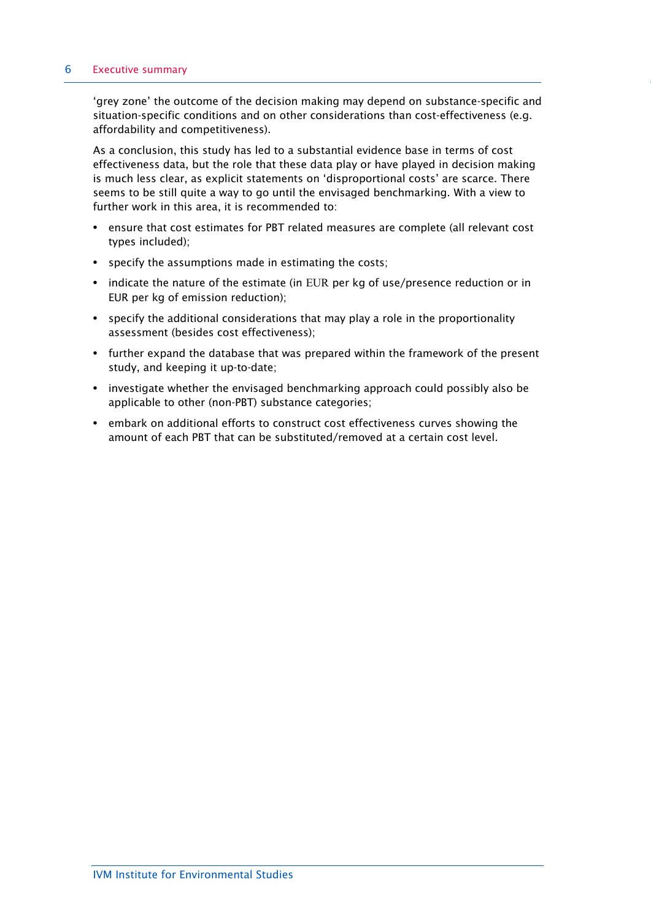'grey zone' the outcome of the decision making may depend on substance-specific and situation-specific conditions and on other considerations than cost-effectiveness (e.g. affordability and competitiveness).

As a conclusion, this study has led to a substantial evidence base in terms of cost effectiveness data, but the role that these data play or have played in decision making is much less clear, as explicit statements on 'disproportional costs' are scarce. There seems to be still quite a way to go until the envisaged benchmarking. With a view to further work in this area, it is recommended to:

- ensure that cost estimates for PBT related measures are complete (all relevant cost types included);
- specify the assumptions made in estimating the costs;
- indicate the nature of the estimate (in EUR per kg of use/presence reduction or in EUR per kg of emission reduction);
- specify the additional considerations that may play a role in the proportionality assessment (besides cost effectiveness);
- further expand the database that was prepared within the framework of the present study, and keeping it up-to-date;
- investigate whether the envisaged benchmarking approach could possibly also be applicable to other (non-PBT) substance categories;
- embark on additional efforts to construct cost effectiveness curves showing the amount of each PBT that can be substituted/removed at a certain cost level.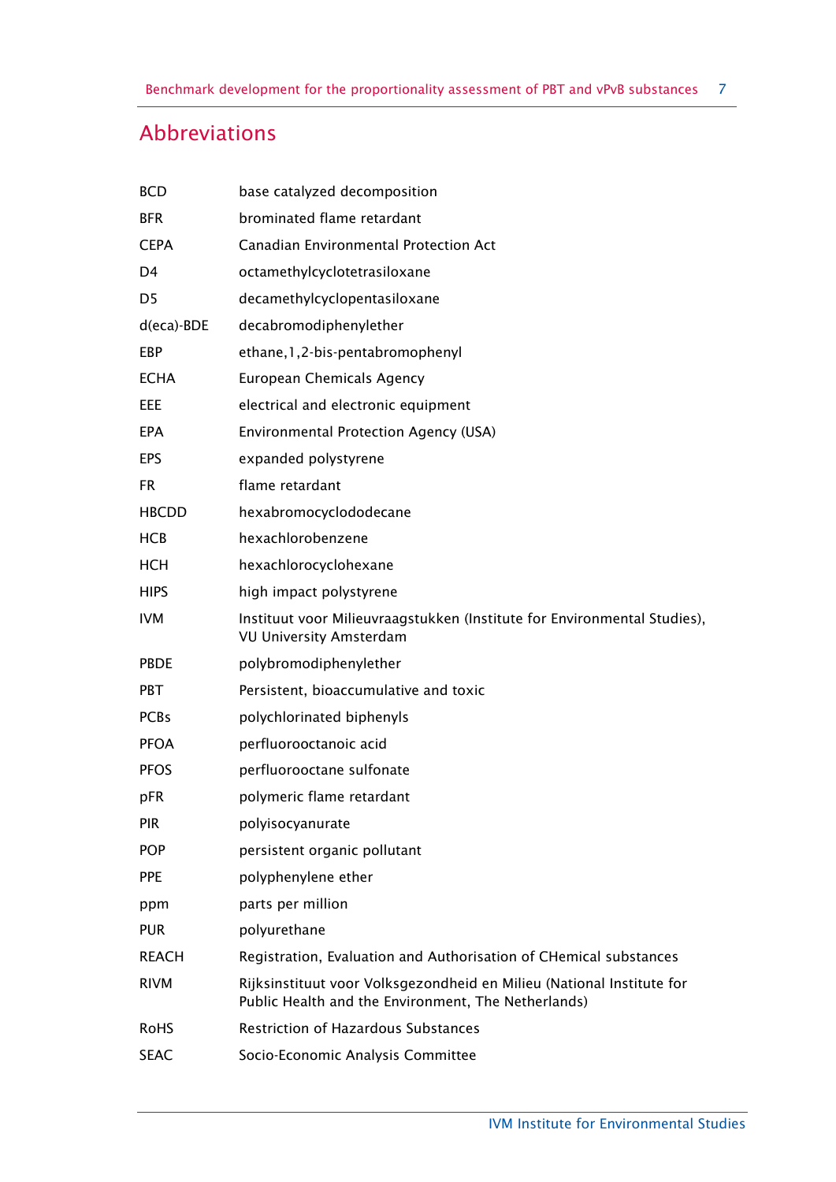# Abbreviations

| | |
|---|---|
| BCD | base catalyzed decomposition |
| BFR | brominated flame retardant |
| CEPA | Canadian Environmental Protection Act |
| D4 | octamethylcyclotetrasiloxane |
| D5 | decamethylcyclopentasiloxane |
| d(eca)-BDE | decabromodiphenylether |
| EBP | ethane,1,2-bis-pentabromophenyl |
| ECHA | European Chemicals Agency |
| EEE | electrical and electronic equipment |
| EPA | Environmental Protection Agency (USA) |
| EPS | expanded polystyrene |
| FR | flame retardant |
| HBCDD | hexabromocyclododecane |
| HCB | hexachlorobenzene |
| HCH | hexachlorocyclohexane |
| HIPS | high impact polystyrene |
| IVM | Instituut voor Milieuvraagstukken (Institute for Environmental Studies), VU University Amsterdam |
| PBDE | polybromodiphenylether |
| PBT | Persistent, bioaccumulative and toxic |
| PCBs | polychlorinated biphenyls |
| PFOA | perfluorooctanoic acid |
| PFOS | perfluorooctane sulfonate |
| pFR | polymeric flame retardant |
| PIR | polyisocyanurate |
| POP | persistent organic pollutant |
| PPE | polyphenylene ether |
| ppm | parts per million |
| PUR | polyurethane |
| REACH | Registration, Evaluation and Authorisation of CHemical substances |
| RIVM | Rijksinstituut voor Volksgezondheid en Milieu (National Institute for Public Health and the Environment, The Netherlands) |
| RoHS | Restriction of Hazardous Substances |
| SEAC | Socio-Economic Analysis Committee |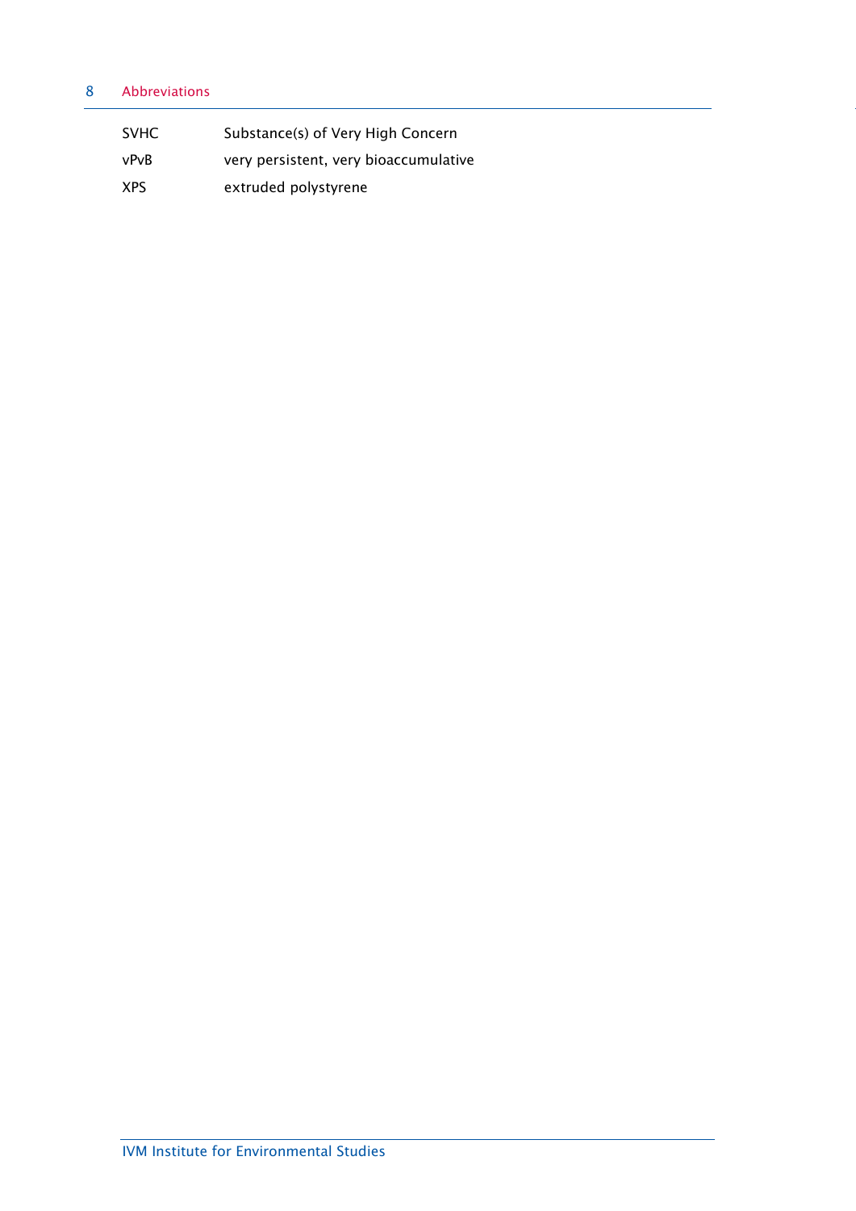| | |
|---|---|
| SVHC | Substance(s) of Very High Concern |
| vPvB | very persistent, very bioaccumulative |
| XPS | extruded polystyrene |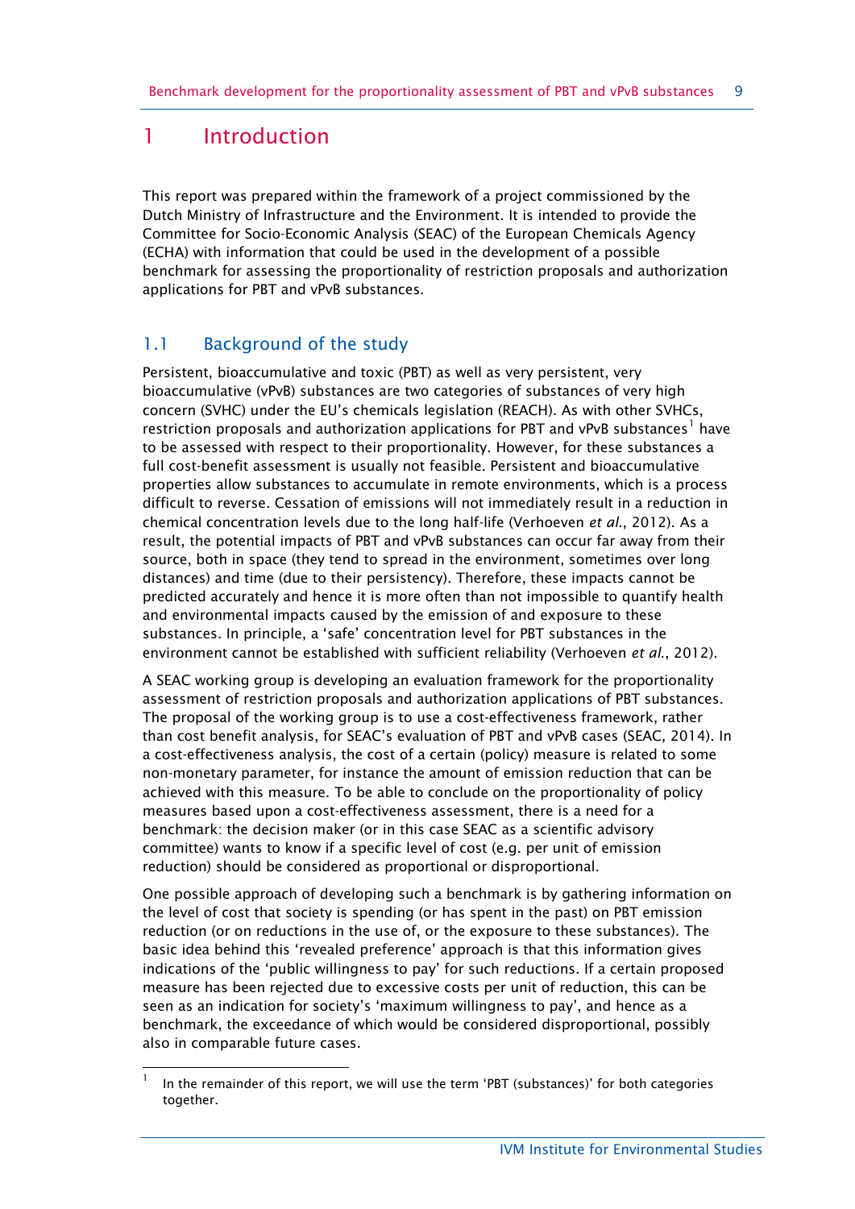# 1 Introduction

This report was prepared within the framework of a project commissioned by the Dutch Ministry of Infrastructure and the Environment. It is intended to provide the Committee for Socio-Economic Analysis (SEAC) of the European Chemicals Agency (ECHA) with information that could be used in the development of a possible benchmark for assessing the proportionality of restriction proposals and authorization applications for PBT and vPvB substances.

## 1.1 Background of the study

Persistent, bioaccumulative and toxic (PBT) as well as very persistent, very bioaccumulative (vPvB) substances are two categories of substances of very high concern (SVHC) under the EU's chemicals legislation (REACH). As with other SVHCs, restriction proposals and authorization applications for PBT and vPvB substances[1] have to be assessed with respect to their proportionality. However, for these substances a full cost-benefit assessment is usually not feasible. Persistent and bioaccumulative properties allow substances to accumulate in remote environments, which is a process difficult to reverse. Cessation of emissions will not immediately result in a reduction in chemical concentration levels due to the long half-life (Verhoeven *et al.*, 2012). As a result, the potential impacts of PBT and vPvB substances can occur far away from their source, both in space (they tend to spread in the environment, sometimes over long distances) and time (due to their persistency). Therefore, these impacts cannot be predicted accurately and hence it is more often than not impossible to quantify health and environmental impacts caused by the emission of and exposure to these substances. In principle, a 'safe' concentration level for PBT substances in the environment cannot be established with sufficient reliability (Verhoeven *et al.*, 2012).

A SEAC working group is developing an evaluation framework for the proportionality assessment of restriction proposals and authorization applications of PBT substances. The proposal of the working group is to use a cost-effectiveness framework, rather than cost benefit analysis, for SEAC's evaluation of PBT and vPvB cases (SEAC, 2014). In a cost-effectiveness analysis, the cost of a certain (policy) measure is related to some non-monetary parameter, for instance the amount of emission reduction that can be achieved with this measure. To be able to conclude on the proportionality of policy measures based upon a cost-effectiveness assessment, there is a need for a benchmark: the decision maker (or in this case SEAC as a scientific advisory committee) wants to know if a specific level of cost (e.g. per unit of emission reduction) should be considered as proportional or disproportional.

One possible approach of developing such a benchmark is by gathering information on the level of cost that society is spending (or has spent in the past) on PBT emission reduction (or on reductions in the use of, or the exposure to these substances). The basic idea behind this 'revealed preference' approach is that this information gives indications of the 'public willingness to pay' for such reductions. If a certain proposed measure has been rejected due to excessive costs per unit of reduction, this can be seen as an indication for society's 'maximum willingness to pay', and hence as a benchmark, the exceedance of which would be considered disproportional, possibly also in comparable future cases.

[1] In the remainder of this report, we will use the term 'PBT (substances)' for both categories together.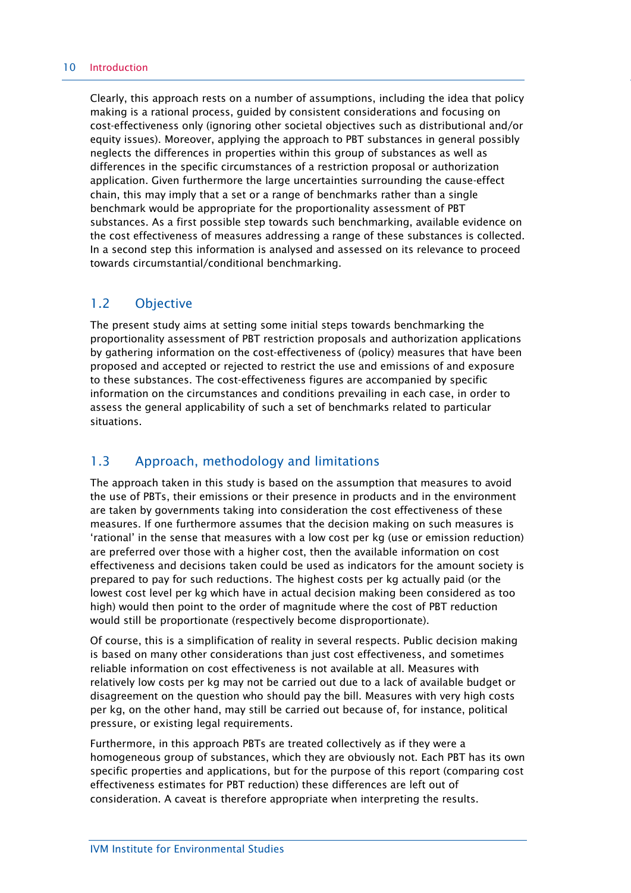Clearly, this approach rests on a number of assumptions, including the idea that policy making is a rational process, guided by consistent considerations and focusing on cost-effectiveness only (ignoring other societal objectives such as distributional and/or equity issues). Moreover, applying the approach to PBT substances in general possibly neglects the differences in properties within this group of substances as well as differences in the specific circumstances of a restriction proposal or authorization application. Given furthermore the large uncertainties surrounding the cause-effect chain, this may imply that a set or a range of benchmarks rather than a single benchmark would be appropriate for the proportionality assessment of PBT substances. As a first possible step towards such benchmarking, available evidence on the cost effectiveness of measures addressing a range of these substances is collected. In a second step this information is analysed and assessed on its relevance to proceed towards circumstantial/conditional benchmarking.

## 1.2 Objective

The present study aims at setting some initial steps towards benchmarking the proportionality assessment of PBT restriction proposals and authorization applications by gathering information on the cost-effectiveness of (policy) measures that have been proposed and accepted or rejected to restrict the use and emissions of and exposure to these substances. The cost-effectiveness figures are accompanied by specific information on the circumstances and conditions prevailing in each case, in order to assess the general applicability of such a set of benchmarks related to particular situations.

## 1.3 Approach, methodology and limitations

The approach taken in this study is based on the assumption that measures to avoid the use of PBTs, their emissions or their presence in products and in the environment are taken by governments taking into consideration the cost effectiveness of these measures. If one furthermore assumes that the decision making on such measures is 'rational' in the sense that measures with a low cost per kg (use or emission reduction) are preferred over those with a higher cost, then the available information on cost effectiveness and decisions taken could be used as indicators for the amount society is prepared to pay for such reductions. The highest costs per kg actually paid (or the lowest cost level per kg which have in actual decision making been considered as too high) would then point to the order of magnitude where the cost of PBT reduction would still be proportionate (respectively become disproportionate).

Of course, this is a simplification of reality in several respects. Public decision making is based on many other considerations than just cost effectiveness, and sometimes reliable information on cost effectiveness is not available at all. Measures with relatively low costs per kg may not be carried out due to a lack of available budget or disagreement on the question who should pay the bill. Measures with very high costs per kg, on the other hand, may still be carried out because of, for instance, political pressure, or existing legal requirements.

Furthermore, in this approach PBTs are treated collectively as if they were a homogeneous group of substances, which they are obviously not. Each PBT has its own specific properties and applications, but for the purpose of this report (comparing cost effectiveness estimates for PBT reduction) these differences are left out of consideration. A caveat is therefore appropriate when interpreting the results.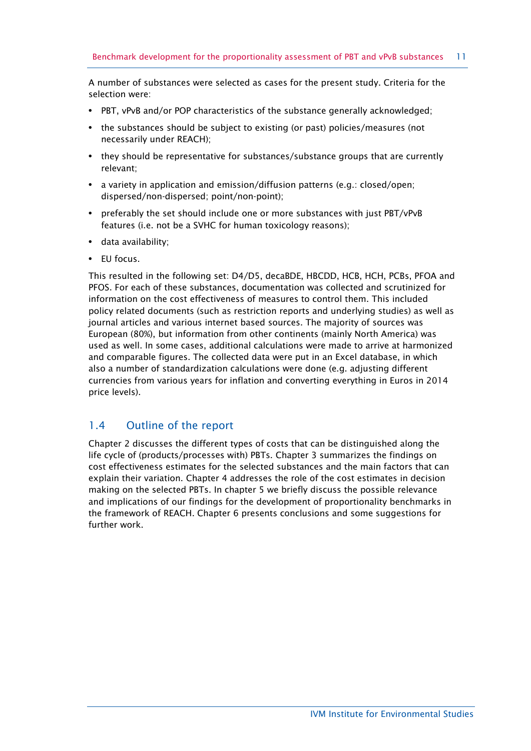A number of substances were selected as cases for the present study. Criteria for the selection were:

- PBT, vPvB and/or POP characteristics of the substance generally acknowledged;
- the substances should be subject to existing (or past) policies/measures (not necessarily under REACH);
- they should be representative for substances/substance groups that are currently relevant;
- a variety in application and emission/diffusion patterns (e.g.: closed/open; dispersed/non-dispersed; point/non-point);
- preferably the set should include one or more substances with just PBT/vPvB features (i.e. not be a SVHC for human toxicology reasons);
- data availability;
- EU focus.

This resulted in the following set: D4/D5, decaBDE, HBCDD, HCB, HCH, PCBs, PFOA and PFOS. For each of these substances, documentation was collected and scrutinized for information on the cost effectiveness of measures to control them. This included policy related documents (such as restriction reports and underlying studies) as well as journal articles and various internet based sources. The majority of sources was European (80%), but information from other continents (mainly North America) was used as well. In some cases, additional calculations were made to arrive at harmonized and comparable figures. The collected data were put in an Excel database, in which also a number of standardization calculations were done (e.g. adjusting different currencies from various years for inflation and converting everything in Euros in 2014 price levels).

## 1.4 Outline of the report

Chapter 2 discusses the different types of costs that can be distinguished along the life cycle of (products/processes with) PBTs. Chapter 3 summarizes the findings on cost effectiveness estimates for the selected substances and the main factors that can explain their variation. Chapter 4 addresses the role of the cost estimates in decision making on the selected PBTs. In chapter 5 we briefly discuss the possible relevance and implications of our findings for the development of proportionality benchmarks in the framework of REACH. Chapter 6 presents conclusions and some suggestions for further work.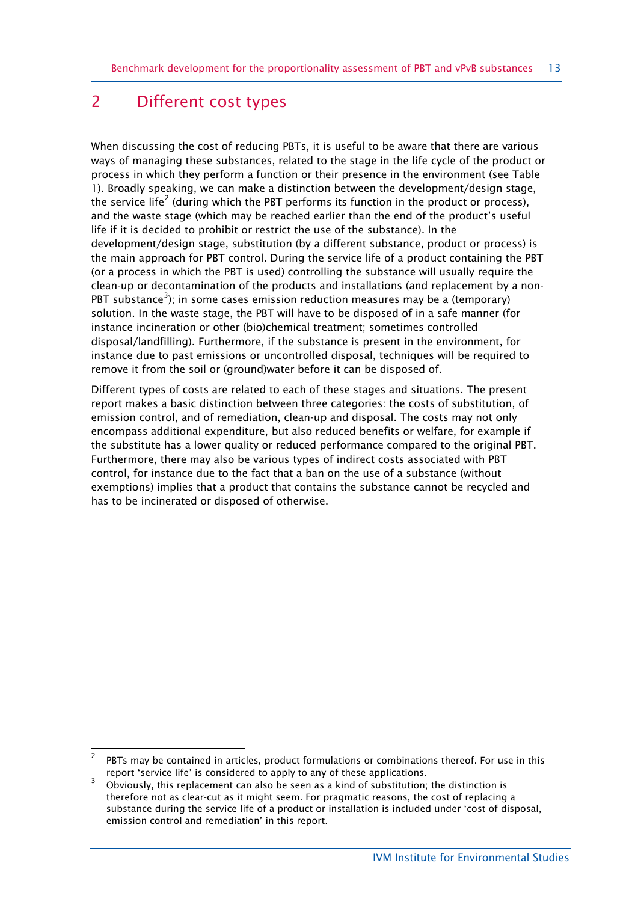# 2 Different cost types

When discussing the cost of reducing PBTs, it is useful to be aware that there are various ways of managing these substances, related to the stage in the life cycle of the product or process in which they perform a function or their presence in the environment (see Table 1). Broadly speaking, we can make a distinction between the development/design stage, the service life[2] (during which the PBT performs its function in the product or process), and the waste stage (which may be reached earlier than the end of the product's useful life if it is decided to prohibit or restrict the use of the substance). In the development/design stage, substitution (by a different substance, product or process) is the main approach for PBT control. During the service life of a product containing the PBT (or a process in which the PBT is used) controlling the substance will usually require the clean-up or decontamination of the products and installations (and replacement by a non-PBT substance[3]); in some cases emission reduction measures may be a (temporary) solution. In the waste stage, the PBT will have to be disposed of in a safe manner (for instance incineration or other (bio)chemical treatment; sometimes controlled disposal/landfilling). Furthermore, if the substance is present in the environment, for instance due to past emissions or uncontrolled disposal, techniques will be required to remove it from the soil or (ground)water before it can be disposed of.

Different types of costs are related to each of these stages and situations. The present report makes a basic distinction between three categories: the costs of substitution, of emission control, and of remediation, clean-up and disposal. The costs may not only encompass additional expenditure, but also reduced benefits or welfare, for example if the substitute has a lower quality or reduced performance compared to the original PBT. Furthermore, there may also be various types of indirect costs associated with PBT control, for instance due to the fact that a ban on the use of a substance (without exemptions) implies that a product that contains the substance cannot be recycled and has to be incinerated or disposed of otherwise.

---

[2] PBTs may be contained in articles, product formulations or combinations thereof. For use in this report 'service life' is considered to apply to any of these applications.

[3] Obviously, this replacement can also be seen as a kind of substitution; the distinction is therefore not as clear-cut as it might seem. For pragmatic reasons, the cost of replacing a substance during the service life of a product or installation is included under 'cost of disposal, emission control and remediation' in this report.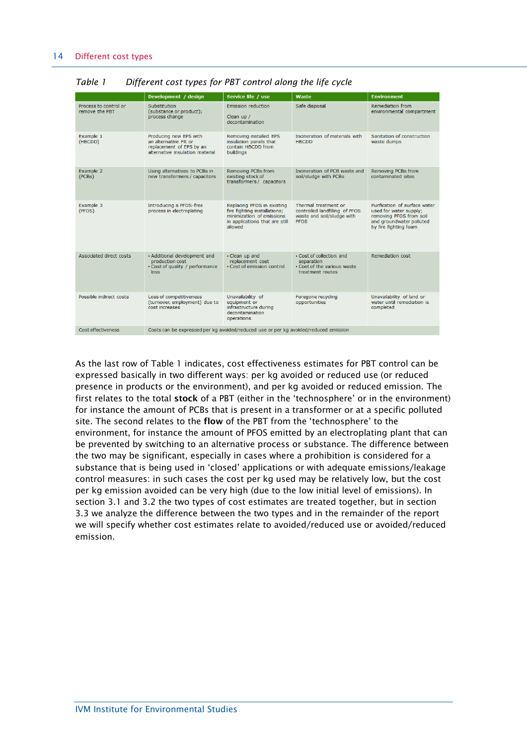Table 1 *Different cost types for PBT control along the life cycle*

| | Development / design | Service life / use | Waste | Environment |
|---|---|---|---|---|
| Process to control or remove the PBT | Substitution (substance or product); process change | Emission reduction<br><br>Clean up / decontamination | Safe disposal | Remediation from environmental compartment |
| Example 1 (HBCDD) | Producing new EPS with an alternative FR or replacement of EPS by an alternative insulation material | Removing installed EPS insulation panels that contain HBCDD from buildings | Incineration of materials with HBCDD | Sanitation of construction waste dumps |
| Example 2 (PCBs) | Using alternatives to PCBs in new transformers / capacitors | Removing PCBs from existing stock of transformers / capacitors | Incineration of PCB waste and soil/sludge with PCBs | Removing PCBs from contaminated sites |
| Example 3 (PFOS) | Introducing a PFOS-free process in electroplating | Replacing PFOS in existing fire fighting installations; minimization of emissions in applications that are still allowed | Thermal treatment or controlled landfilling of PFOS waste and soil/sludge with PFOS | Purification of surface water used for water supply; removing PFOS from soil and groundwater polluted by fire fighting foam |
| Associated direct costs | • Additional development and production cost<br>• Cost of quality / performance loss | • Clean up and replacement cost<br>• Cost of emission control | • Cost of collection and separation<br>• Cost of the various waste treatment routes | Remediation cost |
| Possible indirect costs | Loss of competitiveness (turnover, employment) due to cost increases | Unavailability of equipment or infrastructure during decontamination operations | Foregone recycling opportunities | Unavailability of land or water until remediation is completed |
| Cost effectiveness | Costs can be expressed per kg avoided/reduced use or per kg avoided/reduced emission | | | |

As the last row of Table 1 indicates, cost effectiveness estimates for PBT control can be expressed basically in two different ways: per kg avoided or reduced use (or reduced presence in products or the environment), and per kg avoided or reduced emission. The first relates to the total **stock** of a PBT (either in the 'technosphere' or in the environment) for instance the amount of PCBs that is present in a transformer or at a specific polluted site. The second relates to the **flow** of the PBT from the 'technosphere' to the environment, for instance the amount of PFOS emitted by an electroplating plant that can be prevented by switching to an alternative process or substance. The difference between the two may be significant, especially in cases where a prohibition is considered for a substance that is being used in 'closed' applications or with adequate emissions/leakage control measures: in such cases the cost per kg used may be relatively low, but the cost per kg emission avoided can be very high (due to the low initial level of emissions). In section 3.1 and 3.2 the two types of cost estimates are treated together, but in section 3.3 we analyze the difference between the two types and in the remainder of the report we will specify whether cost estimates relate to avoided/reduced use or avoided/reduced emission.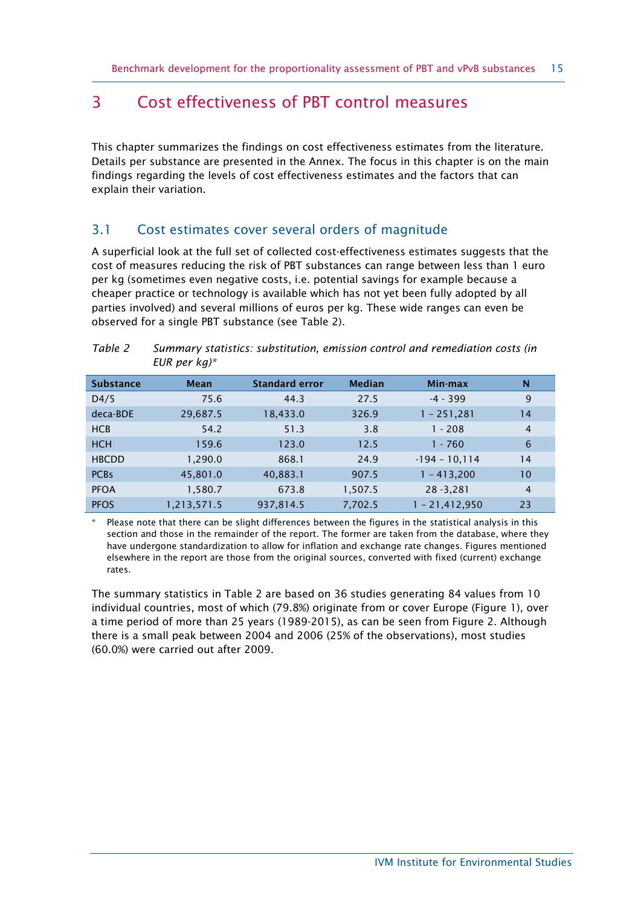# 3 Cost effectiveness of PBT control measures

This chapter summarizes the findings on cost effectiveness estimates from the literature. Details per substance are presented in the Annex. The focus in this chapter is on the main findings regarding the levels of cost effectiveness estimates and the factors that can explain their variation.

## 3.1 Cost estimates cover several orders of magnitude

A superficial look at the full set of collected cost-effectiveness estimates suggests that the cost of measures reducing the risk of PBT substances can range between less than 1 euro per kg (sometimes even negative costs, i.e. potential savings for example because a cheaper practice or technology is available which has not yet been fully adopted by all parties involved) and several millions of euros per kg. These wide ranges can even be observed for a single PBT substance (see Table 2).

*Table 2 Summary statistics: substitution, emission control and remediation costs (in EUR per kg)**

| Substance | Mean | Standard error | Median | Min-max | N |
|---|---|---|---|---|---|
| D4/5 | 75.6 | 44.3 | 27.5 | -4 - 399 | 9 |
| deca-BDE | 29,687.5 | 18,433.0 | 326.9 | 1 – 251,281 | 14 |
| HCB | 54.2 | 51.3 | 3.8 | 1 - 208 | 4 |
| HCH | 159.6 | 123.0 | 12.5 | 1 - 760 | 6 |
| HBCDD | 1,290.0 | 868.1 | 24.9 | -194 – 10,114 | 14 |
| PCBs | 45,801.0 | 40,883.1 | 907.5 | 1 – 413,200 | 10 |
| PFOA | 1,580.7 | 673.8 | 1,507.5 | 28 -3,281 | 4 |
| PFOS | 1,213,571.5 | 937,814.5 | 7,702.5 | 1 – 21,412,950 | 23 |

\* Please note that there can be slight differences between the figures in the statistical analysis in this section and those in the remainder of the report. The former are taken from the database, where they have undergone standardization to allow for inflation and exchange rate changes. Figures mentioned elsewhere in the report are those from the original sources, converted with fixed (current) exchange rates.

The summary statistics in Table 2 are based on 36 studies generating 84 values from 10 individual countries, most of which (79.8%) originate from or cover Europe (Figure 1), over a time period of more than 25 years (1989-2015), as can be seen from Figure 2. Although there is a small peak between 2004 and 2006 (25% of the observations), most studies (60.0%) were carried out after 2009.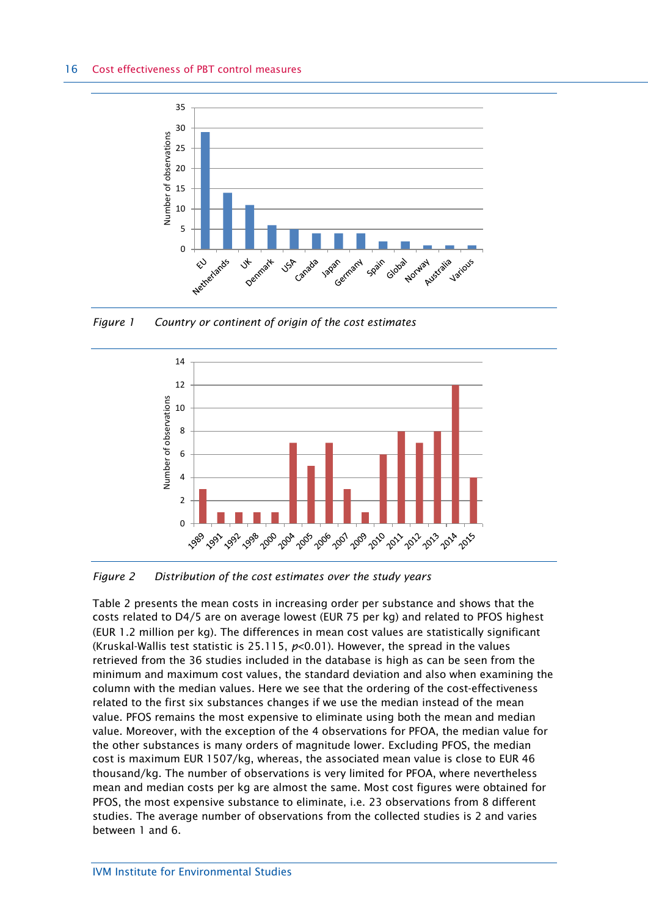*Figure 1 Country or continent of origin of the cost estimates*

*Figure 2 Distribution of the cost estimates over the study years*

Table 2 presents the mean costs in increasing order per substance and shows that the costs related to D4/5 are on average lowest (EUR 75 per kg) and related to PFOS highest (EUR 1.2 million per kg). The differences in mean cost values are statistically significant (Kruskal-Wallis test statistic is 25.115, $p$<0.01). However, the spread in the values retrieved from the 36 studies included in the database is high as can be seen from the minimum and maximum cost values, the standard deviation and also when examining the column with the median values. Here we see that the ordering of the cost-effectiveness related to the first six substances changes if we use the median instead of the mean value. PFOS remains the most expensive to eliminate using both the mean and median value. Moreover, with the exception of the 4 observations for PFOA, the median value for the other substances is many orders of magnitude lower. Excluding PFOS, the median cost is maximum EUR 1507/kg, whereas, the associated mean value is close to EUR 46 thousand/kg. The number of observations is very limited for PFOA, where nevertheless mean and median costs per kg are almost the same. Most cost figures were obtained for PFOS, the most expensive substance to eliminate, i.e. 23 observations from 8 different studies. The average number of observations from the collected studies is 2 and varies between 1 and 6.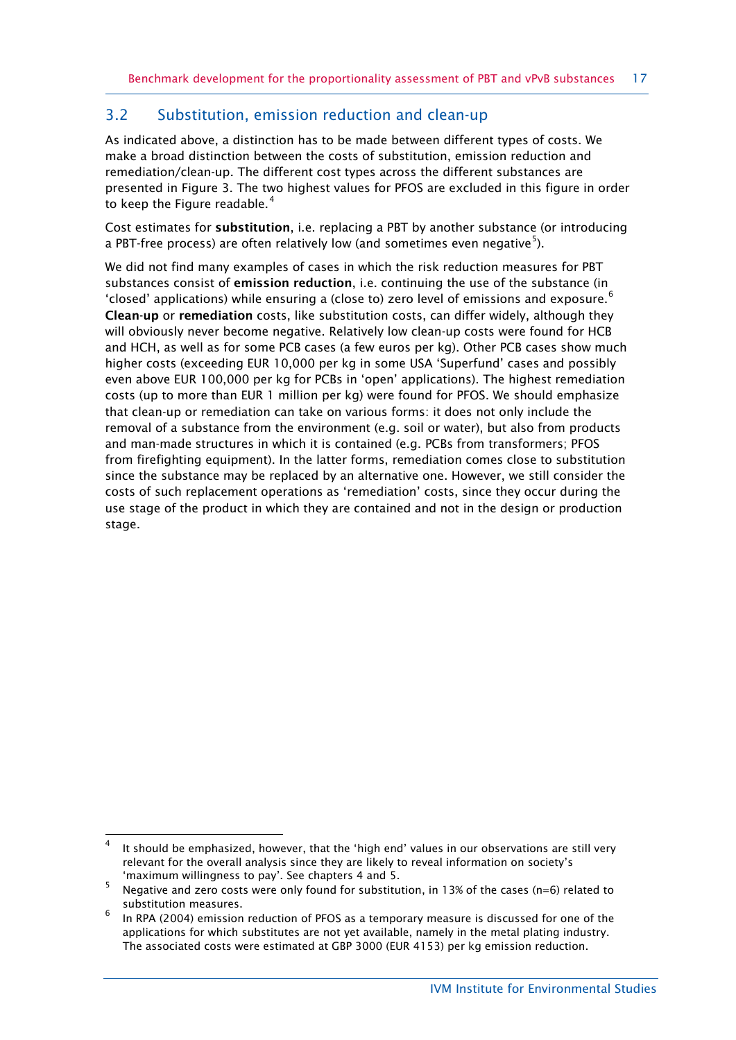## 3.2 Substitution, emission reduction and clean-up

As indicated above, a distinction has to be made between different types of costs. We make a broad distinction between the costs of substitution, emission reduction and remediation/clean-up. The different cost types across the different substances are presented in Figure 3. The two highest values for PFOS are excluded in this figure in order to keep the Figure readable.[4]

Cost estimates for **substitution**, i.e. replacing a PBT by another substance (or introducing a PBT-free process) are often relatively low (and sometimes even negative[5]).

We did not find many examples of cases in which the risk reduction measures for PBT substances consist of **emission reduction**, i.e. continuing the use of the substance (in 'closed' applications) while ensuring a (close to) zero level of emissions and exposure.[6] **Clean-up** or **remediation** costs, like substitution costs, can differ widely, although they will obviously never become negative. Relatively low clean-up costs were found for HCB and HCH, as well as for some PCB cases (a few euros per kg). Other PCB cases show much higher costs (exceeding EUR 10,000 per kg in some USA 'Superfund' cases and possibly even above EUR 100,000 per kg for PCBs in 'open' applications). The highest remediation costs (up to more than EUR 1 million per kg) were found for PFOS. We should emphasize that clean-up or remediation can take on various forms: it does not only include the removal of a substance from the environment (e.g. soil or water), but also from products and man-made structures in which it is contained (e.g. PCBs from transformers; PFOS from firefighting equipment). In the latter forms, remediation comes close to substitution since the substance may be replaced by an alternative one. However, we still consider the costs of such replacement operations as 'remediation' costs, since they occur during the use stage of the product in which they are contained and not in the design or production stage.

---

[4] It should be emphasized, however, that the 'high end' values in our observations are still very relevant for the overall analysis since they are likely to reveal information on society's 'maximum willingness to pay'. See chapters 4 and 5.

[5] Negative and zero costs were only found for substitution, in 13% of the cases (n=6) related to substitution measures.

[6] In RPA (2004) emission reduction of PFOS as a temporary measure is discussed for one of the applications for which substitutes are not yet available, namely in the metal plating industry. The associated costs were estimated at GBP 3000 (EUR 4153) per kg emission reduction.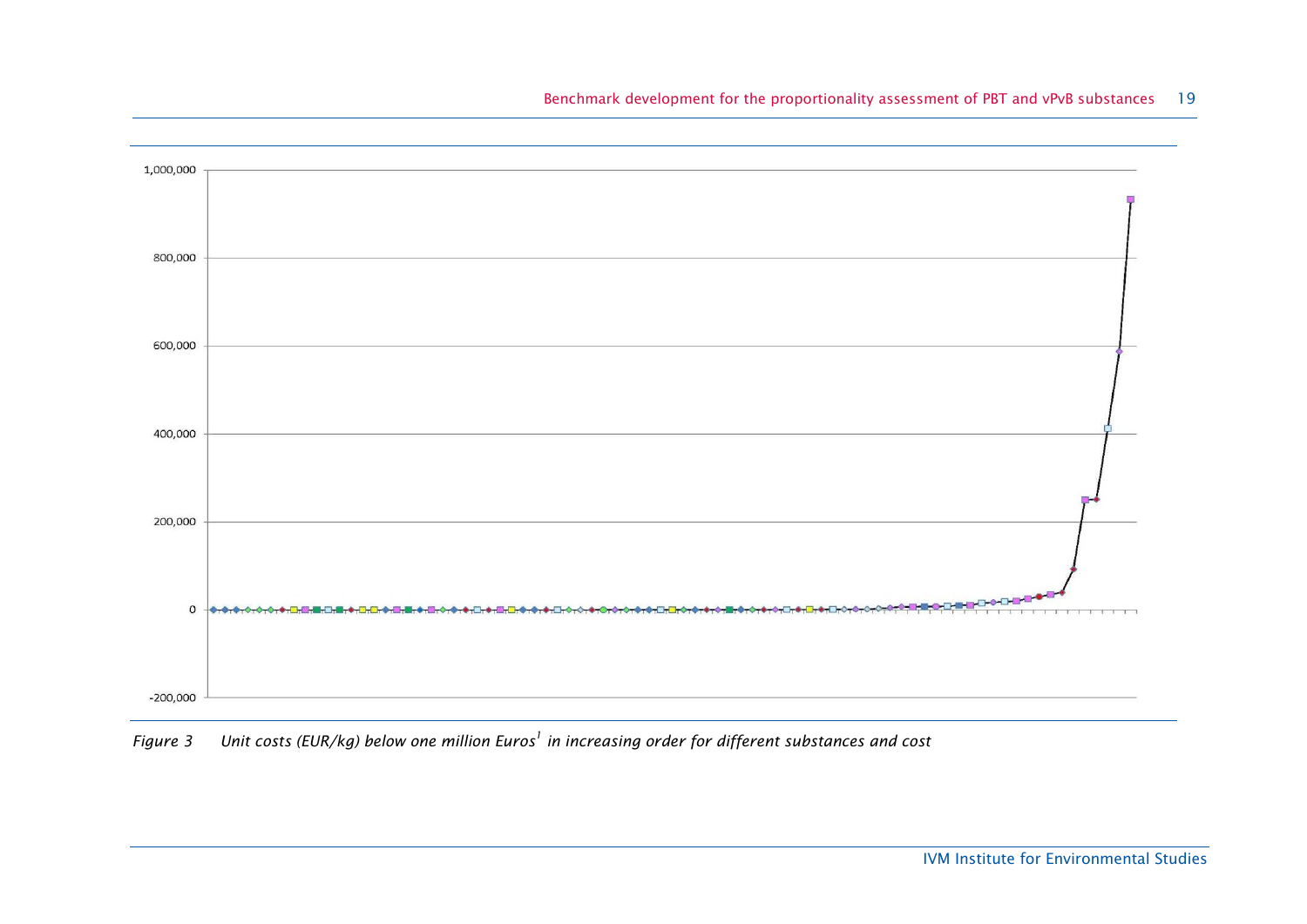Figure 3 Unit costs (EUR/kg) below one million Euros[1] in increasing order for different substances and cost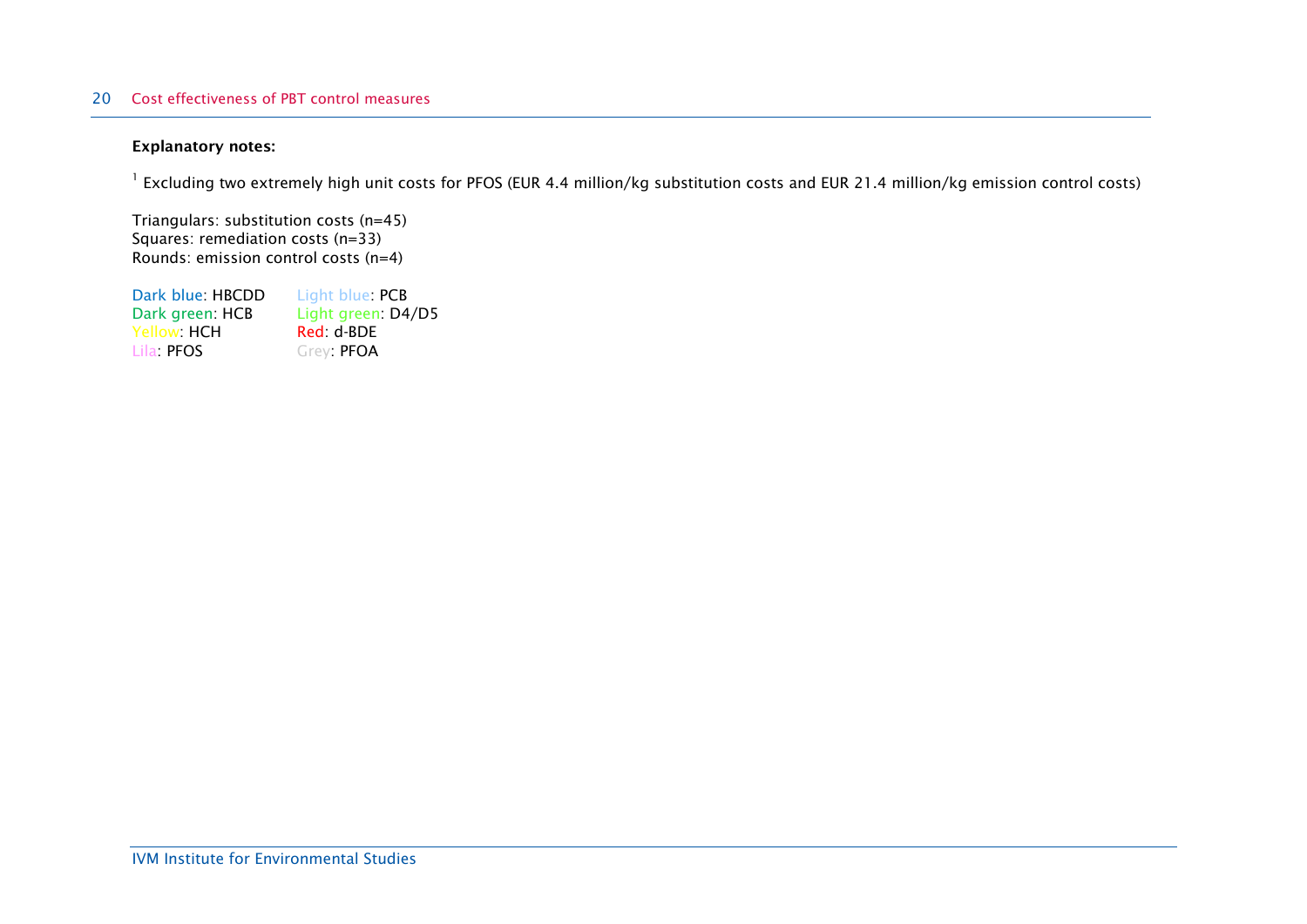**Explanatory notes:**

[1] Excluding two extremely high unit costs for PFOS (EUR 4.4 million/kg substitution costs and EUR 21.4 million/kg emission control costs)

Triangulars: substitution costs (n=45)
Squares: remediation costs (n=33)
Rounds: emission control costs (n=4)

Dark blue: HBCDD
Dark green: HCB
Yellow: HCH
Lila: PFOS
Light blue: PCB
Light green: D4/D5
Red: d-BDE
Grey: PFOA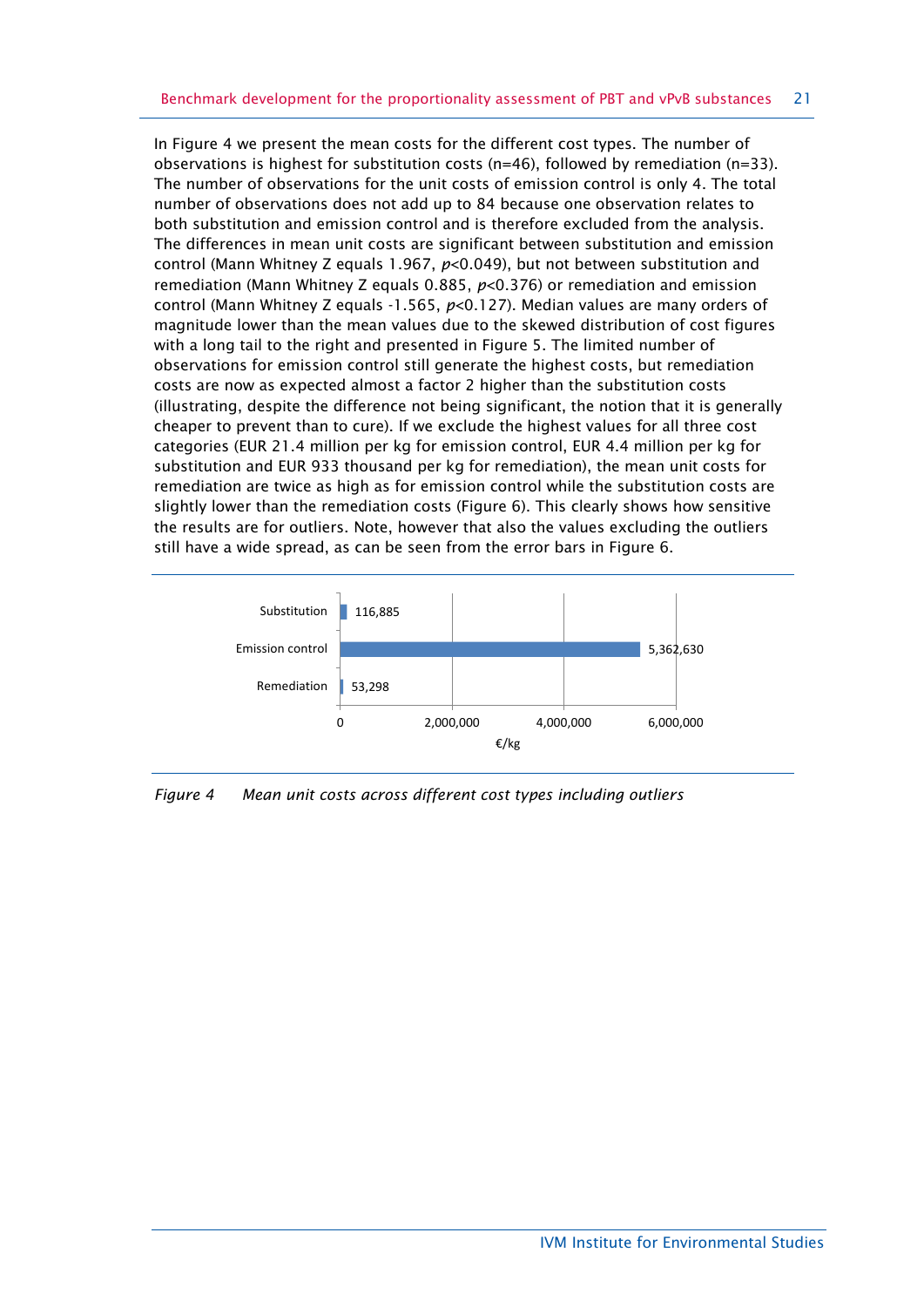In Figure 4 we present the mean costs for the different cost types. The number of observations is highest for substitution costs (n=46), followed by remediation (n=33). The number of observations for the unit costs of emission control is only 4. The total number of observations does not add up to 84 because one observation relates to both substitution and emission control and is therefore excluded from the analysis. The differences in mean unit costs are significant between substitution and emission control (Mann Whitney Z equals 1.967, $p<0.049$), but not between substitution and remediation (Mann Whitney Z equals 0.885, $p<0.376$) or remediation and emission control (Mann Whitney Z equals -1.565, $p<0.127$). Median values are many orders of magnitude lower than the mean values due to the skewed distribution of cost figures with a long tail to the right and presented in Figure 5. The limited number of observations for emission control still generate the highest costs, but remediation costs are now as expected almost a factor 2 higher than the substitution costs (illustrating, despite the difference not being significant, the notion that it is generally cheaper to prevent than to cure). If we exclude the highest values for all three cost categories (EUR 21.4 million per kg for emission control, EUR 4.4 million per kg for substitution and EUR 933 thousand per kg for remediation), the mean unit costs for remediation are twice as high as for emission control while the substitution costs are slightly lower than the remediation costs (Figure 6). This clearly shows how sensitive the results are for outliers. Note, however that also the values excluding the outliers still have a wide spread, as can be seen from the error bars in Figure 6.

| Cost type | Mean unit cost (€/kg) |
|---|---|
| Substitution | 116,885 |
| Emission control | 5,362,630 |
| Remediation | 53,298 |

*Figure 4 Mean unit costs across different cost types including outliers*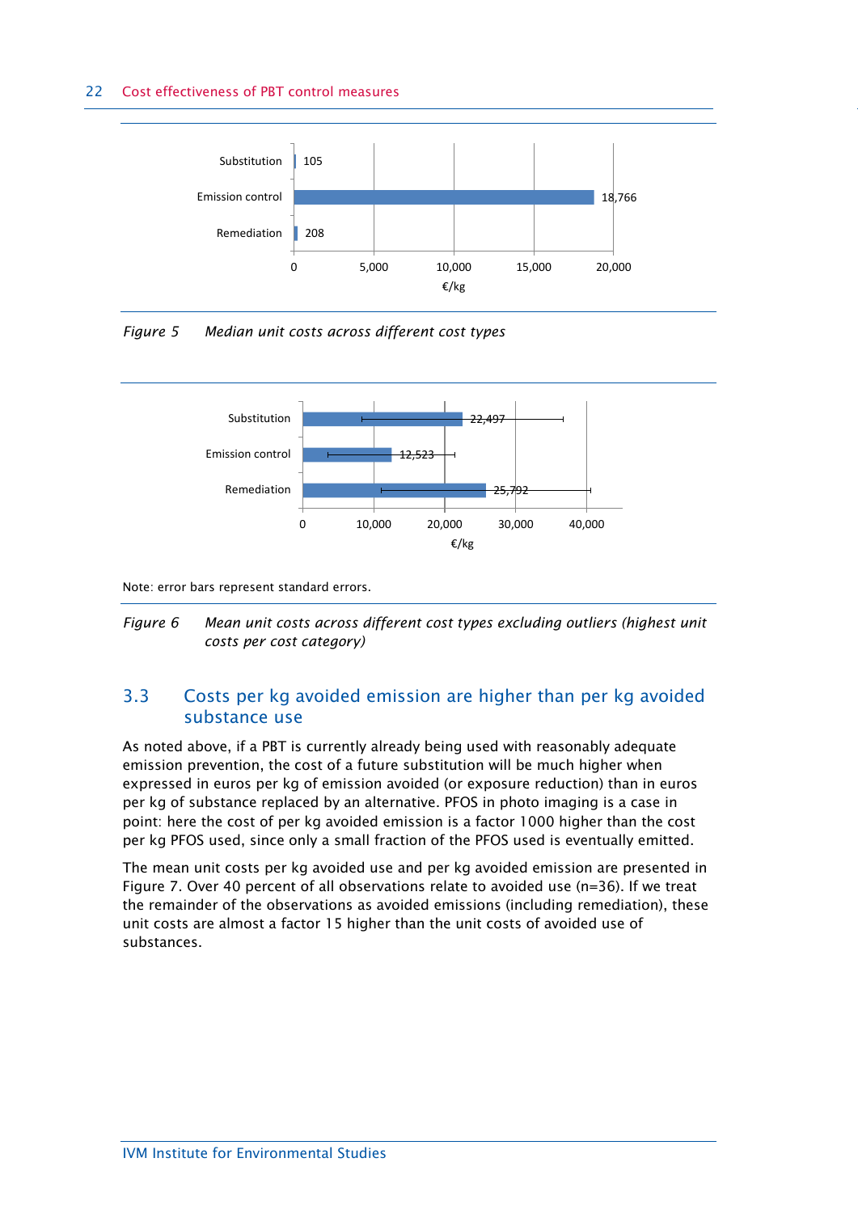| | €/kg |
|---|---|
| Substitution | 105 |
| Emission control | 18,766 |
| Remediation | 208 |

*Figure 5 Median unit costs across different cost types*

| | €/kg |
|---|---|
| Substitution | 22,497 |
| Emission control | 12,523 |
| Remediation | 25,792 |

Note: error bars represent standard errors.

*Figure 6 Mean unit costs across different cost types excluding outliers (highest unit costs per cost category)*

## 3.3 Costs per kg avoided emission are higher than per kg avoided substance use

As noted above, if a PBT is currently already being used with reasonably adequate emission prevention, the cost of a future substitution will be much higher when expressed in euros per kg of emission avoided (or exposure reduction) than in euros per kg of substance replaced by an alternative. PFOS in photo imaging is a case in point: here the cost of per kg avoided emission is a factor 1000 higher than the cost per kg PFOS used, since only a small fraction of the PFOS used is eventually emitted.

The mean unit costs per kg avoided use and per kg avoided emission are presented in Figure 7. Over 40 percent of all observations relate to avoided use (n=36). If we treat the remainder of the observations as avoided emissions (including remediation), these unit costs are almost a factor 15 higher than the unit costs of avoided use of substances.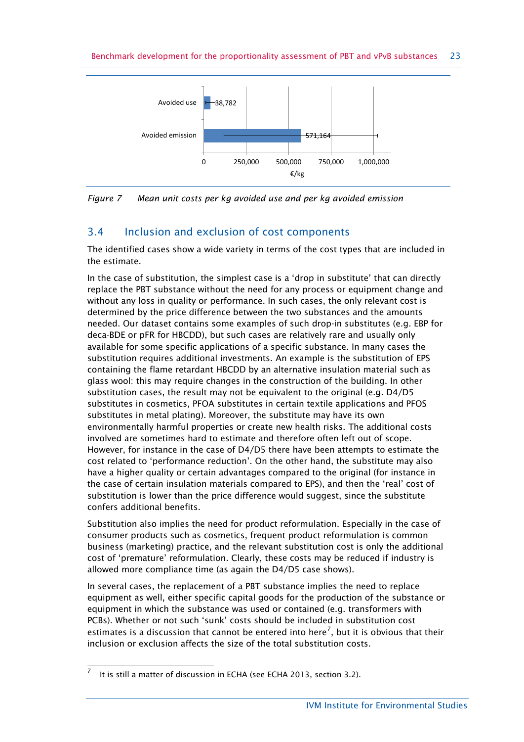Avoided use 38,782

Avoided emission 571,164

0 250,000 500,000 750,000 1,000,000

€/kg

*Figure 7 Mean unit costs per kg avoided use and per kg avoided emission*

## 3.4 Inclusion and exclusion of cost components

The identified cases show a wide variety in terms of the cost types that are included in the estimate.

In the case of substitution, the simplest case is a 'drop in substitute' that can directly replace the PBT substance without the need for any process or equipment change and without any loss in quality or performance. In such cases, the only relevant cost is determined by the price difference between the two substances and the amounts needed. Our dataset contains some examples of such drop-in substitutes (e.g. EBP for deca-BDE or pFR for HBCDD), but such cases are relatively rare and usually only available for some specific applications of a specific substance. In many cases the substitution requires additional investments. An example is the substitution of EPS containing the flame retardant HBCDD by an alternative insulation material such as glass wool: this may require changes in the construction of the building. In other substitution cases, the result may not be equivalent to the original (e.g. D4/D5 substitutes in cosmetics, PFOA substitutes in certain textile applications and PFOS substitutes in metal plating). Moreover, the substitute may have its own environmentally harmful properties or create new health risks. The additional costs involved are sometimes hard to estimate and therefore often left out of scope. However, for instance in the case of D4/D5 there have been attempts to estimate the cost related to 'performance reduction'. On the other hand, the substitute may also have a higher quality or certain advantages compared to the original (for instance in the case of certain insulation materials compared to EPS), and then the 'real' cost of substitution is lower than the price difference would suggest, since the substitute confers additional benefits.

Substitution also implies the need for product reformulation. Especially in the case of consumer products such as cosmetics, frequent product reformulation is common business (marketing) practice, and the relevant substitution cost is only the additional cost of 'premature' reformulation. Clearly, these costs may be reduced if industry is allowed more compliance time (as again the D4/D5 case shows).

In several cases, the replacement of a PBT substance implies the need to replace equipment as well, either specific capital goods for the production of the substance or equipment in which the substance was used or contained (e.g. transformers with PCBs). Whether or not such 'sunk' costs should be included in substitution cost estimates is a discussion that cannot be entered into here[7], but it is obvious that their inclusion or exclusion affects the size of the total substitution costs.

[7] It is still a matter of discussion in ECHA (see ECHA 2013, section 3.2).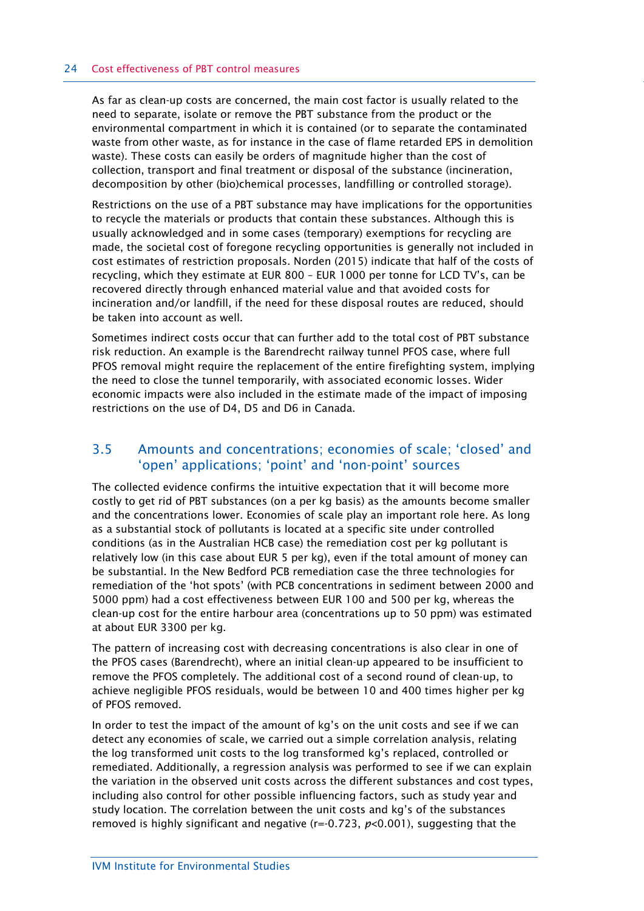As far as clean-up costs are concerned, the main cost factor is usually related to the need to separate, isolate or remove the PBT substance from the product or the environmental compartment in which it is contained (or to separate the contaminated waste from other waste, as for instance in the case of flame retarded EPS in demolition waste). These costs can easily be orders of magnitude higher than the cost of collection, transport and final treatment or disposal of the substance (incineration, decomposition by other (bio)chemical processes, landfilling or controlled storage).

Restrictions on the use of a PBT substance may have implications for the opportunities to recycle the materials or products that contain these substances. Although this is usually acknowledged and in some cases (temporary) exemptions for recycling are made, the societal cost of foregone recycling opportunities is generally not included in cost estimates of restriction proposals. Norden (2015) indicate that half of the costs of recycling, which they estimate at EUR 800 – EUR 1000 per tonne for LCD TV's, can be recovered directly through enhanced material value and that avoided costs for incineration and/or landfill, if the need for these disposal routes are reduced, should be taken into account as well.

Sometimes indirect costs occur that can further add to the total cost of PBT substance risk reduction. An example is the Barendrecht railway tunnel PFOS case, where full PFOS removal might require the replacement of the entire firefighting system, implying the need to close the tunnel temporarily, with associated economic losses. Wider economic impacts were also included in the estimate made of the impact of imposing restrictions on the use of D4, D5 and D6 in Canada.

## 3.5 Amounts and concentrations; economies of scale; 'closed' and 'open' applications; 'point' and 'non-point' sources

The collected evidence confirms the intuitive expectation that it will become more costly to get rid of PBT substances (on a per kg basis) as the amounts become smaller and the concentrations lower. Economies of scale play an important role here. As long as a substantial stock of pollutants is located at a specific site under controlled conditions (as in the Australian HCB case) the remediation cost per kg pollutant is relatively low (in this case about EUR 5 per kg), even if the total amount of money can be substantial. In the New Bedford PCB remediation case the three technologies for remediation of the 'hot spots' (with PCB concentrations in sediment between 2000 and 5000 ppm) had a cost effectiveness between EUR 100 and 500 per kg, whereas the clean-up cost for the entire harbour area (concentrations up to 50 ppm) was estimated at about EUR 3300 per kg.

The pattern of increasing cost with decreasing concentrations is also clear in one of the PFOS cases (Barendrecht), where an initial clean-up appeared to be insufficient to remove the PFOS completely. The additional cost of a second round of clean-up, to achieve negligible PFOS residuals, would be between 10 and 400 times higher per kg of PFOS removed.

In order to test the impact of the amount of kg's on the unit costs and see if we can detect any economies of scale, we carried out a simple correlation analysis, relating the log transformed unit costs to the log transformed kg's replaced, controlled or remediated. Additionally, a regression analysis was performed to see if we can explain the variation in the observed unit costs across the different substances and cost types, including also control for other possible influencing factors, such as study year and study location. The correlation between the unit costs and kg's of the substances removed is highly significant and negative ($r=-0.723$, $p<0.001$), suggesting that the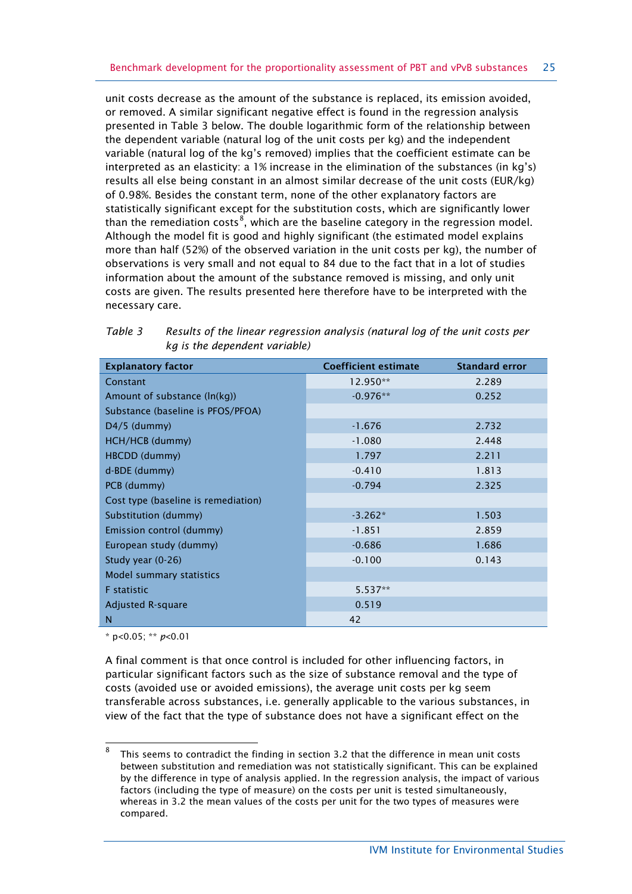unit costs decrease as the amount of the substance is replaced, its emission avoided, or removed. A similar significant negative effect is found in the regression analysis presented in Table 3 below. The double logarithmic form of the relationship between the dependent variable (natural log of the unit costs per kg) and the independent variable (natural log of the kg's removed) implies that the coefficient estimate can be interpreted as an elasticity: a 1% increase in the elimination of the substances (in kg's) results all else being constant in an almost similar decrease of the unit costs (EUR/kg) of 0.98%. Besides the constant term, none of the other explanatory factors are statistically significant except for the substitution costs, which are significantly lower than the remediation costs[8], which are the baseline category in the regression model. Although the model fit is good and highly significant (the estimated model explains more than half (52%) of the observed variation in the unit costs per kg), the number of observations is very small and not equal to 84 due to the fact that in a lot of studies information about the amount of the substance removed is missing, and only unit costs are given. The results presented here therefore have to be interpreted with the necessary care.

*Table 3 Results of the linear regression analysis (natural log of the unit costs per kg is the dependent variable)*

| Explanatory factor | Coefficient estimate | Standard error |
|---|---|---|
| Constant | 12.950** | 2.289 |
| Amount of substance (ln(kg)) | -0.976** | 0.252 |
| Substance (baseline is PFOS/PFOA) | | |
| D4/5 (dummy) | -1.676 | 2.732 |
| HCH/HCB (dummy) | -1.080 | 2.448 |
| HBCDD (dummy) | 1.797 | 2.211 |
| d-BDE (dummy) | -0.410 | 1.813 |
| PCB (dummy) | -0.794 | 2.325 |
| Cost type (baseline is remediation) | | |
| Substitution (dummy) | -3.262* | 1.503 |
| Emission control (dummy) | -1.851 | 2.859 |
| European study (dummy) | -0.686 | 1.686 |
| Study year (0-26) | -0.100 | 0.143 |
| Model summary statistics | | |
| F statistic | 5.537** | |
| Adjusted R-square | 0.519 | |
| N | 42 | |

* $p<0.05$; ** $p<0.01$

A final comment is that once control is included for other influencing factors, in particular significant factors such as the size of substance removal and the type of costs (avoided use or avoided emissions), the average unit costs per kg seem transferable across substances, i.e. generally applicable to the various substances, in view of the fact that the type of substance does not have a significant effect on the

[8] This seems to contradict the finding in section 3.2 that the difference in mean unit costs between substitution and remediation was not statistically significant. This can be explained by the difference in type of analysis applied. In the regression analysis, the impact of various factors (including the type of measure) on the costs per unit is tested simultaneously, whereas in 3.2 the mean values of the costs per unit for the two types of measures were compared.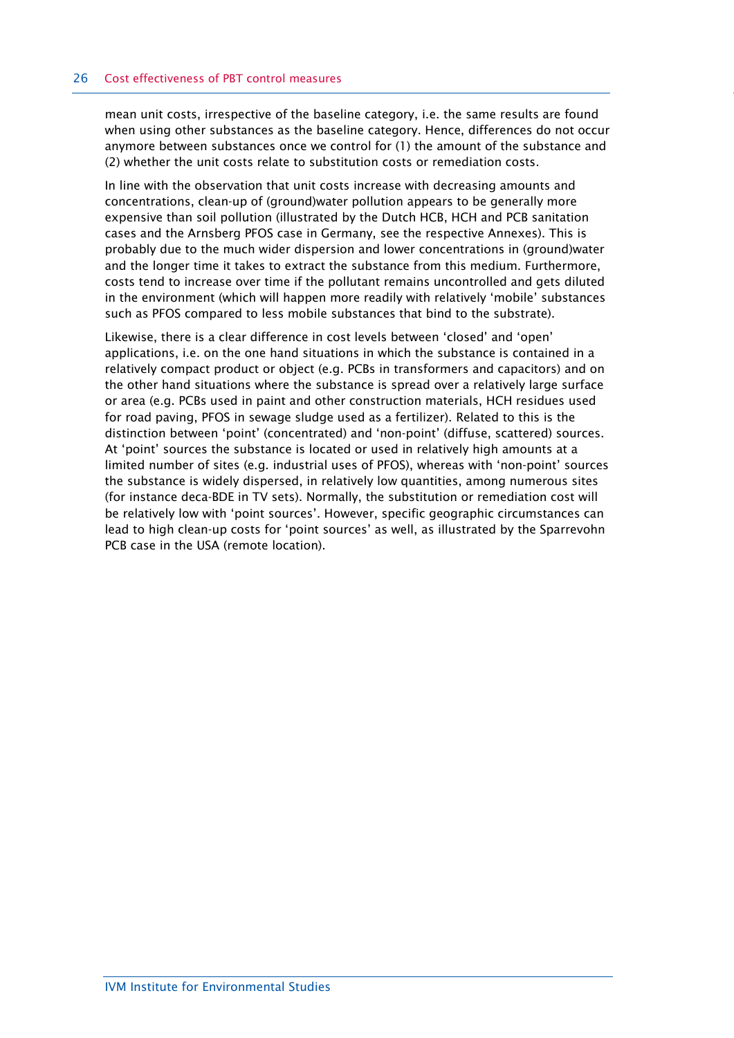mean unit costs, irrespective of the baseline category, i.e. the same results are found when using other substances as the baseline category. Hence, differences do not occur anymore between substances once we control for (1) the amount of the substance and (2) whether the unit costs relate to substitution costs or remediation costs.

In line with the observation that unit costs increase with decreasing amounts and concentrations, clean-up of (ground)water pollution appears to be generally more expensive than soil pollution (illustrated by the Dutch HCB, HCH and PCB sanitation cases and the Arnsberg PFOS case in Germany, see the respective Annexes). This is probably due to the much wider dispersion and lower concentrations in (ground)water and the longer time it takes to extract the substance from this medium. Furthermore, costs tend to increase over time if the pollutant remains uncontrolled and gets diluted in the environment (which will happen more readily with relatively 'mobile' substances such as PFOS compared to less mobile substances that bind to the substrate).

Likewise, there is a clear difference in cost levels between 'closed' and 'open' applications, i.e. on the one hand situations in which the substance is contained in a relatively compact product or object (e.g. PCBs in transformers and capacitors) and on the other hand situations where the substance is spread over a relatively large surface or area (e.g. PCBs used in paint and other construction materials, HCH residues used for road paving, PFOS in sewage sludge used as a fertilizer). Related to this is the distinction between 'point' (concentrated) and 'non-point' (diffuse, scattered) sources. At 'point' sources the substance is located or used in relatively high amounts at a limited number of sites (e.g. industrial uses of PFOS), whereas with 'non-point' sources the substance is widely dispersed, in relatively low quantities, among numerous sites (for instance deca-BDE in TV sets). Normally, the substitution or remediation cost will be relatively low with 'point sources'. However, specific geographic circumstances can lead to high clean-up costs for 'point sources' as well, as illustrated by the Sparrevohn PCB case in the USA (remote location).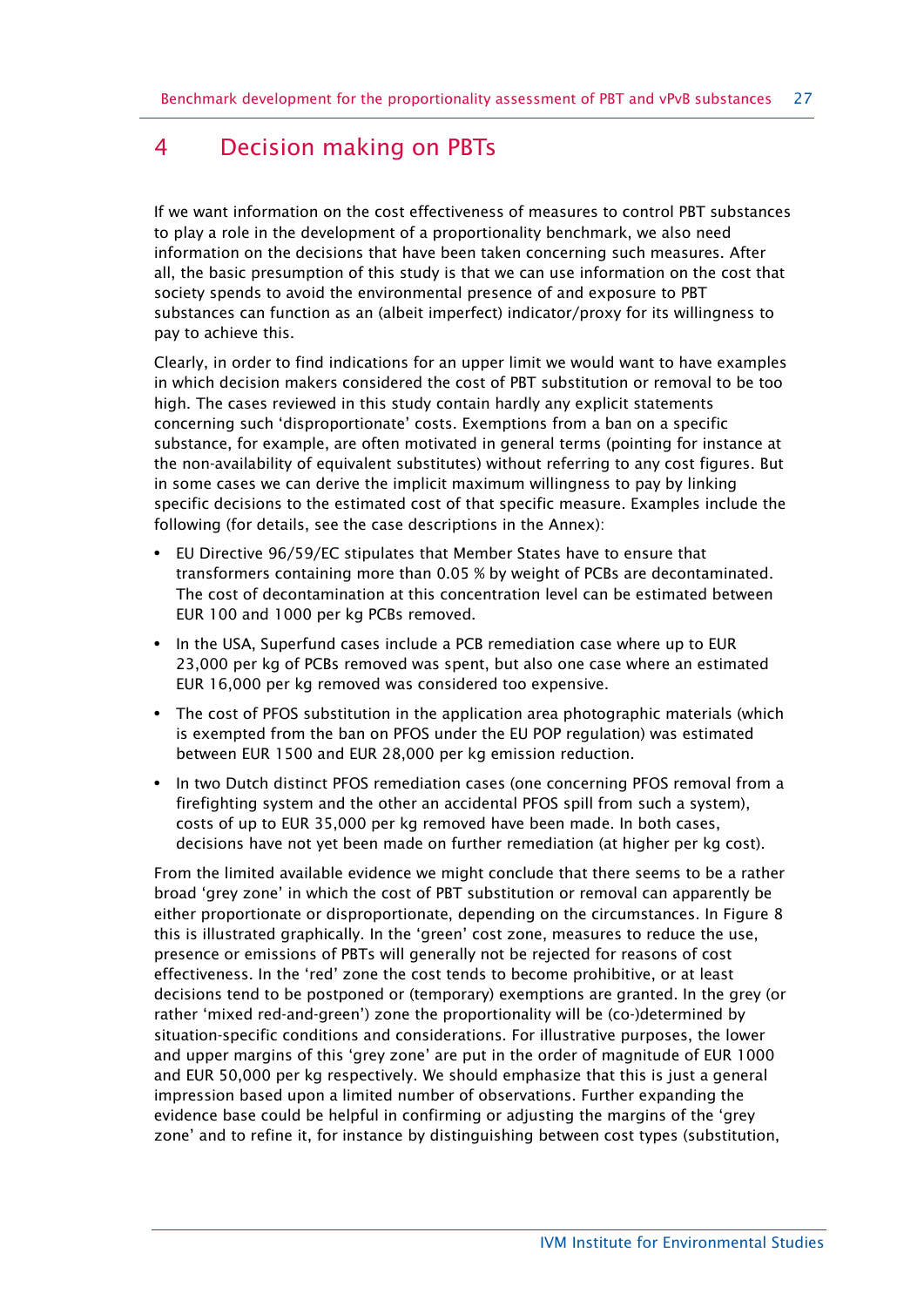# 4 Decision making on PBTs

If we want information on the cost effectiveness of measures to control PBT substances to play a role in the development of a proportionality benchmark, we also need information on the decisions that have been taken concerning such measures. After all, the basic presumption of this study is that we can use information on the cost that society spends to avoid the environmental presence of and exposure to PBT substances can function as an (albeit imperfect) indicator/proxy for its willingness to pay to achieve this.

Clearly, in order to find indications for an upper limit we would want to have examples in which decision makers considered the cost of PBT substitution or removal to be too high. The cases reviewed in this study contain hardly any explicit statements concerning such 'disproportionate' costs. Exemptions from a ban on a specific substance, for example, are often motivated in general terms (pointing for instance at the non-availability of equivalent substitutes) without referring to any cost figures. But in some cases we can derive the implicit maximum willingness to pay by linking specific decisions to the estimated cost of that specific measure. Examples include the following (for details, see the case descriptions in the Annex):

- EU Directive 96/59/EC stipulates that Member States have to ensure that transformers containing more than 0.05 % by weight of PCBs are decontaminated. The cost of decontamination at this concentration level can be estimated between EUR 100 and 1000 per kg PCBs removed.
- In the USA, Superfund cases include a PCB remediation case where up to EUR 23,000 per kg of PCBs removed was spent, but also one case where an estimated EUR 16,000 per kg removed was considered too expensive.
- The cost of PFOS substitution in the application area photographic materials (which is exempted from the ban on PFOS under the EU POP regulation) was estimated between EUR 1500 and EUR 28,000 per kg emission reduction.
- In two Dutch distinct PFOS remediation cases (one concerning PFOS removal from a firefighting system and the other an accidental PFOS spill from such a system), costs of up to EUR 35,000 per kg removed have been made. In both cases, decisions have not yet been made on further remediation (at higher per kg cost).

From the limited available evidence we might conclude that there seems to be a rather broad 'grey zone' in which the cost of PBT substitution or removal can apparently be either proportionate or disproportionate, depending on the circumstances. In Figure 8 this is illustrated graphically. In the 'green' cost zone, measures to reduce the use, presence or emissions of PBTs will generally not be rejected for reasons of cost effectiveness. In the 'red' zone the cost tends to become prohibitive, or at least decisions tend to be postponed or (temporary) exemptions are granted. In the grey (or rather 'mixed red-and-green') zone the proportionality will be (co-)determined by situation-specific conditions and considerations. For illustrative purposes, the lower and upper margins of this 'grey zone' are put in the order of magnitude of EUR 1000 and EUR 50,000 per kg respectively. We should emphasize that this is just a general impression based upon a limited number of observations. Further expanding the evidence base could be helpful in confirming or adjusting the margins of the 'grey zone' and to refine it, for instance by distinguishing between cost types (substitution,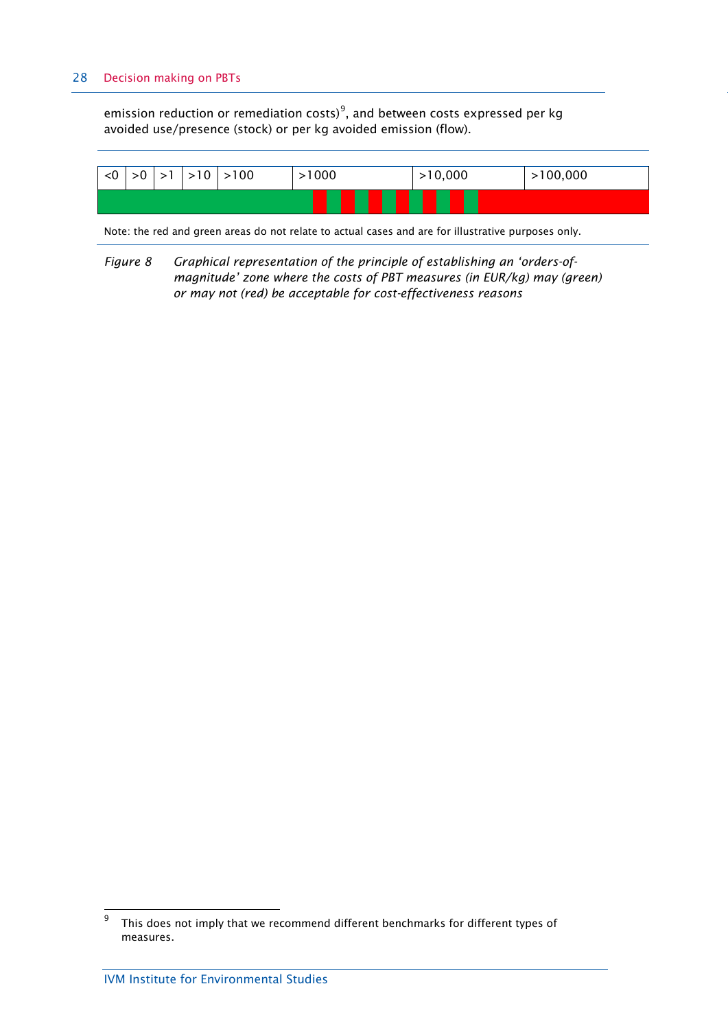emission reduction or remediation costs)[9], and between costs expressed per kg avoided use/presence (stock) or per kg avoided emission (flow).

| <0 | >0 | >1 | >10 | >100 | >1000 | >10,000 | >100,000 |
|---|---|---|---|---|---|---|---|

Note: the red and green areas do not relate to actual cases and are for illustrative purposes only.

*Figure 8 Graphical representation of the principle of establishing an 'orders-of-magnitude' zone where the costs of PBT measures (in EUR/kg) may (green) or may not (red) be acceptable for cost-effectiveness reasons*

[9] This does not imply that we recommend different benchmarks for different types of measures.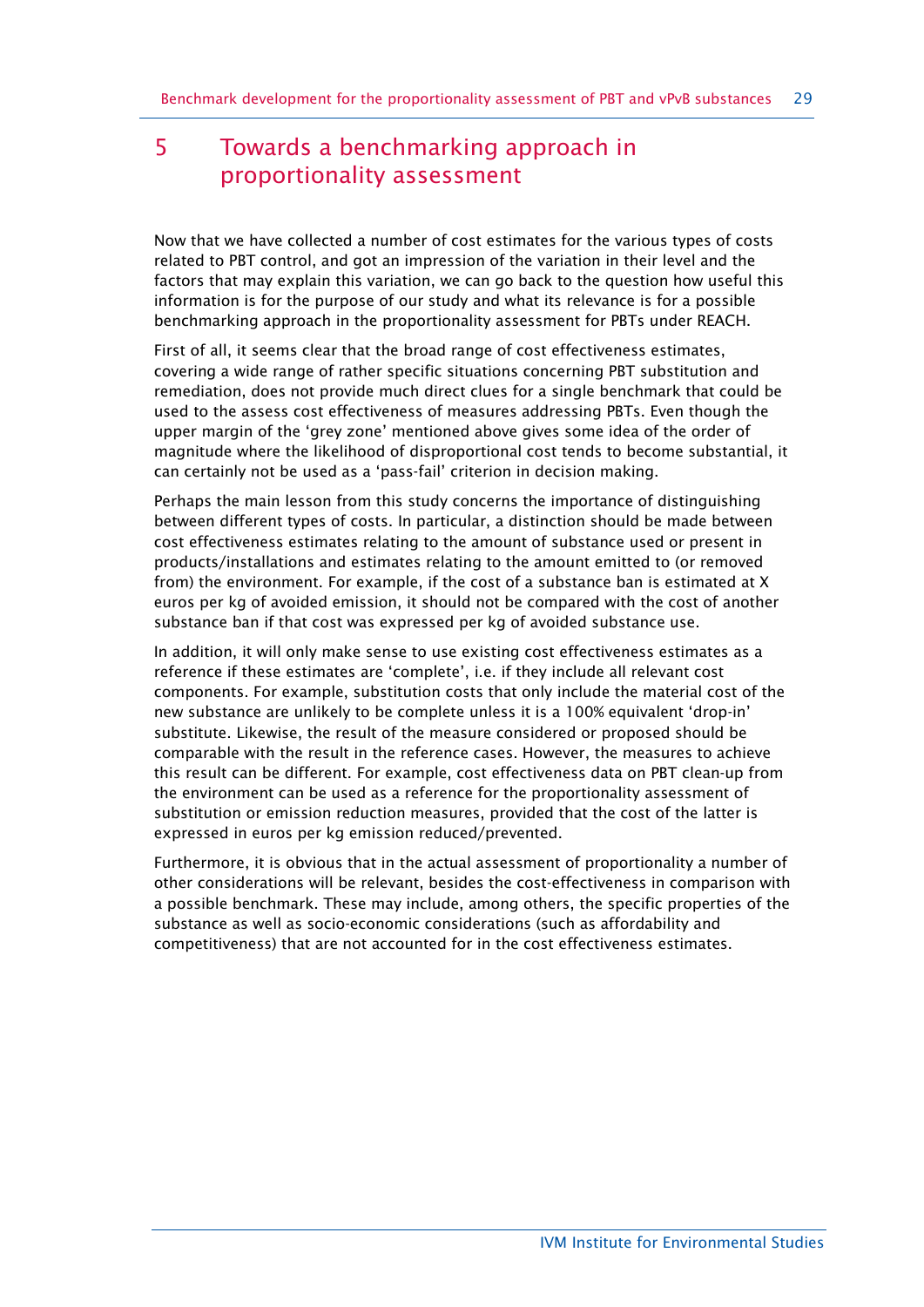# 5 Towards a benchmarking approach in proportionality assessment

Now that we have collected a number of cost estimates for the various types of costs related to PBT control, and got an impression of the variation in their level and the factors that may explain this variation, we can go back to the question how useful this information is for the purpose of our study and what its relevance is for a possible benchmarking approach in the proportionality assessment for PBTs under REACH.

First of all, it seems clear that the broad range of cost effectiveness estimates, covering a wide range of rather specific situations concerning PBT substitution and remediation, does not provide much direct clues for a single benchmark that could be used to the assess cost effectiveness of measures addressing PBTs. Even though the upper margin of the 'grey zone' mentioned above gives some idea of the order of magnitude where the likelihood of disproportional cost tends to become substantial, it can certainly not be used as a 'pass-fail' criterion in decision making.

Perhaps the main lesson from this study concerns the importance of distinguishing between different types of costs. In particular, a distinction should be made between cost effectiveness estimates relating to the amount of substance used or present in products/installations and estimates relating to the amount emitted to (or removed from) the environment. For example, if the cost of a substance ban is estimated at X euros per kg of avoided emission, it should not be compared with the cost of another substance ban if that cost was expressed per kg of avoided substance use.

In addition, it will only make sense to use existing cost effectiveness estimates as a reference if these estimates are 'complete', i.e. if they include all relevant cost components. For example, substitution costs that only include the material cost of the new substance are unlikely to be complete unless it is a 100% equivalent 'drop-in' substitute. Likewise, the result of the measure considered or proposed should be comparable with the result in the reference cases. However, the measures to achieve this result can be different. For example, cost effectiveness data on PBT clean-up from the environment can be used as a reference for the proportionality assessment of substitution or emission reduction measures, provided that the cost of the latter is expressed in euros per kg emission reduced/prevented.

Furthermore, it is obvious that in the actual assessment of proportionality a number of other considerations will be relevant, besides the cost-effectiveness in comparison with a possible benchmark. These may include, among others, the specific properties of the substance as well as socio-economic considerations (such as affordability and competitiveness) that are not accounted for in the cost effectiveness estimates.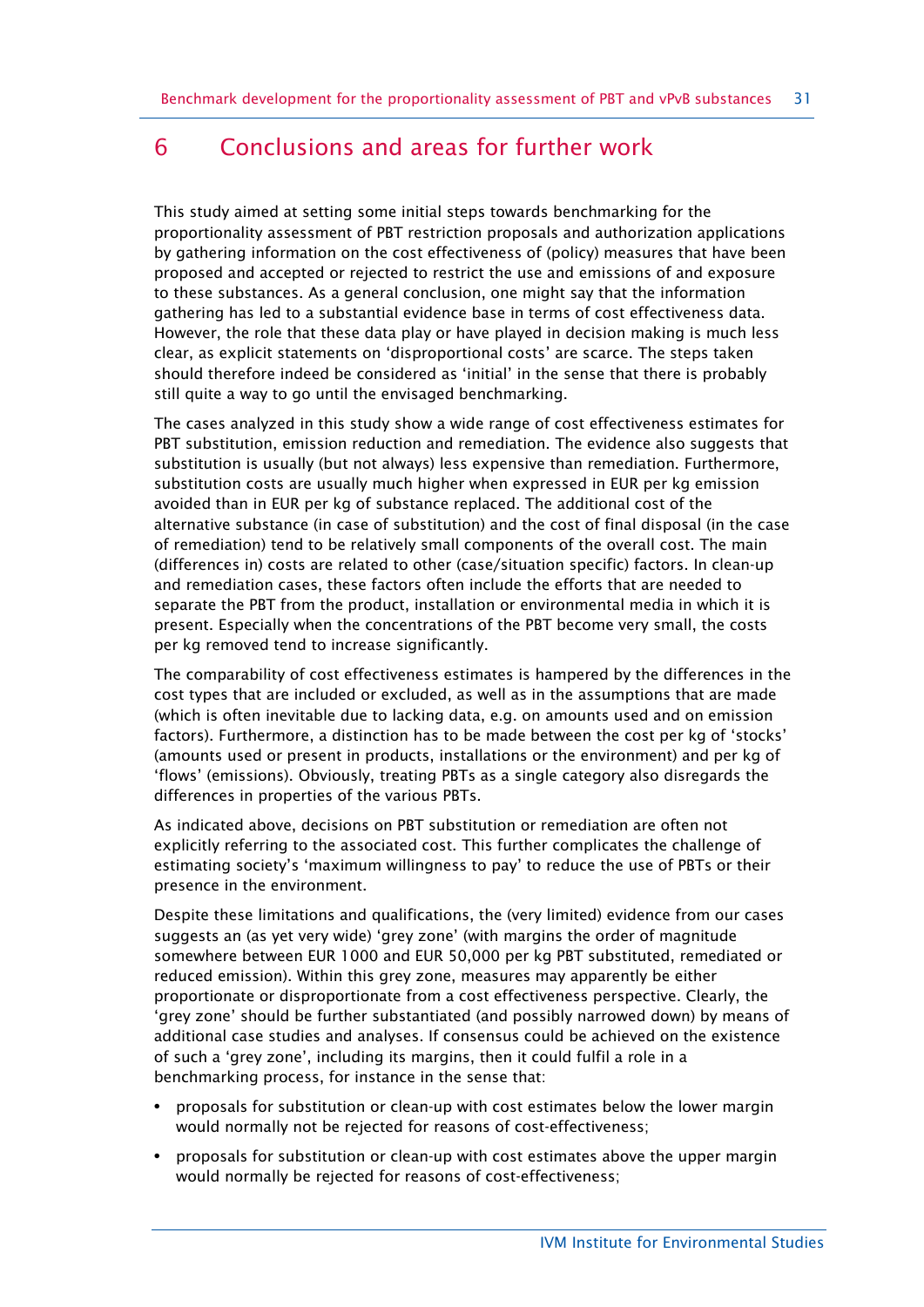# 6 Conclusions and areas for further work

This study aimed at setting some initial steps towards benchmarking for the proportionality assessment of PBT restriction proposals and authorization applications by gathering information on the cost effectiveness of (policy) measures that have been proposed and accepted or rejected to restrict the use and emissions of and exposure to these substances. As a general conclusion, one might say that the information gathering has led to a substantial evidence base in terms of cost effectiveness data. However, the role that these data play or have played in decision making is much less clear, as explicit statements on 'disproportional costs' are scarce. The steps taken should therefore indeed be considered as 'initial' in the sense that there is probably still quite a way to go until the envisaged benchmarking.

The cases analyzed in this study show a wide range of cost effectiveness estimates for PBT substitution, emission reduction and remediation. The evidence also suggests that substitution is usually (but not always) less expensive than remediation. Furthermore, substitution costs are usually much higher when expressed in EUR per kg emission avoided than in EUR per kg of substance replaced. The additional cost of the alternative substance (in case of substitution) and the cost of final disposal (in the case of remediation) tend to be relatively small components of the overall cost. The main (differences in) costs are related to other (case/situation specific) factors. In clean-up and remediation cases, these factors often include the efforts that are needed to separate the PBT from the product, installation or environmental media in which it is present. Especially when the concentrations of the PBT become very small, the costs per kg removed tend to increase significantly.

The comparability of cost effectiveness estimates is hampered by the differences in the cost types that are included or excluded, as well as in the assumptions that are made (which is often inevitable due to lacking data, e.g. on amounts used and on emission factors). Furthermore, a distinction has to be made between the cost per kg of 'stocks' (amounts used or present in products, installations or the environment) and per kg of 'flows' (emissions). Obviously, treating PBTs as a single category also disregards the differences in properties of the various PBTs.

As indicated above, decisions on PBT substitution or remediation are often not explicitly referring to the associated cost. This further complicates the challenge of estimating society's 'maximum willingness to pay' to reduce the use of PBTs or their presence in the environment.

Despite these limitations and qualifications, the (very limited) evidence from our cases suggests an (as yet very wide) 'grey zone' (with margins the order of magnitude somewhere between EUR 1000 and EUR 50,000 per kg PBT substituted, remediated or reduced emission). Within this grey zone, measures may apparently be either proportionate or disproportionate from a cost effectiveness perspective. Clearly, the 'grey zone' should be further substantiated (and possibly narrowed down) by means of additional case studies and analyses. If consensus could be achieved on the existence of such a 'grey zone', including its margins, then it could fulfil a role in a benchmarking process, for instance in the sense that:

- proposals for substitution or clean-up with cost estimates below the lower margin would normally not be rejected for reasons of cost-effectiveness;
- proposals for substitution or clean-up with cost estimates above the upper margin would normally be rejected for reasons of cost-effectiveness;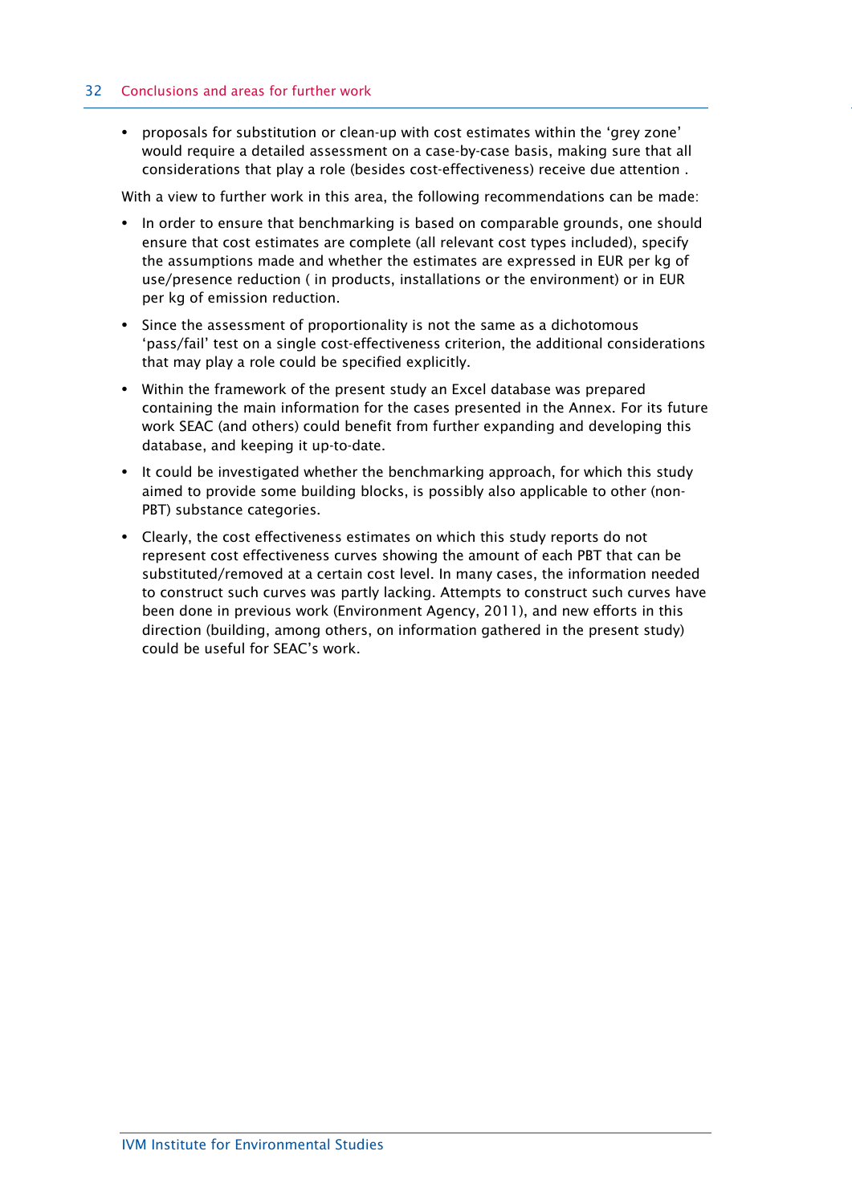- proposals for substitution or clean-up with cost estimates within the 'grey zone' would require a detailed assessment on a case-by-case basis, making sure that all considerations that play a role (besides cost-effectiveness) receive due attention .

With a view to further work in this area, the following recommendations can be made:

- In order to ensure that benchmarking is based on comparable grounds, one should ensure that cost estimates are complete (all relevant cost types included), specify the assumptions made and whether the estimates are expressed in EUR per kg of use/presence reduction ( in products, installations or the environment) or in EUR per kg of emission reduction.
- Since the assessment of proportionality is not the same as a dichotomous 'pass/fail' test on a single cost-effectiveness criterion, the additional considerations that may play a role could be specified explicitly.
- Within the framework of the present study an Excel database was prepared containing the main information for the cases presented in the Annex. For its future work SEAC (and others) could benefit from further expanding and developing this database, and keeping it up-to-date.
- It could be investigated whether the benchmarking approach, for which this study aimed to provide some building blocks, is possibly also applicable to other (non-PBT) substance categories.
- Clearly, the cost effectiveness estimates on which this study reports do not represent cost effectiveness curves showing the amount of each PBT that can be substituted/removed at a certain cost level. In many cases, the information needed to construct such curves was partly lacking. Attempts to construct such curves have been done in previous work (Environment Agency, 2011), and new efforts in this direction (building, among others, on information gathered in the present study) could be useful for SEAC's work.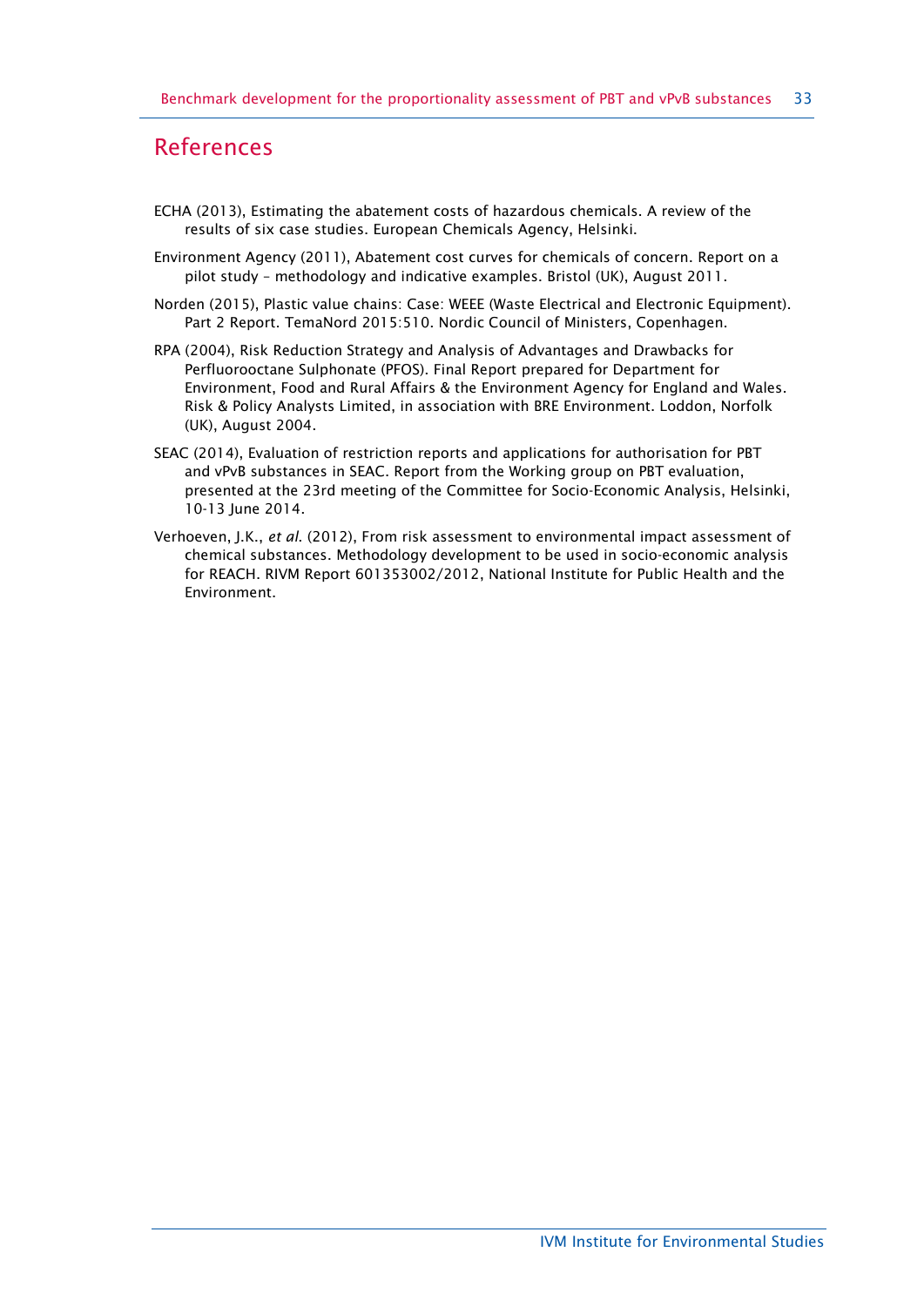# References

ECHA (2013), Estimating the abatement costs of hazardous chemicals. A review of the results of six case studies. European Chemicals Agency, Helsinki.

Environment Agency (2011), Abatement cost curves for chemicals of concern. Report on a pilot study – methodology and indicative examples. Bristol (UK), August 2011.

Norden (2015), Plastic value chains: Case: WEEE (Waste Electrical and Electronic Equipment). Part 2 Report. TemaNord 2015:510. Nordic Council of Ministers, Copenhagen.

RPA (2004), Risk Reduction Strategy and Analysis of Advantages and Drawbacks for Perfluorooctane Sulphonate (PFOS). Final Report prepared for Department for Environment, Food and Rural Affairs & the Environment Agency for England and Wales. Risk & Policy Analysts Limited, in association with BRE Environment. Loddon, Norfolk (UK), August 2004.

SEAC (2014), Evaluation of restriction reports and applications for authorisation for PBT and vPvB substances in SEAC. Report from the Working group on PBT evaluation, presented at the 23rd meeting of the Committee for Socio-Economic Analysis, Helsinki, 10-13 June 2014.

Verhoeven, J.K., *et al.* (2012), From risk assessment to environmental impact assessment of chemical substances. Methodology development to be used in socio-economic analysis for REACH. RIVM Report 601353002/2012, National Institute for Public Health and the Environment.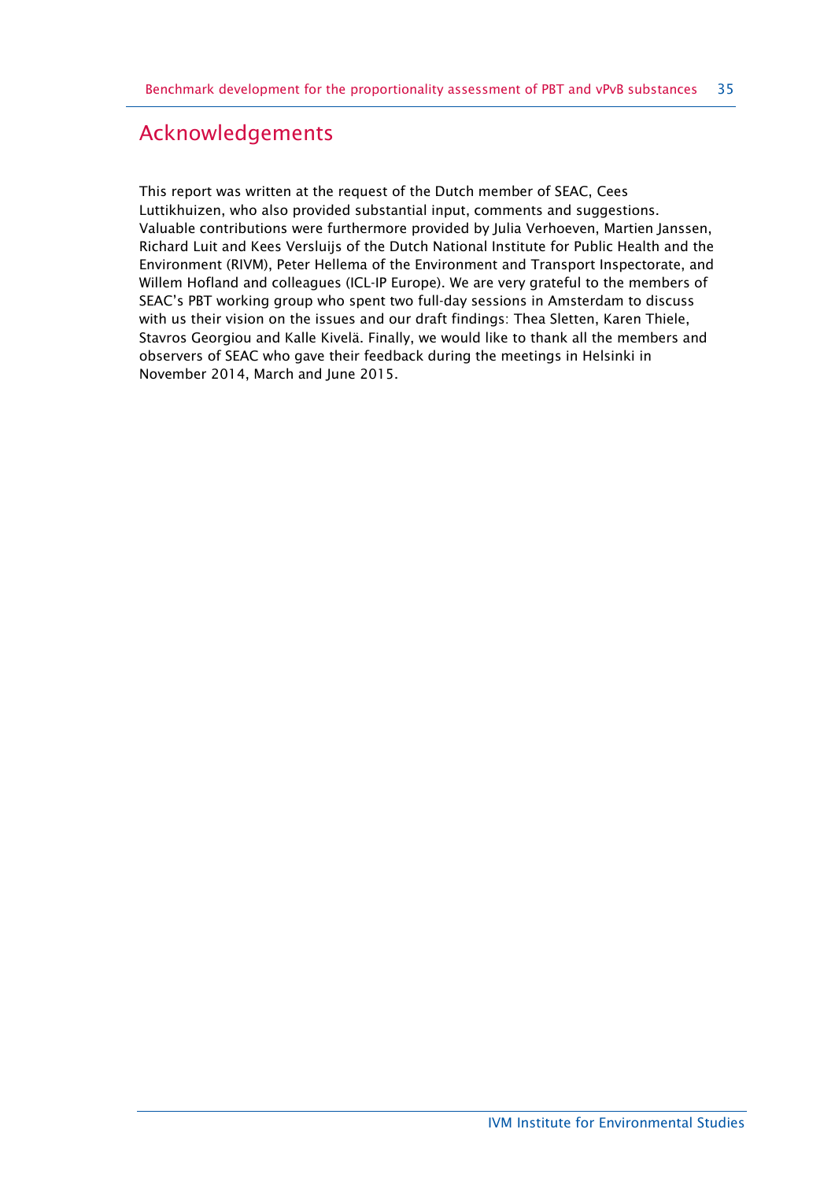# Acknowledgements

This report was written at the request of the Dutch member of SEAC, Cees Luttikhuizen, who also provided substantial input, comments and suggestions. Valuable contributions were furthermore provided by Julia Verhoeven, Martien Janssen, Richard Luit and Kees Versluijs of the Dutch National Institute for Public Health and the Environment (RIVM), Peter Hellema of the Environment and Transport Inspectorate, and Willem Hofland and colleagues (ICL-IP Europe). We are very grateful to the members of SEAC's PBT working group who spent two full-day sessions in Amsterdam to discuss with us their vision on the issues and our draft findings: Thea Sletten, Karen Thiele, Stavros Georgiou and Kalle Kivelä. Finally, we would like to thank all the members and observers of SEAC who gave their feedback during the meetings in Helsinki in November 2014, March and June 2015.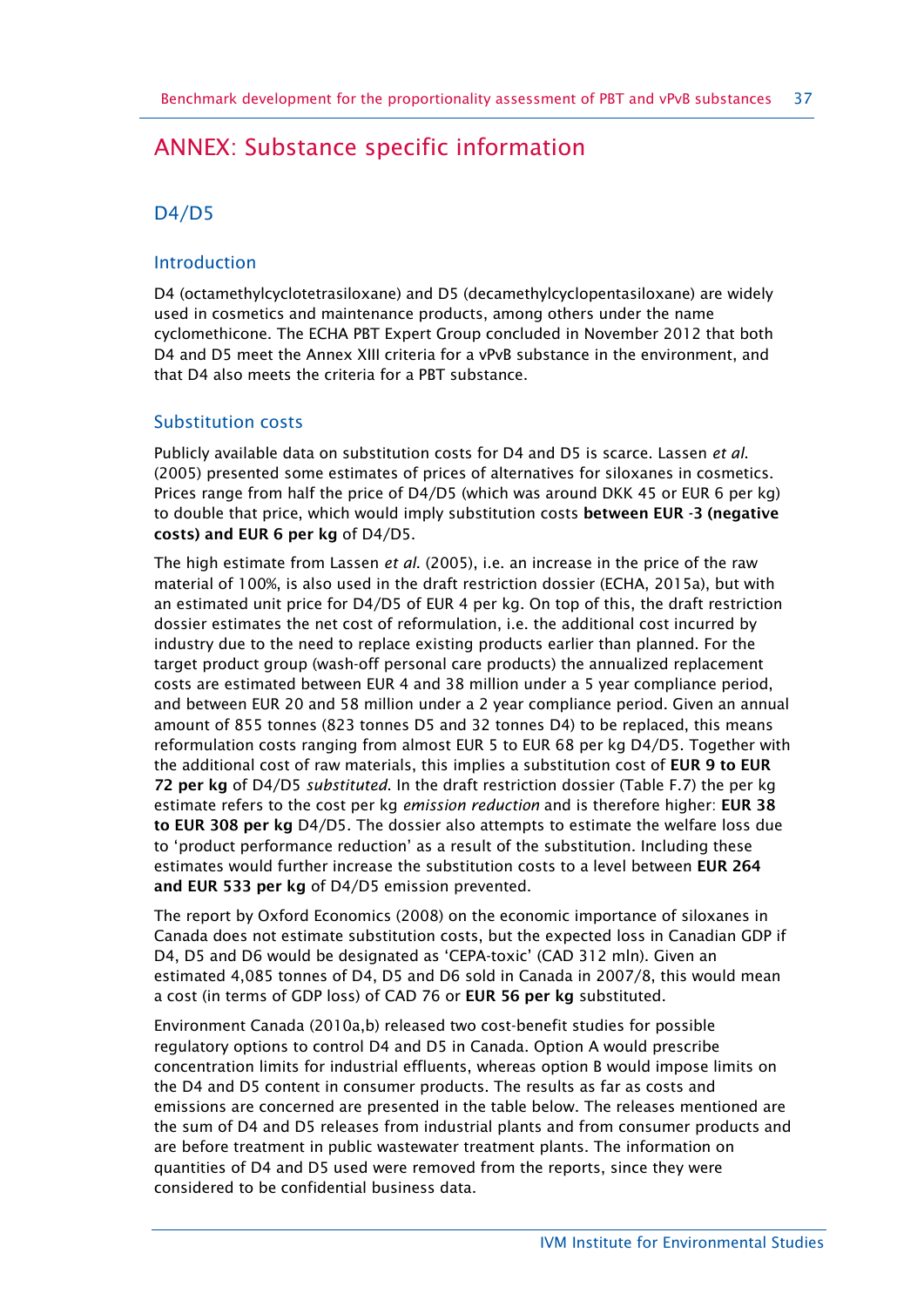# ANNEX: Substance specific information

## D4/D5

### Introduction

D4 (octamethylcyclotetrasiloxane) and D5 (decamethylcyclopentasiloxane) are widely used in cosmetics and maintenance products, among others under the name cyclomethicone. The ECHA PBT Expert Group concluded in November 2012 that both D4 and D5 meet the Annex XIII criteria for a vPvB substance in the environment, and that D4 also meets the criteria for a PBT substance.

### Substitution costs

Publicly available data on substitution costs for D4 and D5 is scarce. Lassen *et al.* (2005) presented some estimates of prices of alternatives for siloxanes in cosmetics. Prices range from half the price of D4/D5 (which was around DKK 45 or EUR 6 per kg) to double that price, which would imply substitution costs **between EUR -3 (negative costs) and EUR 6 per kg** of D4/D5.

The high estimate from Lassen *et al.* (2005), i.e. an increase in the price of the raw material of 100%, is also used in the draft restriction dossier (ECHA, 2015a), but with an estimated unit price for D4/D5 of EUR 4 per kg. On top of this, the draft restriction dossier estimates the net cost of reformulation, i.e. the additional cost incurred by industry due to the need to replace existing products earlier than planned. For the target product group (wash-off personal care products) the annualized replacement costs are estimated between EUR 4 and 38 million under a 5 year compliance period, and between EUR 20 and 58 million under a 2 year compliance period. Given an annual amount of 855 tonnes (823 tonnes D5 and 32 tonnes D4) to be replaced, this means reformulation costs ranging from almost EUR 5 to EUR 68 per kg D4/D5. Together with the additional cost of raw materials, this implies a substitution cost of **EUR 9 to EUR 72 per kg** of D4/D5 *substituted*. In the draft restriction dossier (Table F.7) the per kg estimate refers to the cost per kg *emission reduction* and is therefore higher: **EUR 38 to EUR 308 per kg** D4/D5. The dossier also attempts to estimate the welfare loss due to 'product performance reduction' as a result of the substitution. Including these estimates would further increase the substitution costs to a level between **EUR 264 and EUR 533 per kg** of D4/D5 emission prevented.

The report by Oxford Economics (2008) on the economic importance of siloxanes in Canada does not estimate substitution costs, but the expected loss in Canadian GDP if D4, D5 and D6 would be designated as 'CEPA-toxic' (CAD 312 mln). Given an estimated 4,085 tonnes of D4, D5 and D6 sold in Canada in 2007/8, this would mean a cost (in terms of GDP loss) of CAD 76 or **EUR 56 per kg** substituted.

Environment Canada (2010a,b) released two cost-benefit studies for possible regulatory options to control D4 and D5 in Canada. Option A would prescribe concentration limits for industrial effluents, whereas option B would impose limits on the D4 and D5 content in consumer products. The results as far as costs and emissions are concerned are presented in the table below. The releases mentioned are the sum of D4 and D5 releases from industrial plants and from consumer products and are before treatment in public wastewater treatment plants. The information on quantities of D4 and D5 used were removed from the reports, since they were considered to be confidential business data.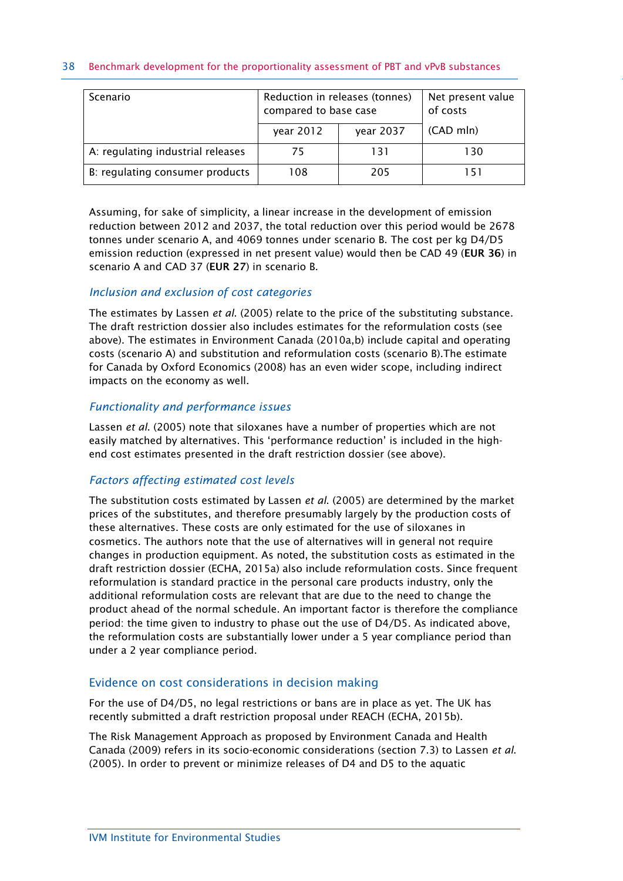| Scenario | Reduction in releases (tonnes) compared to base case | | Net present value of costs |
|---|---|---|---|
| | year 2012 | year 2037 | (CAD mln) |
| A: regulating industrial releases | 75 | 131 | 130 |
| B: regulating consumer products | 108 | 205 | 151 |

Assuming, for sake of simplicity, a linear increase in the development of emission reduction between 2012 and 2037, the total reduction over this period would be 2678 tonnes under scenario A, and 4069 tonnes under scenario B. The cost per kg D4/D5 emission reduction (expressed in net present value) would then be CAD 49 (**EUR 36**) in scenario A and CAD 37 (**EUR 27**) in scenario B.

### *Inclusion and exclusion of cost categories*

The estimates by Lassen *et al*. (2005) relate to the price of the substituting substance. The draft restriction dossier also includes estimates for the reformulation costs (see above). The estimates in Environment Canada (2010a,b) include capital and operating costs (scenario A) and substitution and reformulation costs (scenario B).The estimate for Canada by Oxford Economics (2008) has an even wider scope, including indirect impacts on the economy as well.

### *Functionality and performance issues*

Lassen *et al*. (2005) note that siloxanes have a number of properties which are not easily matched by alternatives. This 'performance reduction' is included in the high-end cost estimates presented in the draft restriction dossier (see above).

### *Factors affecting estimated cost levels*

The substitution costs estimated by Lassen *et al*. (2005) are determined by the market prices of the substitutes, and therefore presumably largely by the production costs of these alternatives. These costs are only estimated for the use of siloxanes in cosmetics. The authors note that the use of alternatives will in general not require changes in production equipment. As noted, the substitution costs as estimated in the draft restriction dossier (ECHA, 2015a) also include reformulation costs. Since frequent reformulation is standard practice in the personal care products industry, only the additional reformulation costs are relevant that are due to the need to change the product ahead of the normal schedule. An important factor is therefore the compliance period: the time given to industry to phase out the use of D4/D5. As indicated above, the reformulation costs are substantially lower under a 5 year compliance period than under a 2 year compliance period.

## Evidence on cost considerations in decision making

For the use of D4/D5, no legal restrictions or bans are in place as yet. The UK has recently submitted a draft restriction proposal under REACH (ECHA, 2015b).

The Risk Management Approach as proposed by Environment Canada and Health Canada (2009) refers in its socio-economic considerations (section 7.3) to Lassen *et al*. (2005). In order to prevent or minimize releases of D4 and D5 to the aquatic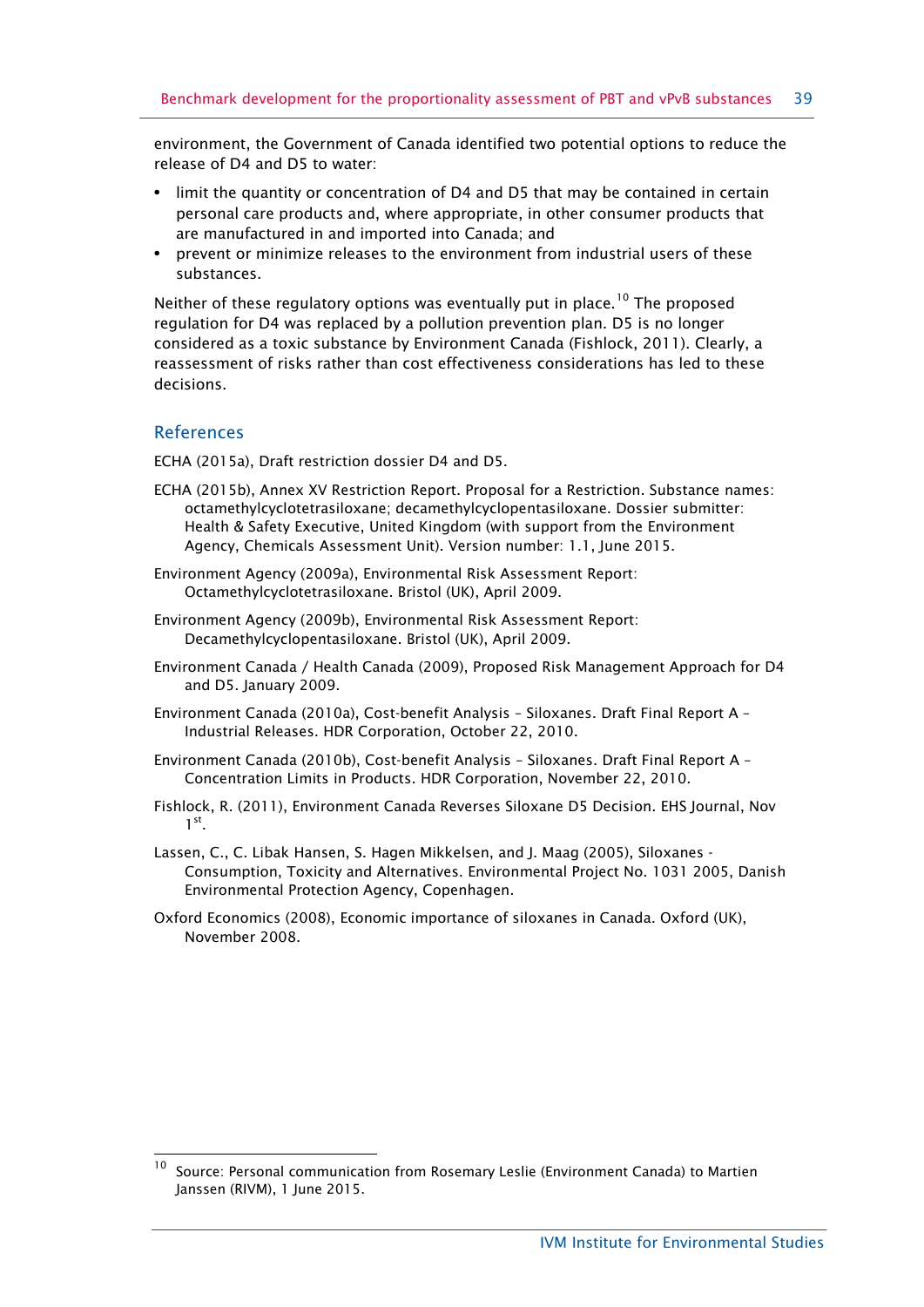environment, the Government of Canada identified two potential options to reduce the release of D4 and D5 to water:

- limit the quantity or concentration of D4 and D5 that may be contained in certain personal care products and, where appropriate, in other consumer products that are manufactured in and imported into Canada; and
- prevent or minimize releases to the environment from industrial users of these substances.

Neither of these regulatory options was eventually put in place.[10] The proposed regulation for D4 was replaced by a pollution prevention plan. D5 is no longer considered as a toxic substance by Environment Canada (Fishlock, 2011). Clearly, a reassessment of risks rather than cost effectiveness considerations has led to these decisions.

## References

ECHA (2015a), Draft restriction dossier D4 and D5.

ECHA (2015b), Annex XV Restriction Report. Proposal for a Restriction. Substance names: octamethylcyclotetrasiloxane; decamethylcyclopentasiloxane. Dossier submitter: Health & Safety Executive, United Kingdom (with support from the Environment Agency, Chemicals Assessment Unit). Version number: 1.1, June 2015.

Environment Agency (2009a), Environmental Risk Assessment Report: Octamethylcyclotetrasiloxane. Bristol (UK), April 2009.

Environment Agency (2009b), Environmental Risk Assessment Report: Decamethylcyclopentasiloxane. Bristol (UK), April 2009.

Environment Canada / Health Canada (2009), Proposed Risk Management Approach for D4 and D5. January 2009.

Environment Canada (2010a), Cost-benefit Analysis – Siloxanes. Draft Final Report A – Industrial Releases. HDR Corporation, October 22, 2010.

Environment Canada (2010b), Cost-benefit Analysis – Siloxanes. Draft Final Report A – Concentration Limits in Products. HDR Corporation, November 22, 2010.

Fishlock, R. (2011), Environment Canada Reverses Siloxane D5 Decision. EHS Journal, Nov 1st.

Lassen, C., C. Libak Hansen, S. Hagen Mikkelsen, and J. Maag (2005), Siloxanes - Consumption, Toxicity and Alternatives. Environmental Project No. 1031 2005, Danish Environmental Protection Agency, Copenhagen.

Oxford Economics (2008), Economic importance of siloxanes in Canada. Oxford (UK), November 2008.

[10] Source: Personal communication from Rosemary Leslie (Environment Canada) to Martien Janssen (RIVM), 1 June 2015.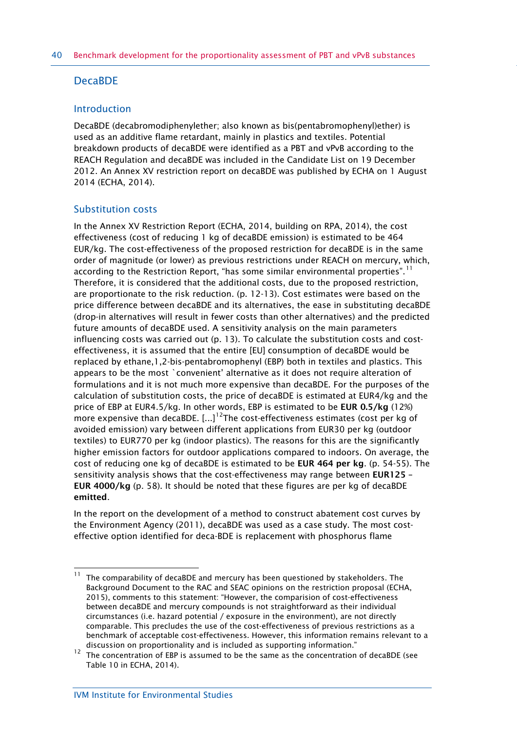## DecaBDE

### Introduction

DecaBDE (decabromodiphenylether; also known as bis(pentabromophenyl)ether) is used as an additive flame retardant, mainly in plastics and textiles. Potential breakdown products of decaBDE were identified as a PBT and vPvB according to the REACH Regulation and decaBDE was included in the Candidate List on 19 December 2012. An Annex XV restriction report on decaBDE was published by ECHA on 1 August 2014 (ECHA, 2014).

### Substitution costs

In the Annex XV Restriction Report (ECHA, 2014, building on RPA, 2014), the cost effectiveness (cost of reducing 1 kg of decaBDE emission) is estimated to be 464 EUR/kg. The cost-effectiveness of the proposed restriction for decaBDE is in the same order of magnitude (or lower) as previous restrictions under REACH on mercury, which, according to the Restriction Report, "has some similar environmental properties".[11] Therefore, it is considered that the additional costs, due to the proposed restriction, are proportionate to the risk reduction. (p. 12-13). Cost estimates were based on the price difference between decaBDE and its alternatives, the ease in substituting decaBDE (drop-in alternatives will result in fewer costs than other alternatives) and the predicted future amounts of decaBDE used. A sensitivity analysis on the main parameters influencing costs was carried out (p. 13). To calculate the substitution costs and cost-effectiveness, it is assumed that the entire [EU] consumption of decaBDE would be replaced by ethane,1,2-bis-pentabromophenyl (EBP) both in textiles and plastics. This appears to be the most `convenient' alternative as it does not require alteration of formulations and it is not much more expensive than decaBDE. For the purposes of the calculation of substitution costs, the price of decaBDE is estimated at EUR4/kg and the price of EBP at EUR4.5/kg. In other words, EBP is estimated to be **EUR 0.5/kg** (12%) more expensive than decaBDE. [...][12]The cost-effectiveness estimates (cost per kg of avoided emission) vary between different applications from EUR30 per kg (outdoor textiles) to EUR770 per kg (indoor plastics). The reasons for this are the significantly higher emission factors for outdoor applications compared to indoors. On average, the cost of reducing one kg of decaBDE is estimated to be **EUR 464 per kg**. (p. 54-55). The sensitivity analysis shows that the cost-effectiveness may range between **EUR125 – EUR 4000/kg** (p. 58). It should be noted that these figures are per kg of decaBDE **emitted**.

In the report on the development of a method to construct abatement cost curves by the Environment Agency (2011), decaBDE was used as a case study. The most cost-effective option identified for deca-BDE is replacement with phosphorus flame

---

[11] The comparability of decaBDE and mercury has been questioned by stakeholders. The Background Document to the RAC and SEAC opinions on the restriction proposal (ECHA, 2015), comments to this statement: "However, the comparision of cost-effectiveness between decaBDE and mercury compounds is not straightforward as their individual circumstances (i.e. hazard potential / exposure in the environment), are not directly comparable. This precludes the use of the cost-effectiveness of previous restrictions as a benchmark of acceptable cost-effectiveness. However, this information remains relevant to a discussion on proportionality and is included as supporting information."

[12] The concentration of EBP is assumed to be the same as the concentration of decaBDE (see Table 10 in ECHA, 2014).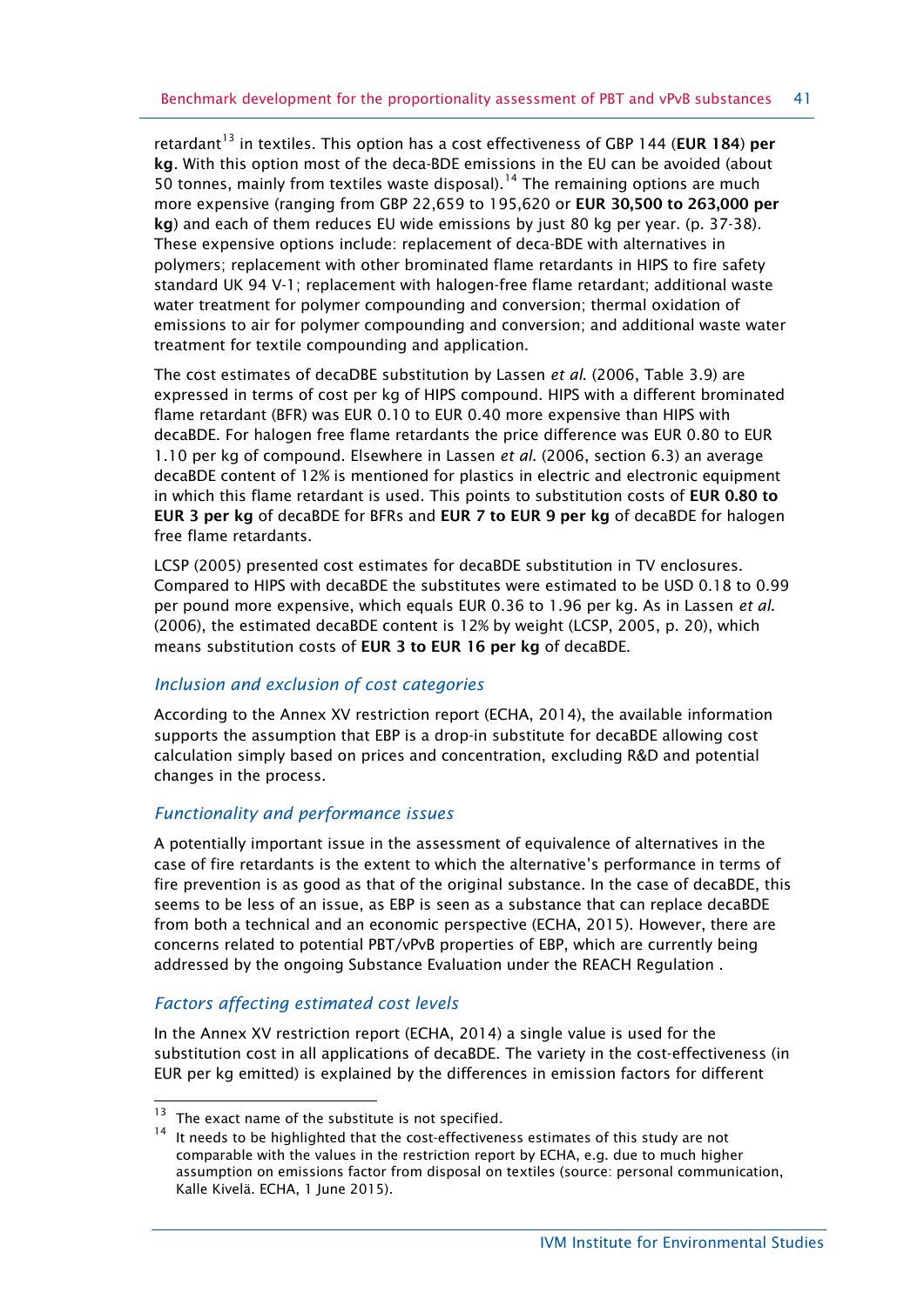retardant[13] in textiles. This option has a cost effectiveness of GBP 144 (**EUR 184**) **per kg**. With this option most of the deca-BDE emissions in the EU can be avoided (about 50 tonnes, mainly from textiles waste disposal).[14] The remaining options are much more expensive (ranging from GBP 22,659 to 195,620 or **EUR 30,500 to 263,000 per kg**) and each of them reduces EU wide emissions by just 80 kg per year. (p. 37-38). These expensive options include: replacement of deca-BDE with alternatives in polymers; replacement with other brominated flame retardants in HIPS to fire safety standard UK 94 V-1; replacement with halogen-free flame retardant; additional waste water treatment for polymer compounding and conversion; thermal oxidation of emissions to air for polymer compounding and conversion; and additional waste water treatment for textile compounding and application.

The cost estimates of decaDBE substitution by Lassen *et al.* (2006, Table 3.9) are expressed in terms of cost per kg of HIPS compound. HIPS with a different brominated flame retardant (BFR) was EUR 0.10 to EUR 0.40 more expensive than HIPS with decaBDE. For halogen free flame retardants the price difference was EUR 0.80 to EUR 1.10 per kg of compound. Elsewhere in Lassen *et al.* (2006, section 6.3) an average decaBDE content of 12% is mentioned for plastics in electric and electronic equipment in which this flame retardant is used. This points to substitution costs of **EUR 0.80 to EUR 3 per kg** of decaBDE for BFRs and **EUR 7 to EUR 9 per kg** of decaBDE for halogen free flame retardants.

LCSP (2005) presented cost estimates for decaBDE substitution in TV enclosures. Compared to HIPS with decaBDE the substitutes were estimated to be USD 0.18 to 0.99 per pound more expensive, which equals EUR 0.36 to 1.96 per kg. As in Lassen *et al.* (2006), the estimated decaBDE content is 12% by weight (LCSP, 2005, p. 20), which means substitution costs of **EUR 3 to EUR 16 per kg** of decaBDE.

### *Inclusion and exclusion of cost categories*

According to the Annex XV restriction report (ECHA, 2014), the available information supports the assumption that EBP is a drop-in substitute for decaBDE allowing cost calculation simply based on prices and concentration, excluding R&D and potential changes in the process.

### *Functionality and performance issues*

A potentially important issue in the assessment of equivalence of alternatives in the case of fire retardants is the extent to which the alternative's performance in terms of fire prevention is as good as that of the original substance. In the case of decaBDE, this seems to be less of an issue, as EBP is seen as a substance that can replace decaBDE from both a technical and an economic perspective (ECHA, 2015). However, there are concerns related to potential PBT/vPvB properties of EBP, which are currently being addressed by the ongoing Substance Evaluation under the REACH Regulation .

### *Factors affecting estimated cost levels*

In the Annex XV restriction report (ECHA, 2014) a single value is used for the substitution cost in all applications of decaBDE. The variety in the cost-effectiveness (in EUR per kg emitted) is explained by the differences in emission factors for different

---

[13] The exact name of the substitute is not specified.

[14] It needs to be highlighted that the cost-effectiveness estimates of this study are not comparable with the values in the restriction report by ECHA, e.g. due to much higher assumption on emissions factor from disposal on textiles (source: personal communication, Kalle Kivelä. ECHA, 1 June 2015).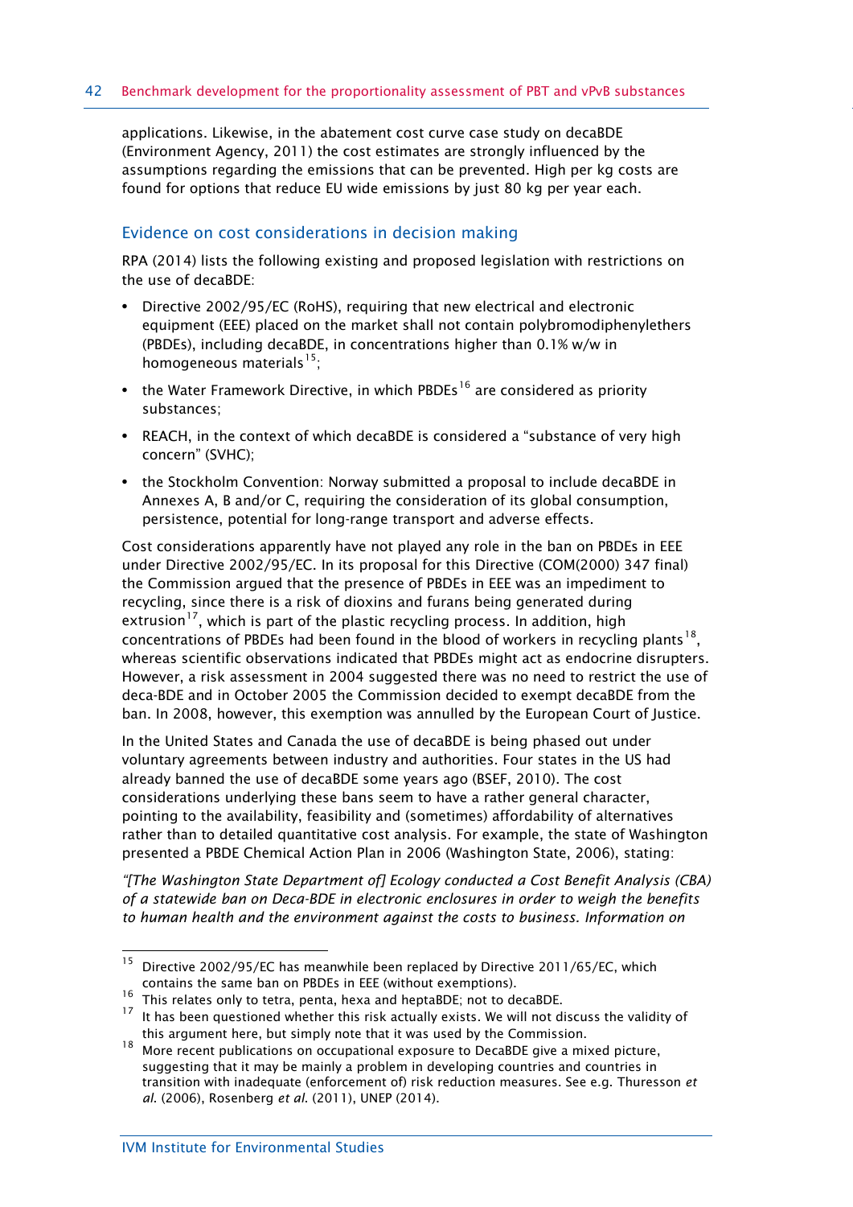applications. Likewise, in the abatement cost curve case study on decaBDE (Environment Agency, 2011) the cost estimates are strongly influenced by the assumptions regarding the emissions that can be prevented. High per kg costs are found for options that reduce EU wide emissions by just 80 kg per year each.

## Evidence on cost considerations in decision making

RPA (2014) lists the following existing and proposed legislation with restrictions on the use of decaBDE:

- Directive 2002/95/EC (RoHS), requiring that new electrical and electronic equipment (EEE) placed on the market shall not contain polybromodiphenylethers (PBDEs), including decaBDE, in concentrations higher than 0.1% w/w in homogeneous materials[15];
- the Water Framework Directive, in which PBDEs[16] are considered as priority substances;
- REACH, in the context of which decaBDE is considered a "substance of very high concern" (SVHC);
- the Stockholm Convention: Norway submitted a proposal to include decaBDE in Annexes A, B and/or C, requiring the consideration of its global consumption, persistence, potential for long-range transport and adverse effects.

Cost considerations apparently have not played any role in the ban on PBDEs in EEE under Directive 2002/95/EC. In its proposal for this Directive (COM(2000) 347 final) the Commission argued that the presence of PBDEs in EEE was an impediment to recycling, since there is a risk of dioxins and furans being generated during extrusion[17], which is part of the plastic recycling process. In addition, high concentrations of PBDEs had been found in the blood of workers in recycling plants[18], whereas scientific observations indicated that PBDEs might act as endocrine disrupters. However, a risk assessment in 2004 suggested there was no need to restrict the use of deca-BDE and in October 2005 the Commission decided to exempt decaBDE from the ban. In 2008, however, this exemption was annulled by the European Court of Justice.

In the United States and Canada the use of decaBDE is being phased out under voluntary agreements between industry and authorities. Four states in the US had already banned the use of decaBDE some years ago (BSEF, 2010). The cost considerations underlying these bans seem to have a rather general character, pointing to the availability, feasibility and (sometimes) affordability of alternatives rather than to detailed quantitative cost analysis. For example, the state of Washington presented a PBDE Chemical Action Plan in 2006 (Washington State, 2006), stating:

*"[The Washington State Department of] Ecology conducted a Cost Benefit Analysis (CBA) of a statewide ban on Deca-BDE in electronic enclosures in order to weigh the benefits to human health and the environment against the costs to business. Information on*

---

[15] Directive 2002/95/EC has meanwhile been replaced by Directive 2011/65/EC, which contains the same ban on PBDEs in EEE (without exemptions).

[16] This relates only to tetra, penta, hexa and heptaBDE; not to decaBDE.

[17] It has been questioned whether this risk actually exists. We will not discuss the validity of this argument here, but simply note that it was used by the Commission.

[18] More recent publications on occupational exposure to DecaBDE give a mixed picture, suggesting that it may be mainly a problem in developing countries and countries in transition with inadequate (enforcement of) risk reduction measures. See e.g. Thuresson *et al.* (2006), Rosenberg *et al.* (2011), UNEP (2014).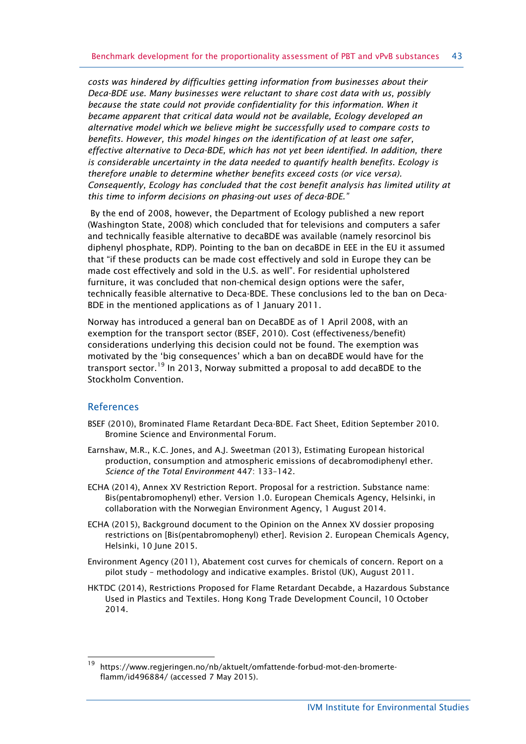*costs was hindered by difficulties getting information from businesses about their Deca-BDE use. Many businesses were reluctant to share cost data with us, possibly because the state could not provide confidentiality for this information. When it became apparent that critical data would not be available, Ecology developed an alternative model which we believe might be successfully used to compare costs to benefits. However, this model hinges on the identification of at least one safer, effective alternative to Deca-BDE, which has not yet been identified. In addition, there is considerable uncertainty in the data needed to quantify health benefits. Ecology is therefore unable to determine whether benefits exceed costs (or vice versa). Consequently, Ecology has concluded that the cost benefit analysis has limited utility at this time to inform decisions on phasing-out uses of deca-BDE."*

By the end of 2008, however, the Department of Ecology published a new report (Washington State, 2008) which concluded that for televisions and computers a safer and technically feasible alternative to decaBDE was available (namely resorcinol bis diphenyl phosphate, RDP). Pointing to the ban on decaBDE in EEE in the EU it assumed that "if these products can be made cost effectively and sold in Europe they can be made cost effectively and sold in the U.S. as well". For residential upholstered furniture, it was concluded that non-chemical design options were the safer, technically feasible alternative to Deca-BDE. These conclusions led to the ban on Deca-BDE in the mentioned applications as of 1 January 2011.

Norway has introduced a general ban on DecaBDE as of 1 April 2008, with an exemption for the transport sector (BSEF, 2010). Cost (effectiveness/benefit) considerations underlying this decision could not be found. The exemption was motivated by the 'big consequences' which a ban on decaBDE would have for the transport sector.[19] In 2013, Norway submitted a proposal to add decaBDE to the Stockholm Convention.

## References

BSEF (2010), Brominated Flame Retardant Deca-BDE. Fact Sheet, Edition September 2010. Bromine Science and Environmental Forum.

Earnshaw, M.R., K.C. Jones, and A.J. Sweetman (2013), Estimating European historical production, consumption and atmospheric emissions of decabromodiphenyl ether. *Science of the Total Environment* 447: 133–142.

ECHA (2014), Annex XV Restriction Report. Proposal for a restriction. Substance name: Bis(pentabromophenyl) ether. Version 1.0. European Chemicals Agency, Helsinki, in collaboration with the Norwegian Environment Agency, 1 August 2014.

ECHA (2015), Background document to the Opinion on the Annex XV dossier proposing restrictions on [Bis(pentabromophenyl) ether]. Revision 2. European Chemicals Agency, Helsinki, 10 June 2015.

Environment Agency (2011), Abatement cost curves for chemicals of concern. Report on a pilot study – methodology and indicative examples. Bristol (UK), August 2011.

HKTDC (2014), Restrictions Proposed for Flame Retardant Decabde, a Hazardous Substance Used in Plastics and Textiles. Hong Kong Trade Development Council, 10 October 2014.

---

[19] https://www.regjeringen.no/nb/aktuelt/omfattende-forbud-mot-den-bromerte-flamm/id496884/ (accessed 7 May 2015).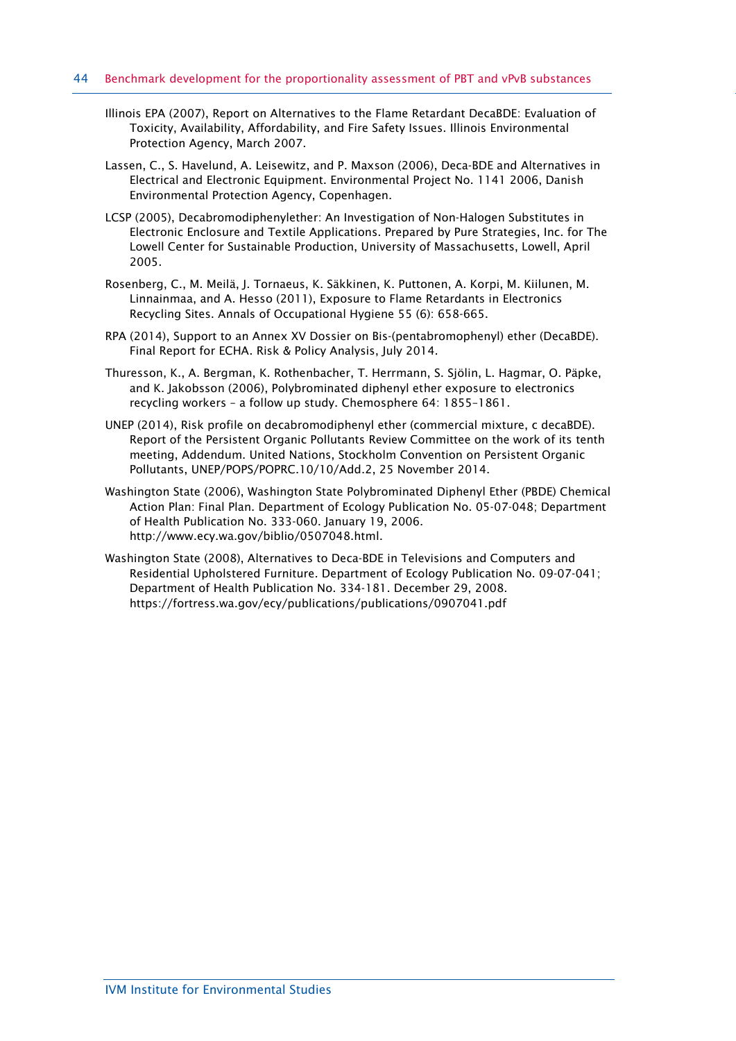Illinois EPA (2007), Report on Alternatives to the Flame Retardant DecaBDE: Evaluation of Toxicity, Availability, Affordability, and Fire Safety Issues. Illinois Environmental Protection Agency, March 2007.

Lassen, C., S. Havelund, A. Leisewitz, and P. Maxson (2006), Deca-BDE and Alternatives in Electrical and Electronic Equipment. Environmental Project No. 1141 2006, Danish Environmental Protection Agency, Copenhagen.

LCSP (2005), Decabromodiphenylether: An Investigation of Non-Halogen Substitutes in Electronic Enclosure and Textile Applications. Prepared by Pure Strategies, Inc. for The Lowell Center for Sustainable Production, University of Massachusetts, Lowell, April 2005.

Rosenberg, C., M. Meilä, J. Tornaeus, K. Säkkinen, K. Puttonen, A. Korpi, M. Kiilunen, M. Linnainmaa, and A. Hesso (2011), Exposure to Flame Retardants in Electronics Recycling Sites. Annals of Occupational Hygiene 55 (6): 658-665.

RPA (2014), Support to an Annex XV Dossier on Bis-(pentabromophenyl) ether (DecaBDE). Final Report for ECHA. Risk & Policy Analysis, July 2014.

Thuresson, K., A. Bergman, K. Rothenbacher, T. Herrmann, S. Sjölin, L. Hagmar, O. Päpke, and K. Jakobsson (2006), Polybrominated diphenyl ether exposure to electronics recycling workers – a follow up study. Chemosphere 64: 1855–1861.

UNEP (2014), Risk profile on decabromodiphenyl ether (commercial mixture, c decaBDE). Report of the Persistent Organic Pollutants Review Committee on the work of its tenth meeting, Addendum. United Nations, Stockholm Convention on Persistent Organic Pollutants, UNEP/POPS/POPRC.10/10/Add.2, 25 November 2014.

Washington State (2006), Washington State Polybrominated Diphenyl Ether (PBDE) Chemical Action Plan: Final Plan. Department of Ecology Publication No. 05-07-048; Department of Health Publication No. 333-060. January 19, 2006. http://www.ecy.wa.gov/biblio/0507048.html.

Washington State (2008), Alternatives to Deca-BDE in Televisions and Computers and Residential Upholstered Furniture. Department of Ecology Publication No. 09-07-041; Department of Health Publication No. 334-181. December 29, 2008. https://fortress.wa.gov/ecy/publications/publications/0907041.pdf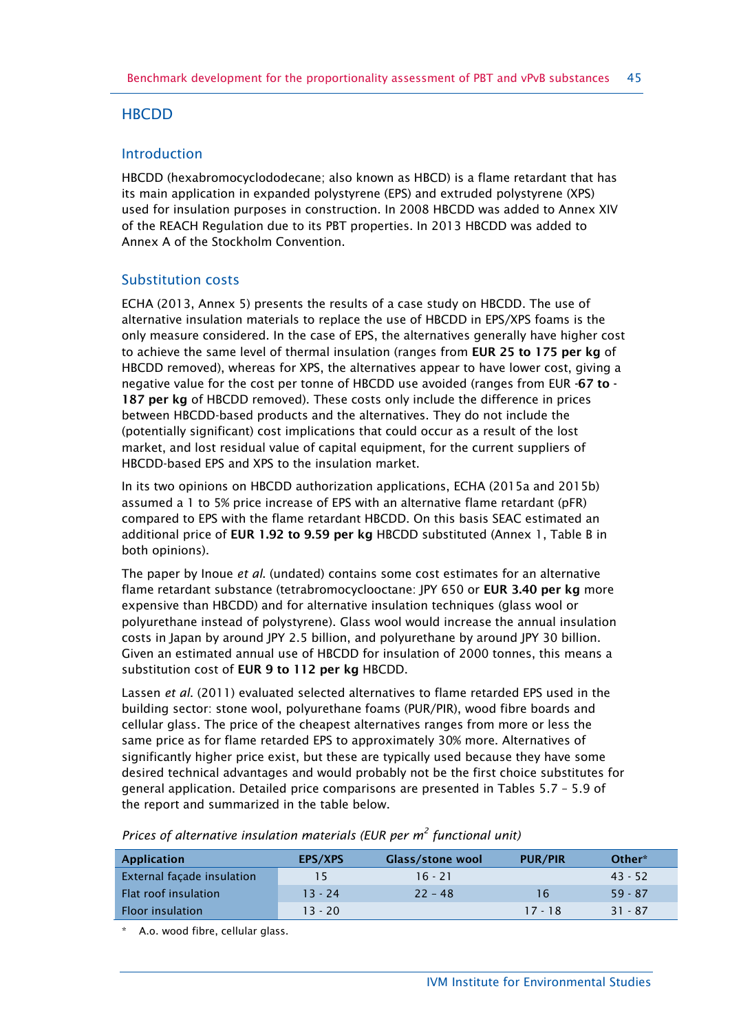## HBCDD

### Introduction

HBCDD (hexabromocyclododecane; also known as HBCD) is a flame retardant that has its main application in expanded polystyrene (EPS) and extruded polystyrene (XPS) used for insulation purposes in construction. In 2008 HBCDD was added to Annex XIV of the REACH Regulation due to its PBT properties. In 2013 HBCDD was added to Annex A of the Stockholm Convention.

### Substitution costs

ECHA (2013, Annex 5) presents the results of a case study on HBCDD. The use of alternative insulation materials to replace the use of HBCDD in EPS/XPS foams is the only measure considered. In the case of EPS, the alternatives generally have higher cost to achieve the same level of thermal insulation (ranges from **EUR 25 to 175 per kg** of HBCDD removed), whereas for XPS, the alternatives appear to have lower cost, giving a negative value for the cost per tonne of HBCDD use avoided (ranges from EUR **-67 to -187 per kg** of HBCDD removed). These costs only include the difference in prices between HBCDD-based products and the alternatives. They do not include the (potentially significant) cost implications that could occur as a result of the lost market, and lost residual value of capital equipment, for the current suppliers of HBCDD-based EPS and XPS to the insulation market.

In its two opinions on HBCDD authorization applications, ECHA (2015a and 2015b) assumed a 1 to 5% price increase of EPS with an alternative flame retardant (pFR) compared to EPS with the flame retardant HBCDD. On this basis SEAC estimated an additional price of **EUR 1.92 to 9.59 per kg** HBCDD substituted (Annex 1, Table B in both opinions).

The paper by Inoue *et al*. (undated) contains some cost estimates for an alternative flame retardant substance (tetrabromocyclooctane: JPY 650 or **EUR 3.40 per kg** more expensive than HBCDD) and for alternative insulation techniques (glass wool or polyurethane instead of polystyrene). Glass wool would increase the annual insulation costs in Japan by around JPY 2.5 billion, and polyurethane by around JPY 30 billion. Given an estimated annual use of HBCDD for insulation of 2000 tonnes, this means a substitution cost of **EUR 9 to 112 per kg** HBCDD.

Lassen *et al*. (2011) evaluated selected alternatives to flame retarded EPS used in the building sector: stone wool, polyurethane foams (PUR/PIR), wood fibre boards and cellular glass. The price of the cheapest alternatives ranges from more or less the same price as for flame retarded EPS to approximately 30% more. Alternatives of significantly higher price exist, but these are typically used because they have some desired technical advantages and would probably not be the first choice substitutes for general application. Detailed price comparisons are presented in Tables 5.7 – 5.9 of the report and summarized in the table below.

*Prices of alternative insulation materials (EUR per $m^2$ functional unit)*

| Application | EPS/XPS | Glass/stone wool | PUR/PIR | Other* |
|---|---|---|---|---|
| External façade insulation | 15 | 16 - 21 | | 43 - 52 |
| Flat roof insulation | 13 - 24 | 22 – 48 | 16 | 59 - 87 |
| Floor insulation | 13 - 20 | | 17 - 18 | 31 - 87 |

\* A.o. wood fibre, cellular glass.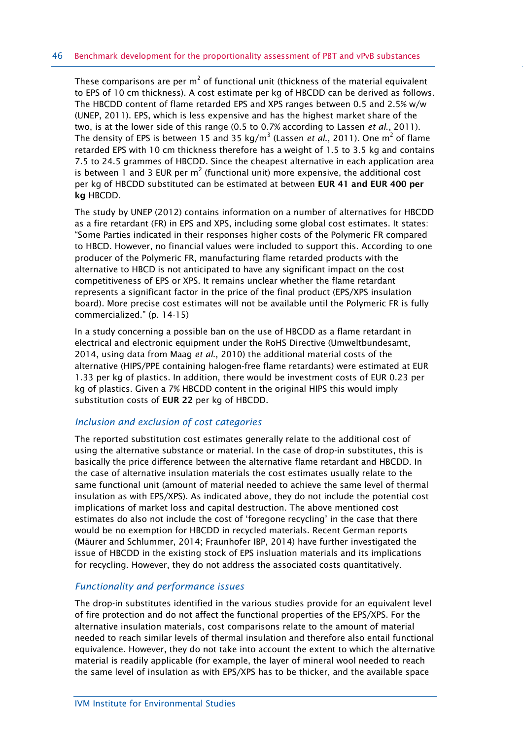These comparisons are per m$^2$ of functional unit (thickness of the material equivalent to EPS of 10 cm thickness). A cost estimate per kg of HBCDD can be derived as follows. The HBCDD content of flame retarded EPS and XPS ranges between 0.5 and 2.5% w/w (UNEP, 2011). EPS, which is less expensive and has the highest market share of the two, is at the lower side of this range (0.5 to 0.7% according to Lassen *et al.*, 2011). The density of EPS is between 15 and 35 kg/m$^3$ (Lassen *et al.*, 2011). One m$^2$ of flame retarded EPS with 10 cm thickness therefore has a weight of 1.5 to 3.5 kg and contains 7.5 to 24.5 grammes of HBCDD. Since the cheapest alternative in each application area is between 1 and 3 EUR per m$^2$ (functional unit) more expensive, the additional cost per kg of HBCDD substituted can be estimated at between **EUR 41 and EUR 400 per kg** HBCDD.

The study by UNEP (2012) contains information on a number of alternatives for HBCDD as a fire retardant (FR) in EPS and XPS, including some global cost estimates. It states: "Some Parties indicated in their responses higher costs of the Polymeric FR compared to HBCD. However, no financial values were included to support this. According to one producer of the Polymeric FR, manufacturing flame retarded products with the alternative to HBCD is not anticipated to have any significant impact on the cost competitiveness of EPS or XPS. It remains unclear whether the flame retardant represents a significant factor in the price of the final product (EPS/XPS insulation board). More precise cost estimates will not be available until the Polymeric FR is fully commercialized." (p. 14-15)

In a study concerning a possible ban on the use of HBCDD as a flame retardant in electrical and electronic equipment under the RoHS Directive (Umweltbundesamt, 2014, using data from Maag *et al.*, 2010) the additional material costs of the alternative (HIPS/PPE containing halogen-free flame retardants) were estimated at EUR 1.33 per kg of plastics. In addition, there would be investment costs of EUR 0.23 per kg of plastics. Given a 7% HBCDD content in the original HIPS this would imply substitution costs of **EUR 22** per kg of HBCDD.

### *Inclusion and exclusion of cost categories*

The reported substitution cost estimates generally relate to the additional cost of using the alternative substance or material. In the case of drop-in substitutes, this is basically the price difference between the alternative flame retardant and HBCDD. In the case of alternative insulation materials the cost estimates usually relate to the same functional unit (amount of material needed to achieve the same level of thermal insulation as with EPS/XPS). As indicated above, they do not include the potential cost implications of market loss and capital destruction. The above mentioned cost estimates do also not include the cost of 'foregone recycling' in the case that there would be no exemption for HBCDD in recycled materials. Recent German reports (Mäurer and Schlummer, 2014; Fraunhofer IBP, 2014) have further investigated the issue of HBCDD in the existing stock of EPS insluation materials and its implications for recycling. However, they do not address the associated costs quantitatively.

### *Functionality and performance issues*

The drop-in substitutes identified in the various studies provide for an equivalent level of fire protection and do not affect the functional properties of the EPS/XPS. For the alternative insulation materials, cost comparisons relate to the amount of material needed to reach similar levels of thermal insulation and therefore also entail functional equivalence. However, they do not take into account the extent to which the alternative material is readily applicable (for example, the layer of mineral wool needed to reach the same level of insulation as with EPS/XPS has to be thicker, and the available space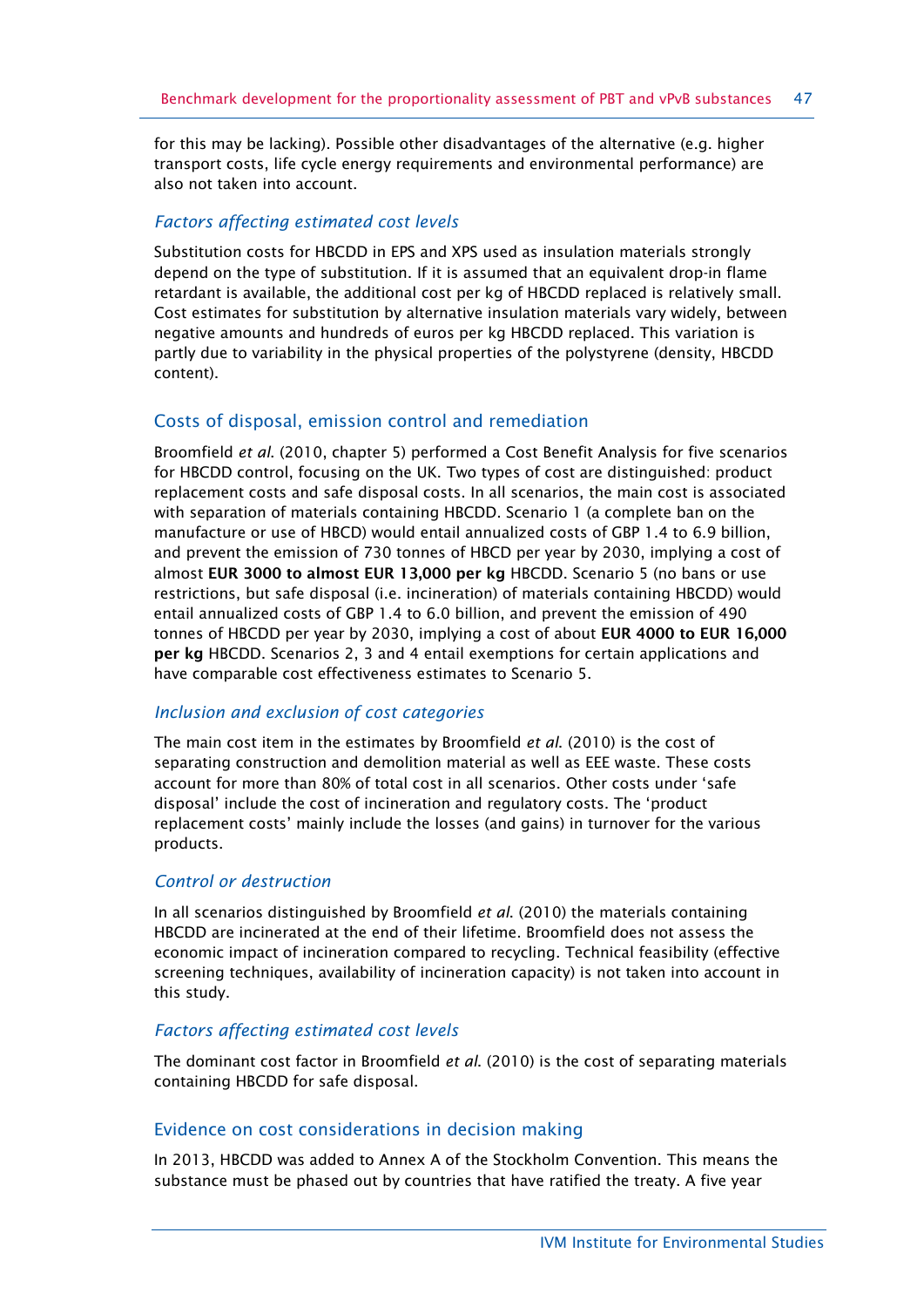for this may be lacking). Possible other disadvantages of the alternative (e.g. higher transport costs, life cycle energy requirements and environmental performance) are also not taken into account.

### *Factors affecting estimated cost levels*

Substitution costs for HBCDD in EPS and XPS used as insulation materials strongly depend on the type of substitution. If it is assumed that an equivalent drop-in flame retardant is available, the additional cost per kg of HBCDD replaced is relatively small. Cost estimates for substitution by alternative insulation materials vary widely, between negative amounts and hundreds of euros per kg HBCDD replaced. This variation is partly due to variability in the physical properties of the polystyrene (density, HBCDD content).

## Costs of disposal, emission control and remediation

Broomfield *et al*. (2010, chapter 5) performed a Cost Benefit Analysis for five scenarios for HBCDD control, focusing on the UK. Two types of cost are distinguished: product replacement costs and safe disposal costs. In all scenarios, the main cost is associated with separation of materials containing HBCDD. Scenario 1 (a complete ban on the manufacture or use of HBCD) would entail annualized costs of GBP 1.4 to 6.9 billion, and prevent the emission of 730 tonnes of HBCD per year by 2030, implying a cost of almost **EUR 3000 to almost EUR 13,000 per kg** HBCDD. Scenario 5 (no bans or use restrictions, but safe disposal (i.e. incineration) of materials containing HBCDD) would entail annualized costs of GBP 1.4 to 6.0 billion, and prevent the emission of 490 tonnes of HBCDD per year by 2030, implying a cost of about **EUR 4000 to EUR 16,000 per kg** HBCDD. Scenarios 2, 3 and 4 entail exemptions for certain applications and have comparable cost effectiveness estimates to Scenario 5.

### *Inclusion and exclusion of cost categories*

The main cost item in the estimates by Broomfield *et al*. (2010) is the cost of separating construction and demolition material as well as EEE waste. These costs account for more than 80% of total cost in all scenarios. Other costs under 'safe disposal' include the cost of incineration and regulatory costs. The 'product replacement costs' mainly include the losses (and gains) in turnover for the various products.

### *Control or destruction*

In all scenarios distinguished by Broomfield *et al*. (2010) the materials containing HBCDD are incinerated at the end of their lifetime. Broomfield does not assess the economic impact of incineration compared to recycling. Technical feasibility (effective screening techniques, availability of incineration capacity) is not taken into account in this study.

### *Factors affecting estimated cost levels*

The dominant cost factor in Broomfield *et al*. (2010) is the cost of separating materials containing HBCDD for safe disposal.

## Evidence on cost considerations in decision making

In 2013, HBCDD was added to Annex A of the Stockholm Convention. This means the substance must be phased out by countries that have ratified the treaty. A five year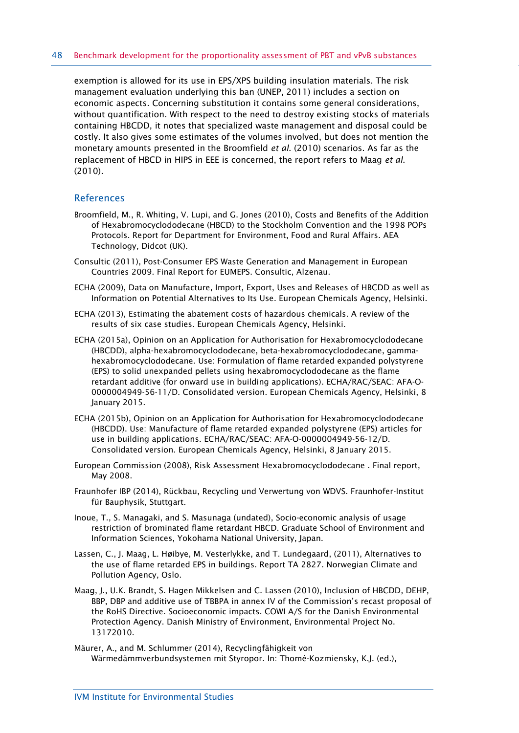exemption is allowed for its use in EPS/XPS building insulation materials. The risk management evaluation underlying this ban (UNEP, 2011) includes a section on economic aspects. Concerning substitution it contains some general considerations, without quantification. With respect to the need to destroy existing stocks of materials containing HBCDD, it notes that specialized waste management and disposal could be costly. It also gives some estimates of the volumes involved, but does not mention the monetary amounts presented in the Broomfield *et al.* (2010) scenarios. As far as the replacement of HBCD in HIPS in EEE is concerned, the report refers to Maag *et al.* (2010).

## References

Broomfield, M., R. Whiting, V. Lupi, and G. Jones (2010), Costs and Benefits of the Addition of Hexabromocyclododecane (HBCD) to the Stockholm Convention and the 1998 POPs Protocols. Report for Department for Environment, Food and Rural Affairs. AEA Technology, Didcot (UK).

Consultic (2011), Post-Consumer EPS Waste Generation and Management in European Countries 2009. Final Report for EUMEPS. Consultic, Alzenau.

ECHA (2009), Data on Manufacture, Import, Export, Uses and Releases of HBCDD as well as Information on Potential Alternatives to Its Use. European Chemicals Agency, Helsinki.

ECHA (2013), Estimating the abatement costs of hazardous chemicals. A review of the results of six case studies. European Chemicals Agency, Helsinki.

ECHA (2015a), Opinion on an Application for Authorisation for Hexabromocyclododecane (HBCDD), alpha-hexabromocyclododecane, beta-hexabromocyclododecane, gamma-hexabromocyclododecane. Use: Formulation of flame retarded expanded polystyrene (EPS) to solid unexpanded pellets using hexabromocyclododecane as the flame retardant additive (for onward use in building applications). ECHA/RAC/SEAC: AFA-O-0000004949-56-11/D. Consolidated version. European Chemicals Agency, Helsinki, 8 January 2015.

ECHA (2015b), Opinion on an Application for Authorisation for Hexabromocyclododecane (HBCDD). Use: Manufacture of flame retarded expanded polystyrene (EPS) articles for use in building applications. ECHA/RAC/SEAC: AFA-O-0000004949-56-12/D. Consolidated version. European Chemicals Agency, Helsinki, 8 January 2015.

European Commission (2008), Risk Assessment Hexabromocyclododecane . Final report, May 2008.

Fraunhofer IBP (2014), Rückbau, Recycling und Verwertung von WDVS. Fraunhofer-Institut für Bauphysik, Stuttgart.

Inoue, T., S. Managaki, and S. Masunaga (undated), Socio-economic analysis of usage restriction of brominated flame retardant HBCD. Graduate School of Environment and Information Sciences, Yokohama National University, Japan.

Lassen, C., J. Maag, L. Høibye, M. Vesterlykke, and T. Lundegaard, (2011), Alternatives to the use of flame retarded EPS in buildings. Report TA 2827. Norwegian Climate and Pollution Agency, Oslo.

Maag, J., U.K. Brandt, S. Hagen Mikkelsen and C. Lassen (2010), Inclusion of HBCDD, DEHP, BBP, DBP and additive use of TBBPA in annex IV of the Commission's recast proposal of the RoHS Directive. Socioeconomic impacts. COWI A/S for the Danish Environmental Protection Agency. Danish Ministry of Environment, Environmental Project No. 13172010.

Mäurer, A., and M. Schlummer (2014), Recyclingfähigkeit von Wärmedämmverbundsystemen mit Styropor. In: Thomé-Kozmiensky, K.J. (ed.),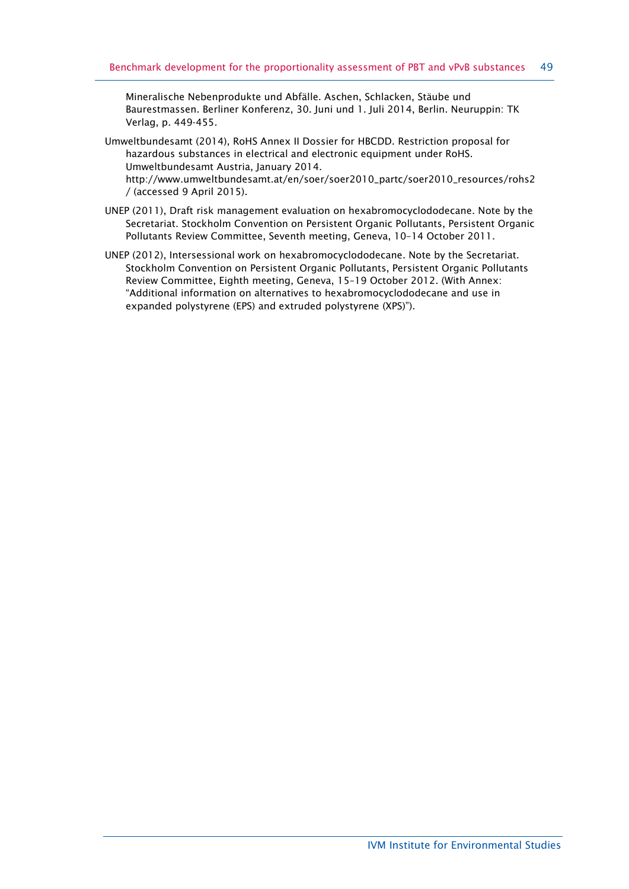Mineralische Nebenprodukte und Abfälle. Aschen, Schlacken, Stäube und Baurestmassen. Berliner Konferenz, 30. Juni und 1. Juli 2014, Berlin. Neuruppin: TK Verlag, p. 449-455.

Umweltbundesamt (2014), RoHS Annex II Dossier for HBCDD. Restriction proposal for hazardous substances in electrical and electronic equipment under RoHS. Umweltbundesamt Austria, January 2014. http://www.umweltbundesamt.at/en/soer/soer2010_partc/soer2010_resources/rohs2/ (accessed 9 April 2015).

UNEP (2011), Draft risk management evaluation on hexabromocyclododecane. Note by the Secretariat. Stockholm Convention on Persistent Organic Pollutants, Persistent Organic Pollutants Review Committee, Seventh meeting, Geneva, 10–14 October 2011.

UNEP (2012), Intersessional work on hexabromocyclododecane. Note by the Secretariat. Stockholm Convention on Persistent Organic Pollutants, Persistent Organic Pollutants Review Committee, Eighth meeting, Geneva, 15–19 October 2012. (With Annex: “Additional information on alternatives to hexabromocyclododecane and use in expanded polystyrene (EPS) and extruded polystyrene (XPS)”).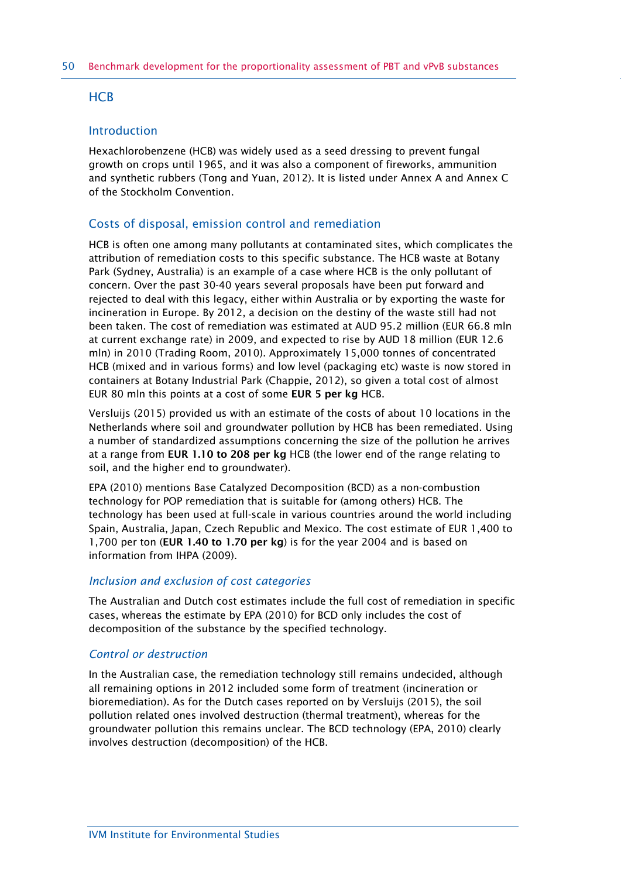## HCB

### Introduction

Hexachlorobenzene (HCB) was widely used as a seed dressing to prevent fungal growth on crops until 1965, and it was also a component of fireworks, ammunition and synthetic rubbers (Tong and Yuan, 2012). It is listed under Annex A and Annex C of the Stockholm Convention.

### Costs of disposal, emission control and remediation

HCB is often one among many pollutants at contaminated sites, which complicates the attribution of remediation costs to this specific substance. The HCB waste at Botany Park (Sydney, Australia) is an example of a case where HCB is the only pollutant of concern. Over the past 30-40 years several proposals have been put forward and rejected to deal with this legacy, either within Australia or by exporting the waste for incineration in Europe. By 2012, a decision on the destiny of the waste still had not been taken. The cost of remediation was estimated at AUD 95.2 million (EUR 66.8 mln at current exchange rate) in 2009, and expected to rise by AUD 18 million (EUR 12.6 mln) in 2010 (Trading Room, 2010). Approximately 15,000 tonnes of concentrated HCB (mixed and in various forms) and low level (packaging etc) waste is now stored in containers at Botany Industrial Park (Chappie, 2012), so given a total cost of almost EUR 80 mln this points at a cost of some **EUR 5 per kg** HCB.

Versluijs (2015) provided us with an estimate of the costs of about 10 locations in the Netherlands where soil and groundwater pollution by HCB has been remediated. Using a number of standardized assumptions concerning the size of the pollution he arrives at a range from **EUR 1.10 to 208 per kg** HCB (the lower end of the range relating to soil, and the higher end to groundwater).

EPA (2010) mentions Base Catalyzed Decomposition (BCD) as a non-combustion technology for POP remediation that is suitable for (among others) HCB. The technology has been used at full-scale in various countries around the world including Spain, Australia, Japan, Czech Republic and Mexico. The cost estimate of EUR 1,400 to 1,700 per ton (**EUR 1.40 to 1.70 per kg**) is for the year 2004 and is based on information from IHPA (2009).

#### *Inclusion and exclusion of cost categories*

The Australian and Dutch cost estimates include the full cost of remediation in specific cases, whereas the estimate by EPA (2010) for BCD only includes the cost of decomposition of the substance by the specified technology.

#### *Control or destruction*

In the Australian case, the remediation technology still remains undecided, although all remaining options in 2012 included some form of treatment (incineration or bioremediation). As for the Dutch cases reported on by Versluijs (2015), the soil pollution related ones involved destruction (thermal treatment), whereas for the groundwater pollution this remains unclear. The BCD technology (EPA, 2010) clearly involves destruction (decomposition) of the HCB.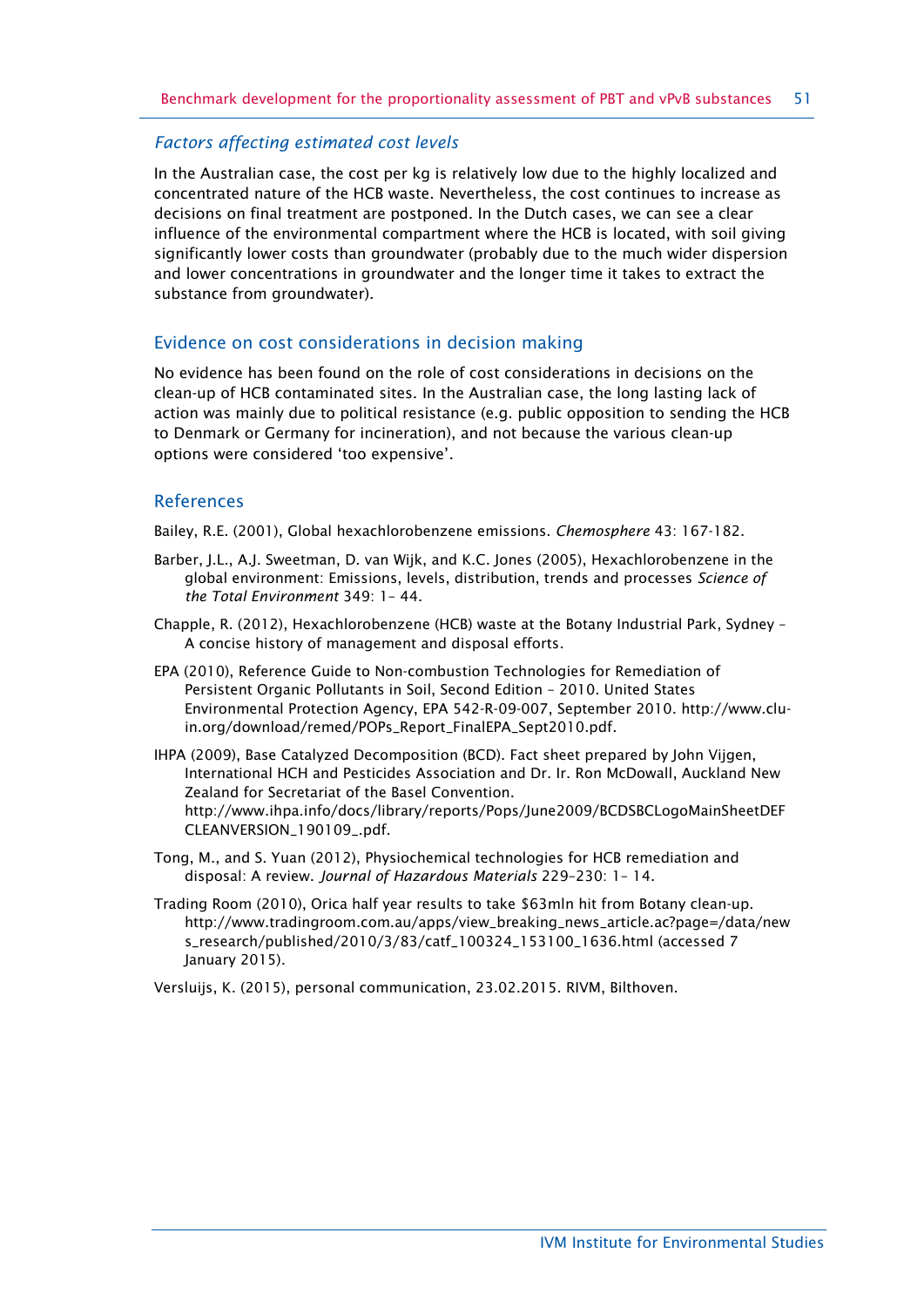*Factors affecting estimated cost levels*

In the Australian case, the cost per kg is relatively low due to the highly localized and concentrated nature of the HCB waste. Nevertheless, the cost continues to increase as decisions on final treatment are postponed. In the Dutch cases, we can see a clear influence of the environmental compartment where the HCB is located, with soil giving significantly lower costs than groundwater (probably due to the much wider dispersion and lower concentrations in groundwater and the longer time it takes to extract the substance from groundwater).

## Evidence on cost considerations in decision making

No evidence has been found on the role of cost considerations in decisions on the clean-up of HCB contaminated sites. In the Australian case, the long lasting lack of action was mainly due to political resistance (e.g. public opposition to sending the HCB to Denmark or Germany for incineration), and not because the various clean-up options were considered 'too expensive'.

## References

Bailey, R.E. (2001), Global hexachlorobenzene emissions. *Chemosphere* 43: 167-182.

Barber, J.L., A.J. Sweetman, D. van Wijk, and K.C. Jones (2005), Hexachlorobenzene in the global environment: Emissions, levels, distribution, trends and processes *Science of the Total Environment* 349: 1– 44.

Chapple, R. (2012), Hexachlorobenzene (HCB) waste at the Botany Industrial Park, Sydney – A concise history of management and disposal efforts.

EPA (2010), Reference Guide to Non-combustion Technologies for Remediation of Persistent Organic Pollutants in Soil, Second Edition – 2010. United States Environmental Protection Agency, EPA 542-R-09-007, September 2010. http://www.clu-in.org/download/remed/POPs_Report_FinalEPA_Sept2010.pdf.

IHPA (2009), Base Catalyzed Decomposition (BCD). Fact sheet prepared by John Vijgen, International HCH and Pesticides Association and Dr. Ir. Ron McDowall, Auckland New Zealand for Secretariat of the Basel Convention. http://www.ihpa.info/docs/library/reports/Pops/June2009/BCDSBCLogoMainSheetDEFCLEANVERSION_190109_.pdf.

Tong, M., and S. Yuan (2012), Physiochemical technologies for HCB remediation and disposal: A review. *Journal of Hazardous Materials* 229–230: 1– 14.

Trading Room (2010), Orica half year results to take $63mln hit from Botany clean-up. http://www.tradingroom.com.au/apps/view_breaking_news_article.ac?page=/data/news_research/published/2010/3/83/catf_100324_153100_1636.html (accessed 7 January 2015).

Versluijs, K. (2015), personal communication, 23.02.2015. RIVM, Bilthoven.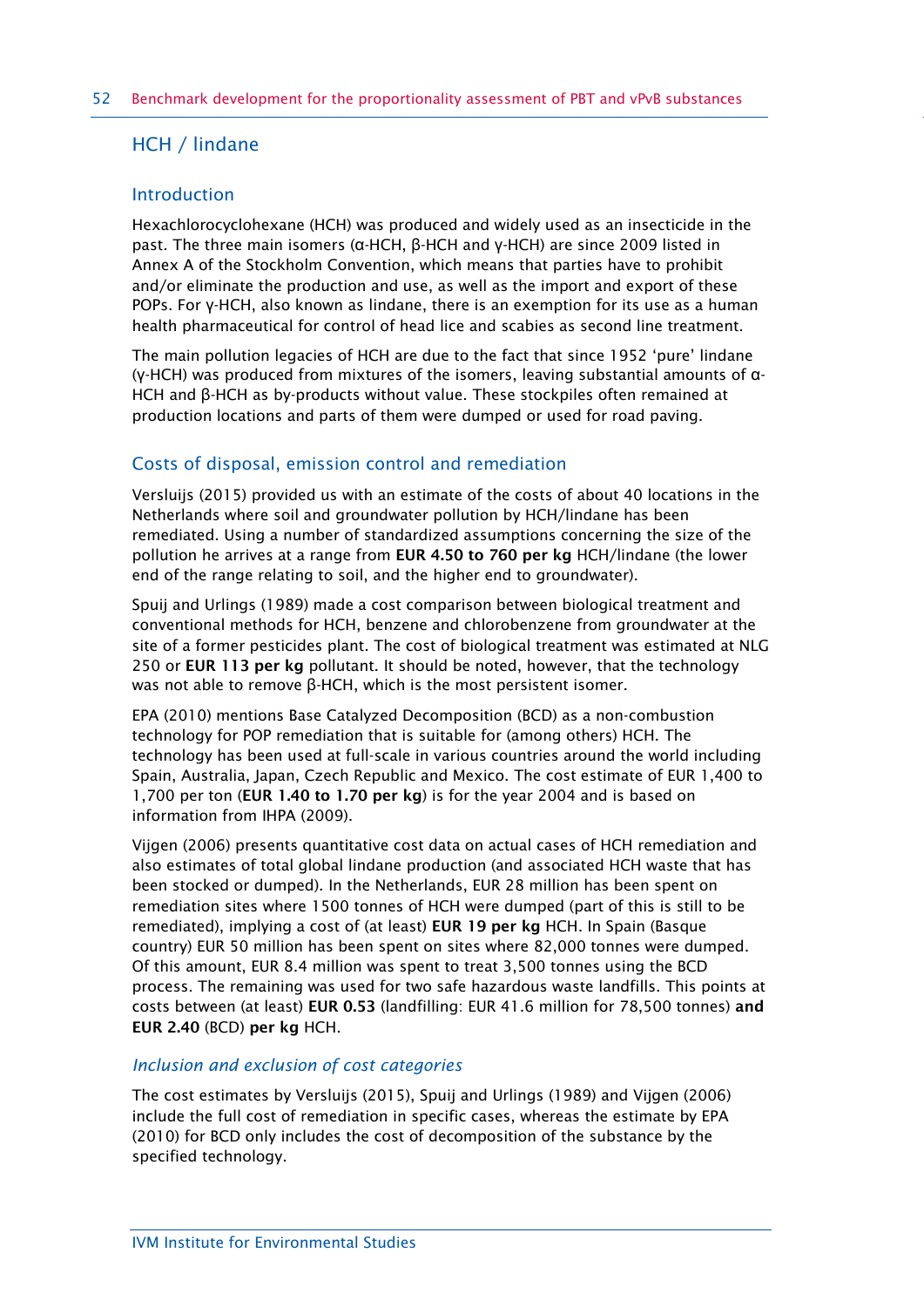## HCH / lindane

### Introduction

Hexachlorocyclohexane (HCH) was produced and widely used as an insecticide in the past. The three main isomers (α-HCH, β-HCH and γ-HCH) are since 2009 listed in Annex A of the Stockholm Convention, which means that parties have to prohibit and/or eliminate the production and use, as well as the import and export of these POPs. For γ-HCH, also known as lindane, there is an exemption for its use as a human health pharmaceutical for control of head lice and scabies as second line treatment.

The main pollution legacies of HCH are due to the fact that since 1952 'pure' lindane (γ-HCH) was produced from mixtures of the isomers, leaving substantial amounts of α-HCH and β-HCH as by-products without value. These stockpiles often remained at production locations and parts of them were dumped or used for road paving.

### Costs of disposal, emission control and remediation

Versluijs (2015) provided us with an estimate of the costs of about 40 locations in the Netherlands where soil and groundwater pollution by HCH/lindane has been remediated. Using a number of standardized assumptions concerning the size of the pollution he arrives at a range from **EUR 4.50 to 760 per kg** HCH/lindane (the lower end of the range relating to soil, and the higher end to groundwater).

Spuij and Urlings (1989) made a cost comparison between biological treatment and conventional methods for HCH, benzene and chlorobenzene from groundwater at the site of a former pesticides plant. The cost of biological treatment was estimated at NLG 250 or **EUR 113 per kg** pollutant. It should be noted, however, that the technology was not able to remove β-HCH, which is the most persistent isomer.

EPA (2010) mentions Base Catalyzed Decomposition (BCD) as a non-combustion technology for POP remediation that is suitable for (among others) HCH. The technology has been used at full-scale in various countries around the world including Spain, Australia, Japan, Czech Republic and Mexico. The cost estimate of EUR 1,400 to 1,700 per ton (**EUR 1.40 to 1.70 per kg**) is for the year 2004 and is based on information from IHPA (2009).

Vijgen (2006) presents quantitative cost data on actual cases of HCH remediation and also estimates of total global lindane production (and associated HCH waste that has been stocked or dumped). In the Netherlands, EUR 28 million has been spent on remediation sites where 1500 tonnes of HCH were dumped (part of this is still to be remediated), implying a cost of (at least) **EUR 19 per kg** HCH. In Spain (Basque country) EUR 50 million has been spent on sites where 82,000 tonnes were dumped. Of this amount, EUR 8.4 million was spent to treat 3,500 tonnes using the BCD process. The remaining was used for two safe hazardous waste landfills. This points at costs between (at least) **EUR 0.53** (landfilling: EUR 41.6 million for 78,500 tonnes) **and EUR 2.40** (BCD) **per kg** HCH.

#### *Inclusion and exclusion of cost categories*

The cost estimates by Versluijs (2015), Spuij and Urlings (1989) and Vijgen (2006) include the full cost of remediation in specific cases, whereas the estimate by EPA (2010) for BCD only includes the cost of decomposition of the substance by the specified technology.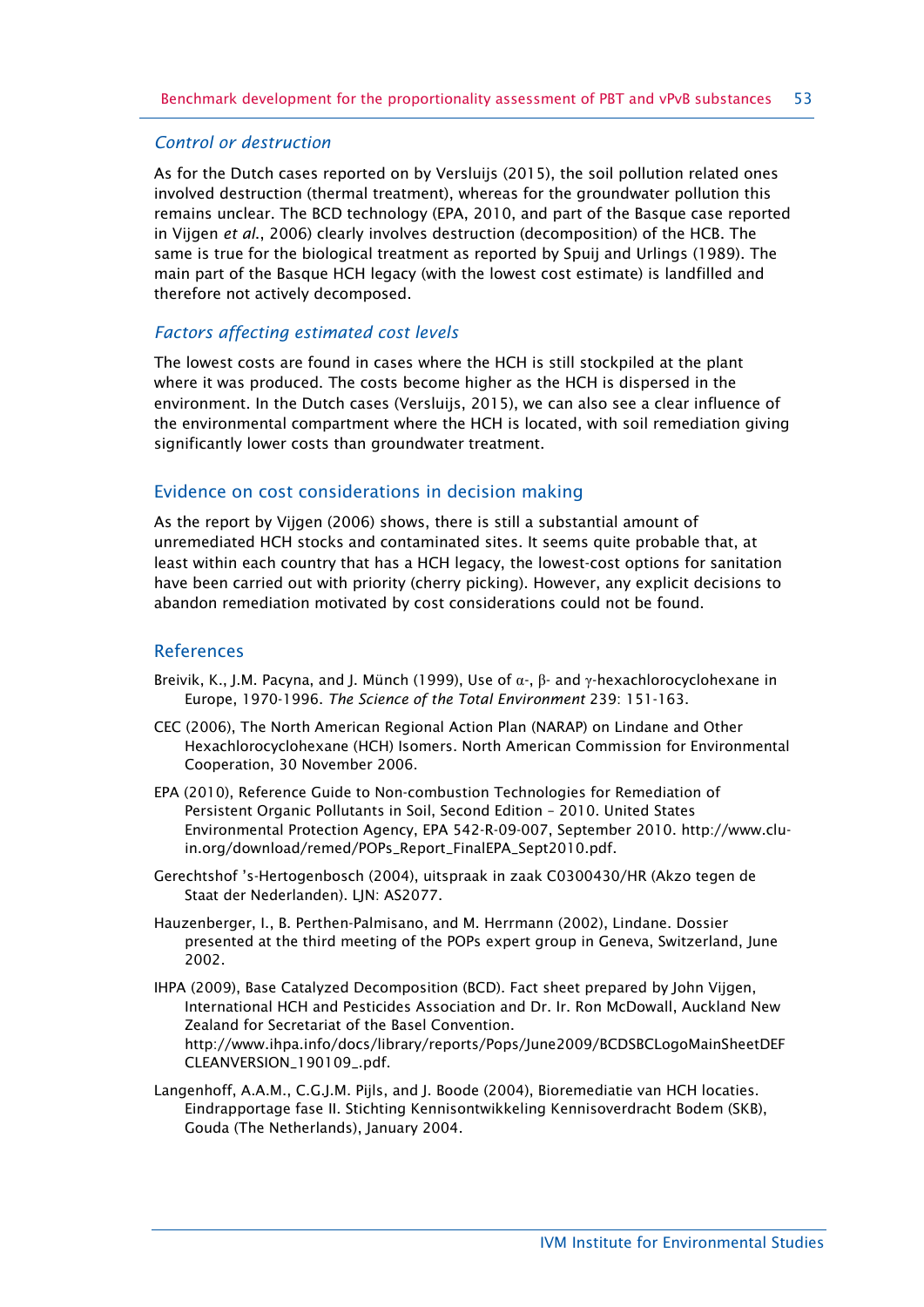### *Control or destruction*

As for the Dutch cases reported on by Versluijs (2015), the soil pollution related ones involved destruction (thermal treatment), whereas for the groundwater pollution this remains unclear. The BCD technology (EPA, 2010, and part of the Basque case reported in Vijgen *et al.*, 2006) clearly involves destruction (decomposition) of the HCB. The same is true for the biological treatment as reported by Spuij and Urlings (1989). The main part of the Basque HCH legacy (with the lowest cost estimate) is landfilled and therefore not actively decomposed.

### *Factors affecting estimated cost levels*

The lowest costs are found in cases where the HCH is still stockpiled at the plant where it was produced. The costs become higher as the HCH is dispersed in the environment. In the Dutch cases (Versluijs, 2015), we can also see a clear influence of the environmental compartment where the HCH is located, with soil remediation giving significantly lower costs than groundwater treatment.

## Evidence on cost considerations in decision making

As the report by Vijgen (2006) shows, there is still a substantial amount of unremediated HCH stocks and contaminated sites. It seems quite probable that, at least within each country that has a HCH legacy, the lowest-cost options for sanitation have been carried out with priority (cherry picking). However, any explicit decisions to abandon remediation motivated by cost considerations could not be found.

## References

Breivik, K., J.M. Pacyna, and J. Münch (1999), Use of α-, β- and γ-hexachlorocyclohexane in Europe, 1970-1996. *The Science of the Total Environment* 239: 151-163.

CEC (2006), The North American Regional Action Plan (NARAP) on Lindane and Other Hexachlorocyclohexane (HCH) Isomers. North American Commission for Environmental Cooperation, 30 November 2006.

EPA (2010), Reference Guide to Non-combustion Technologies for Remediation of Persistent Organic Pollutants in Soil, Second Edition – 2010. United States Environmental Protection Agency, EPA 542-R-09-007, September 2010. http://www.clu-in.org/download/remed/POPs_Report_FinalEPA_Sept2010.pdf.

Gerechtshof 's-Hertogenbosch (2004), uitspraak in zaak C0300430/HR (Akzo tegen de Staat der Nederlanden). LJN: AS2077.

Hauzenberger, I., B. Perthen-Palmisano, and M. Herrmann (2002), Lindane. Dossier presented at the third meeting of the POPs expert group in Geneva, Switzerland, June 2002.

IHPA (2009), Base Catalyzed Decomposition (BCD). Fact sheet prepared by John Vijgen, International HCH and Pesticides Association and Dr. Ir. Ron McDowall, Auckland New Zealand for Secretariat of the Basel Convention. http://www.ihpa.info/docs/library/reports/Pops/June2009/BCDSBCLogoMainSheetDEFCLEANVERSION_190109_.pdf.

Langenhoff, A.A.M., C.G.J.M. Pijls, and J. Boode (2004), Bioremediatie van HCH locaties. Eindrapportage fase II. Stichting Kennisontwikkeling Kennisoverdracht Bodem (SKB), Gouda (The Netherlands), January 2004.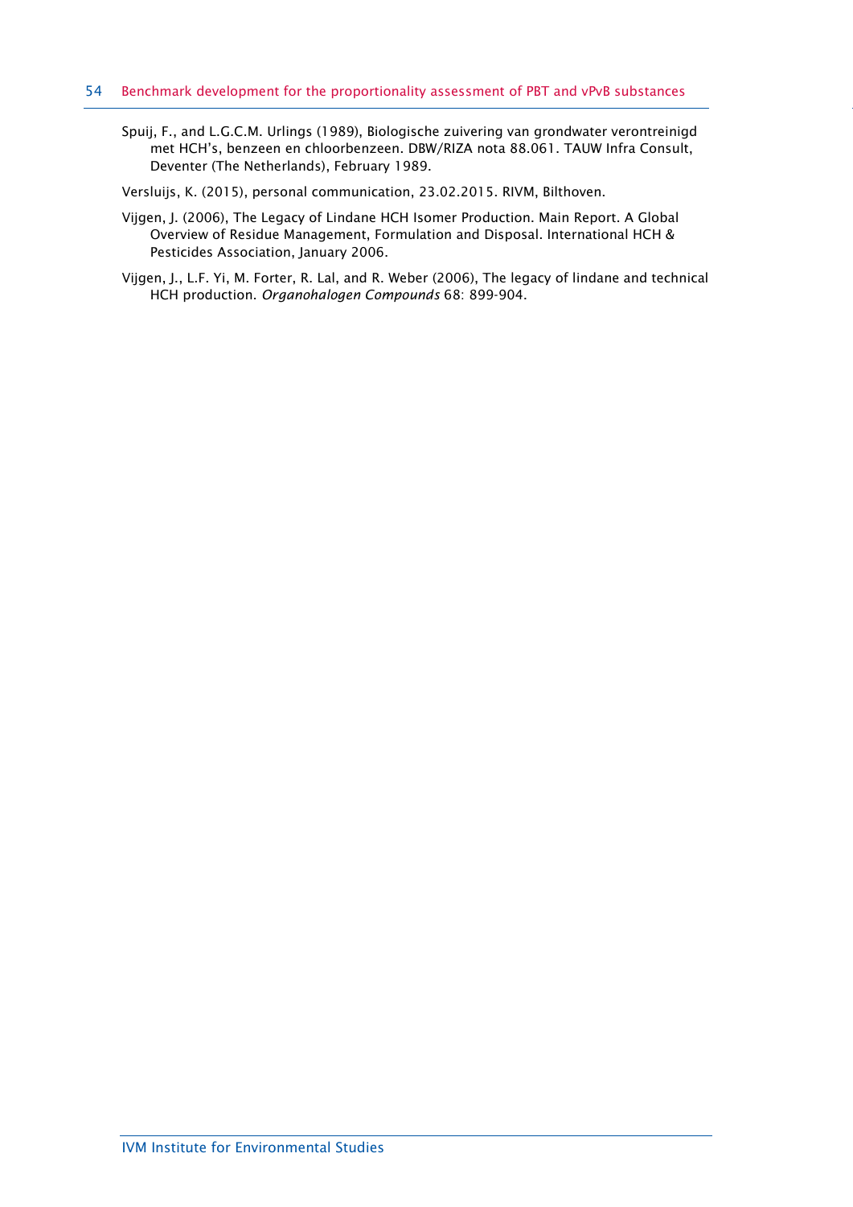Spuij, F., and L.G.C.M. Urlings (1989), Biologische zuivering van grondwater verontreinigd met HCH's, benzeen en chloorbenzeen. DBW/RIZA nota 88.061. TAUW Infra Consult, Deventer (The Netherlands), February 1989.

Versluijs, K. (2015), personal communication, 23.02.2015. RIVM, Bilthoven.

Vijgen, J. (2006), The Legacy of Lindane HCH Isomer Production. Main Report. A Global Overview of Residue Management, Formulation and Disposal. International HCH & Pesticides Association, January 2006.

Vijgen, J., L.F. Yi, M. Forter, R. Lal, and R. Weber (2006), The legacy of lindane and technical HCH production. *Organohalogen Compounds* 68: 899-904.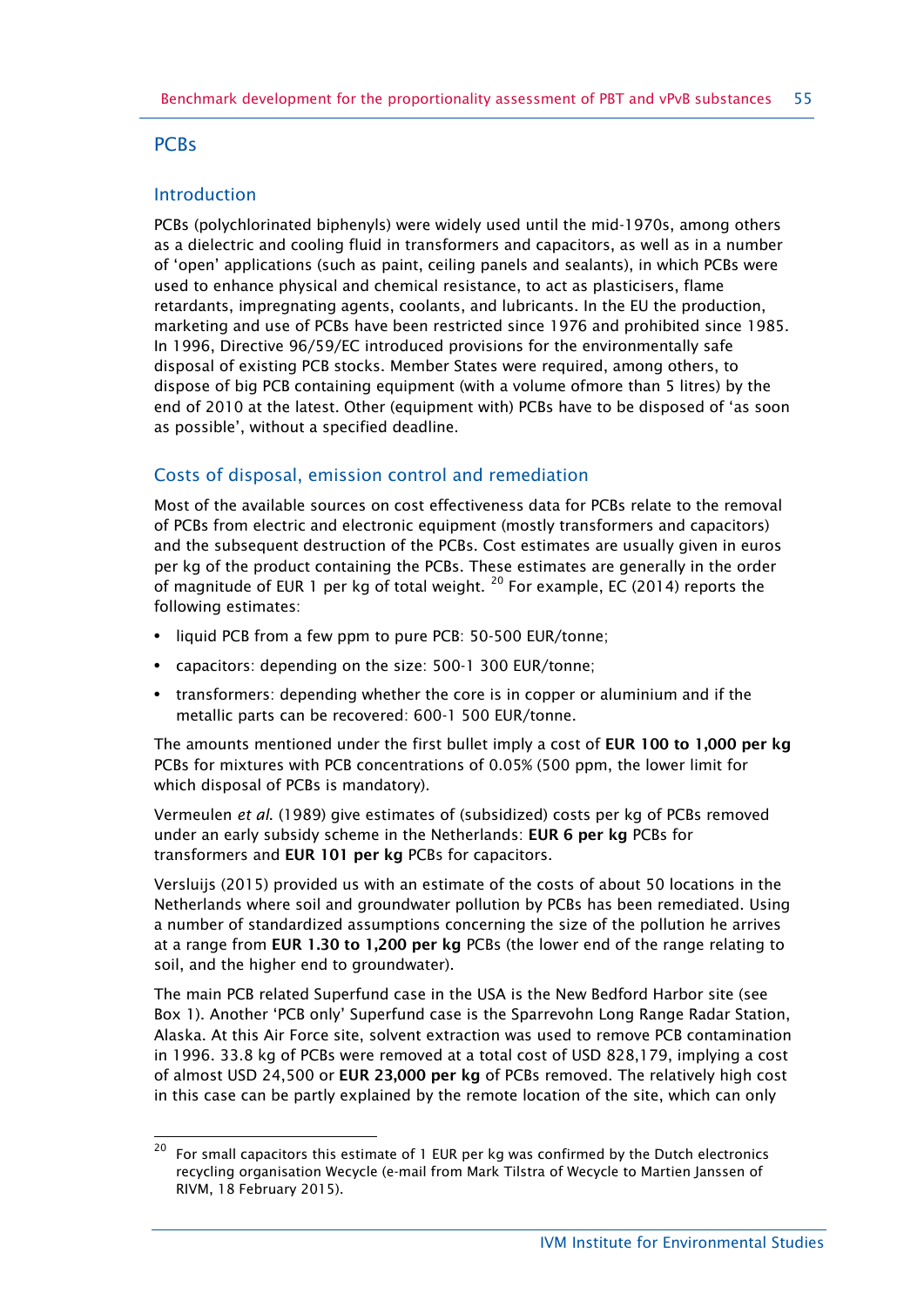## PCBs

### Introduction

PCBs (polychlorinated biphenyls) were widely used until the mid-1970s, among others as a dielectric and cooling fluid in transformers and capacitors, as well as in a number of 'open' applications (such as paint, ceiling panels and sealants), in which PCBs were used to enhance physical and chemical resistance, to act as plasticisers, flame retardants, impregnating agents, coolants, and lubricants. In the EU the production, marketing and use of PCBs have been restricted since 1976 and prohibited since 1985. In 1996, Directive 96/59/EC introduced provisions for the environmentally safe disposal of existing PCB stocks. Member States were required, among others, to dispose of big PCB containing equipment (with a volume ofmore than 5 litres) by the end of 2010 at the latest. Other (equipment with) PCBs have to be disposed of 'as soon as possible', without a specified deadline.

### Costs of disposal, emission control and remediation

Most of the available sources on cost effectiveness data for PCBs relate to the removal of PCBs from electric and electronic equipment (mostly transformers and capacitors) and the subsequent destruction of the PCBs. Cost estimates are usually given in euros per kg of the product containing the PCBs. These estimates are generally in the order of magnitude of EUR 1 per kg of total weight. [20] For example, EC (2014) reports the following estimates:

- liquid PCB from a few ppm to pure PCB: 50-500 EUR/tonne;
- capacitors: depending on the size: 500-1 300 EUR/tonne;
- transformers: depending whether the core is in copper or aluminium and if the metallic parts can be recovered: 600-1 500 EUR/tonne.

The amounts mentioned under the first bullet imply a cost of **EUR 100 to 1,000 per kg** PCBs for mixtures with PCB concentrations of 0.05% (500 ppm, the lower limit for which disposal of PCBs is mandatory).

Vermeulen *et al.* (1989) give estimates of (subsidized) costs per kg of PCBs removed under an early subsidy scheme in the Netherlands: **EUR 6 per kg** PCBs for transformers and **EUR 101 per kg** PCBs for capacitors.

Versluijs (2015) provided us with an estimate of the costs of about 50 locations in the Netherlands where soil and groundwater pollution by PCBs has been remediated. Using a number of standardized assumptions concerning the size of the pollution he arrives at a range from **EUR 1.30 to 1,200 per kg** PCBs (the lower end of the range relating to soil, and the higher end to groundwater).

The main PCB related Superfund case in the USA is the New Bedford Harbor site (see Box 1). Another 'PCB only' Superfund case is the Sparrevohn Long Range Radar Station, Alaska. At this Air Force site, solvent extraction was used to remove PCB contamination in 1996. 33.8 kg of PCBs were removed at a total cost of USD 828,179, implying a cost of almost USD 24,500 or **EUR 23,000 per kg** of PCBs removed. The relatively high cost in this case can be partly explained by the remote location of the site, which can only

[20] For small capacitors this estimate of 1 EUR per kg was confirmed by the Dutch electronics recycling organisation Wecycle (e-mail from Mark Tilstra of Wecycle to Martien Janssen of RIVM, 18 February 2015).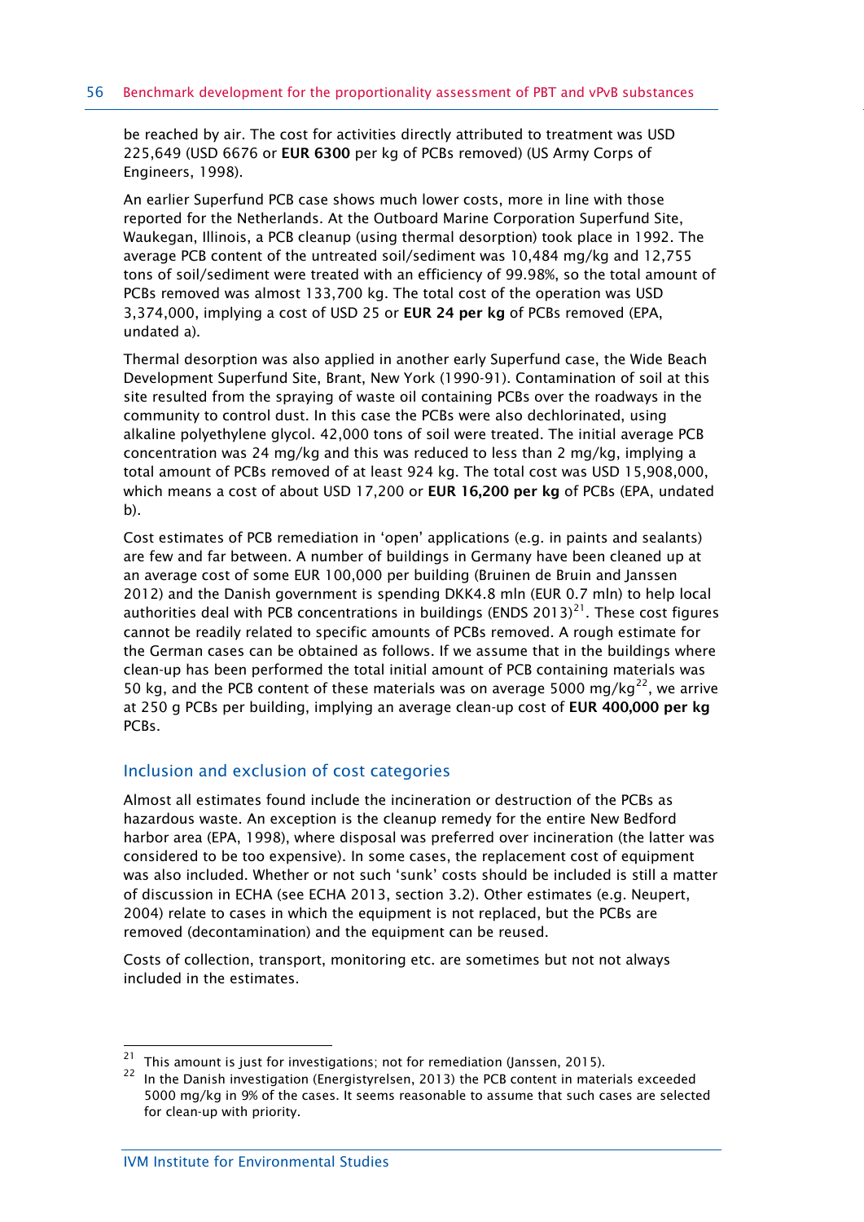be reached by air. The cost for activities directly attributed to treatment was USD 225,649 (USD 6676 or **EUR 6300** per kg of PCBs removed) (US Army Corps of Engineers, 1998).

An earlier Superfund PCB case shows much lower costs, more in line with those reported for the Netherlands. At the Outboard Marine Corporation Superfund Site, Waukegan, Illinois, a PCB cleanup (using thermal desorption) took place in 1992. The average PCB content of the untreated soil/sediment was 10,484 mg/kg and 12,755 tons of soil/sediment were treated with an efficiency of 99.98%, so the total amount of PCBs removed was almost 133,700 kg. The total cost of the operation was USD 3,374,000, implying a cost of USD 25 or **EUR 24 per kg** of PCBs removed (EPA, undated a).

Thermal desorption was also applied in another early Superfund case, the Wide Beach Development Superfund Site, Brant, New York (1990-91). Contamination of soil at this site resulted from the spraying of waste oil containing PCBs over the roadways in the community to control dust. In this case the PCBs were also dechlorinated, using alkaline polyethylene glycol. 42,000 tons of soil were treated. The initial average PCB concentration was 24 mg/kg and this was reduced to less than 2 mg/kg, implying a total amount of PCBs removed of at least 924 kg. The total cost was USD 15,908,000, which means a cost of about USD 17,200 or **EUR 16,200 per kg** of PCBs (EPA, undated b).

Cost estimates of PCB remediation in 'open' applications (e.g. in paints and sealants) are few and far between. A number of buildings in Germany have been cleaned up at an average cost of some EUR 100,000 per building (Bruinen de Bruin and Janssen 2012) and the Danish government is spending DKK4.8 mln (EUR 0.7 mln) to help local authorities deal with PCB concentrations in buildings (ENDS 2013)[21]. These cost figures cannot be readily related to specific amounts of PCBs removed. A rough estimate for the German cases can be obtained as follows. If we assume that in the buildings where clean-up has been performed the total initial amount of PCB containing materials was 50 kg, and the PCB content of these materials was on average 5000 mg/kg[22], we arrive at 250 g PCBs per building, implying an average clean-up cost of **EUR 400,000 per kg** PCBs.

## Inclusion and exclusion of cost categories

Almost all estimates found include the incineration or destruction of the PCBs as hazardous waste. An exception is the cleanup remedy for the entire New Bedford harbor area (EPA, 1998), where disposal was preferred over incineration (the latter was considered to be too expensive). In some cases, the replacement cost of equipment was also included. Whether or not such 'sunk' costs should be included is still a matter of discussion in ECHA (see ECHA 2013, section 3.2). Other estimates (e.g. Neupert, 2004) relate to cases in which the equipment is not replaced, but the PCBs are removed (decontamination) and the equipment can be reused.

Costs of collection, transport, monitoring etc. are sometimes but not not always included in the estimates.

---

[21] This amount is just for investigations; not for remediation (Janssen, 2015).

[22] In the Danish investigation (Energistyrelsen, 2013) the PCB content in materials exceeded 5000 mg/kg in 9% of the cases. It seems reasonable to assume that such cases are selected for clean-up with priority.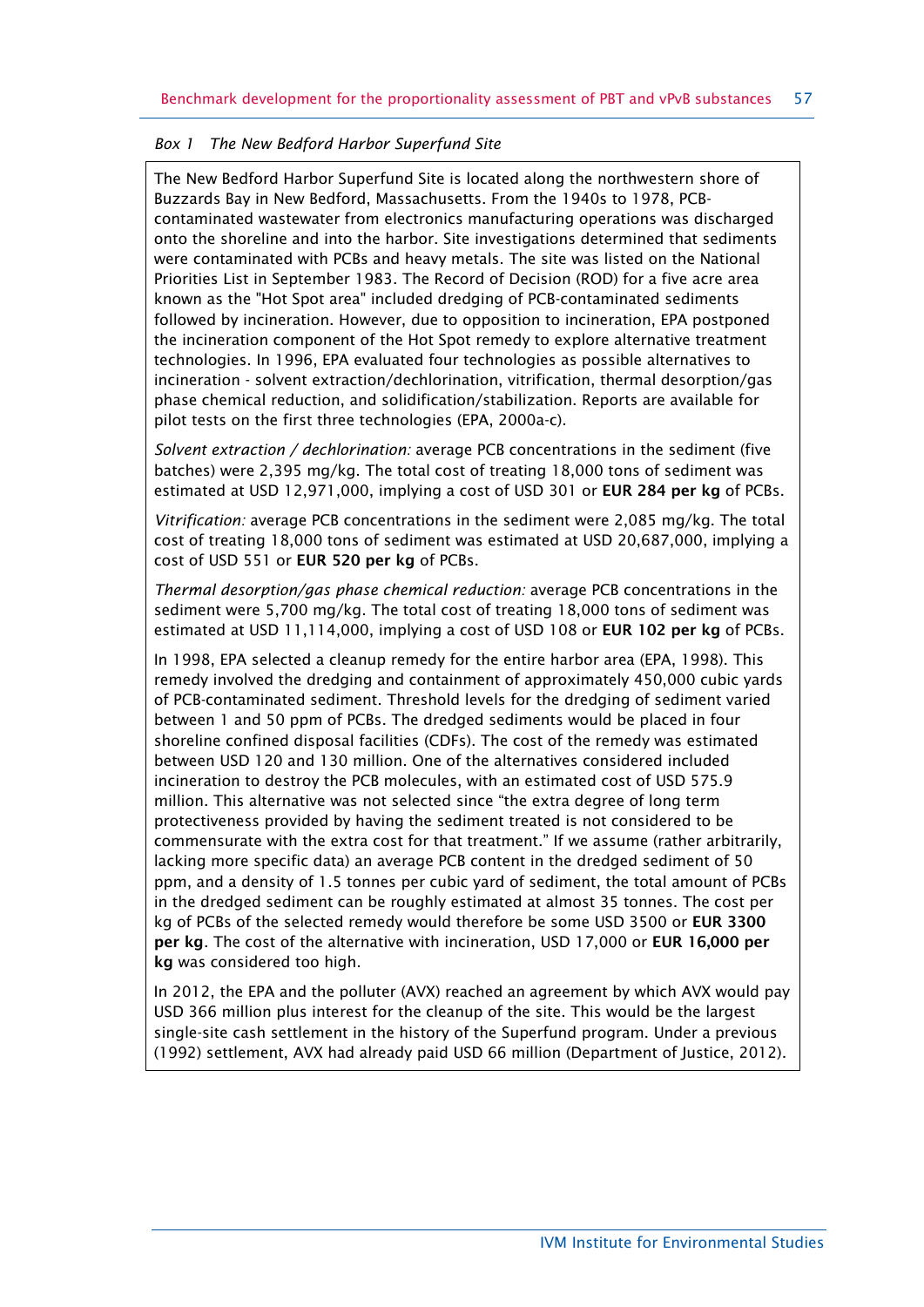*Box 1 The New Bedford Harbor Superfund Site*

The New Bedford Harbor Superfund Site is located along the northwestern shore of Buzzards Bay in New Bedford, Massachusetts. From the 1940s to 1978, PCB-contaminated wastewater from electronics manufacturing operations was discharged onto the shoreline and into the harbor. Site investigations determined that sediments were contaminated with PCBs and heavy metals. The site was listed on the National Priorities List in September 1983. The Record of Decision (ROD) for a five acre area known as the "Hot Spot area" included dredging of PCB-contaminated sediments followed by incineration. However, due to opposition to incineration, EPA postponed the incineration component of the Hot Spot remedy to explore alternative treatment technologies. In 1996, EPA evaluated four technologies as possible alternatives to incineration - solvent extraction/dechlorination, vitrification, thermal desorption/gas phase chemical reduction, and solidification/stabilization. Reports are available for pilot tests on the first three technologies (EPA, 2000a-c).

*Solvent extraction / dechlorination:* average PCB concentrations in the sediment (five batches) were 2,395 mg/kg. The total cost of treating 18,000 tons of sediment was estimated at USD 12,971,000, implying a cost of USD 301 or **EUR 284 per kg** of PCBs.

*Vitrification:* average PCB concentrations in the sediment were 2,085 mg/kg. The total cost of treating 18,000 tons of sediment was estimated at USD 20,687,000, implying a cost of USD 551 or **EUR 520 per kg** of PCBs.

*Thermal desorption/gas phase chemical reduction:* average PCB concentrations in the sediment were 5,700 mg/kg. The total cost of treating 18,000 tons of sediment was estimated at USD 11,114,000, implying a cost of USD 108 or **EUR 102 per kg** of PCBs.

In 1998, EPA selected a cleanup remedy for the entire harbor area (EPA, 1998). This remedy involved the dredging and containment of approximately 450,000 cubic yards of PCB-contaminated sediment. Threshold levels for the dredging of sediment varied between 1 and 50 ppm of PCBs. The dredged sediments would be placed in four shoreline confined disposal facilities (CDFs). The cost of the remedy was estimated between USD 120 and 130 million. One of the alternatives considered included incineration to destroy the PCB molecules, with an estimated cost of USD 575.9 million. This alternative was not selected since "the extra degree of long term protectiveness provided by having the sediment treated is not considered to be commensurate with the extra cost for that treatment." If we assume (rather arbitrarily, lacking more specific data) an average PCB content in the dredged sediment of 50 ppm, and a density of 1.5 tonnes per cubic yard of sediment, the total amount of PCBs in the dredged sediment can be roughly estimated at almost 35 tonnes. The cost per kg of PCBs of the selected remedy would therefore be some USD 3500 or **EUR 3300 per kg**. The cost of the alternative with incineration, USD 17,000 or **EUR 16,000 per kg** was considered too high.

In 2012, the EPA and the polluter (AVX) reached an agreement by which AVX would pay USD 366 million plus interest for the cleanup of the site. This would be the largest single-site cash settlement in the history of the Superfund program. Under a previous (1992) settlement, AVX had already paid USD 66 million (Department of Justice, 2012).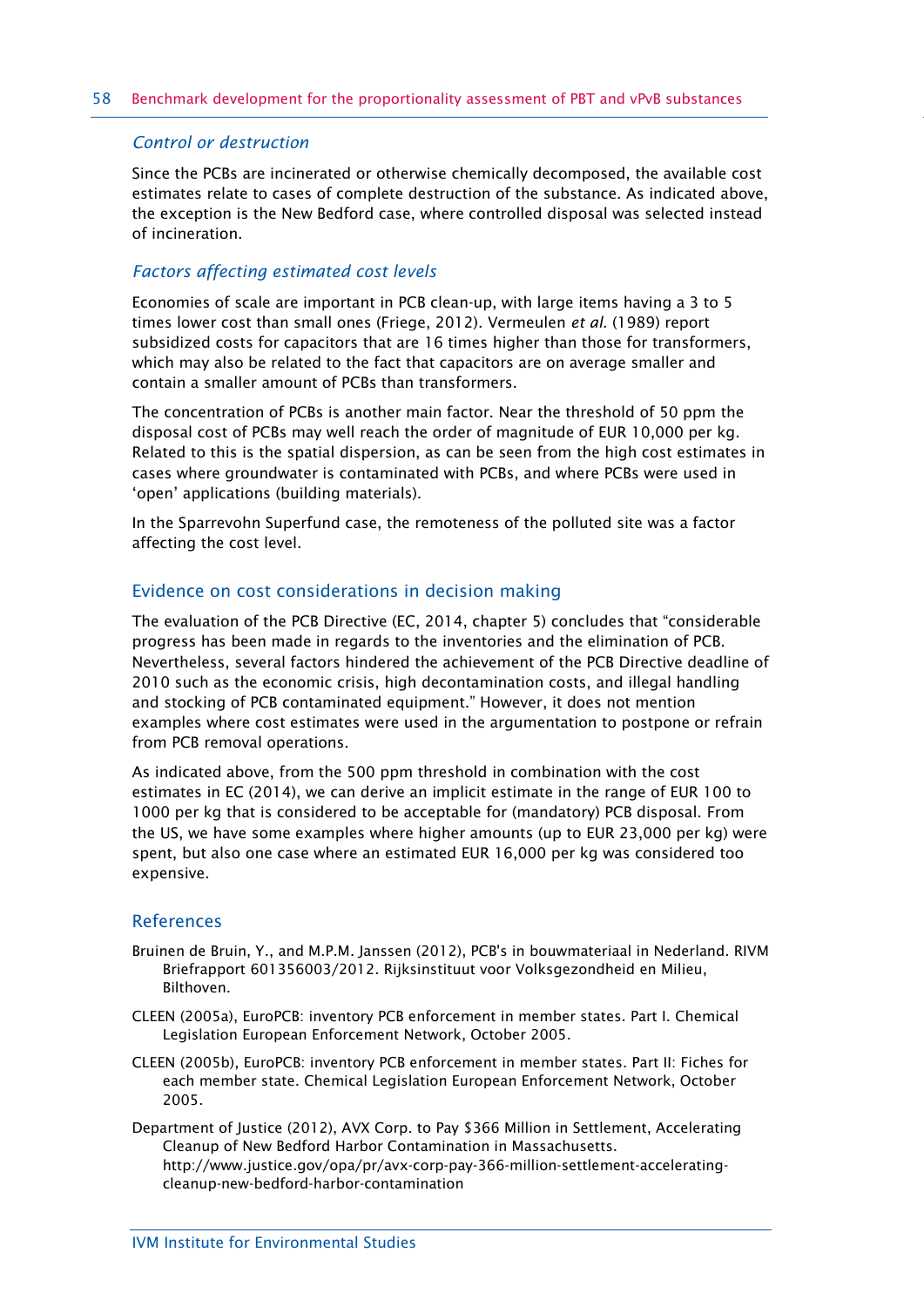### *Control or destruction*

Since the PCBs are incinerated or otherwise chemically decomposed, the available cost estimates relate to cases of complete destruction of the substance. As indicated above, the exception is the New Bedford case, where controlled disposal was selected instead of incineration.

### *Factors affecting estimated cost levels*

Economies of scale are important in PCB clean-up, with large items having a 3 to 5 times lower cost than small ones (Friege, 2012). Vermeulen *et al.* (1989) report subsidized costs for capacitors that are 16 times higher than those for transformers, which may also be related to the fact that capacitors are on average smaller and contain a smaller amount of PCBs than transformers.

The concentration of PCBs is another main factor. Near the threshold of 50 ppm the disposal cost of PCBs may well reach the order of magnitude of EUR 10,000 per kg. Related to this is the spatial dispersion, as can be seen from the high cost estimates in cases where groundwater is contaminated with PCBs, and where PCBs were used in 'open' applications (building materials).

In the Sparrevohn Superfund case, the remoteness of the polluted site was a factor affecting the cost level.

## Evidence on cost considerations in decision making

The evaluation of the PCB Directive (EC, 2014, chapter 5) concludes that "considerable progress has been made in regards to the inventories and the elimination of PCB. Nevertheless, several factors hindered the achievement of the PCB Directive deadline of 2010 such as the economic crisis, high decontamination costs, and illegal handling and stocking of PCB contaminated equipment." However, it does not mention examples where cost estimates were used in the argumentation to postpone or refrain from PCB removal operations.

As indicated above, from the 500 ppm threshold in combination with the cost estimates in EC (2014), we can derive an implicit estimate in the range of EUR 100 to 1000 per kg that is considered to be acceptable for (mandatory) PCB disposal. From the US, we have some examples where higher amounts (up to EUR 23,000 per kg) were spent, but also one case where an estimated EUR 16,000 per kg was considered too expensive.

## References

Bruinen de Bruin, Y., and M.P.M. Janssen (2012), PCB's in bouwmateriaal in Nederland. RIVM Briefrapport 601356003/2012. Rijksinstituut voor Volksgezondheid en Milieu, Bilthoven.

CLEEN (2005a), EuroPCB: inventory PCB enforcement in member states. Part I. Chemical Legislation European Enforcement Network, October 2005.

CLEEN (2005b), EuroPCB: inventory PCB enforcement in member states. Part II: Fiches for each member state. Chemical Legislation European Enforcement Network, October 2005.

Department of Justice (2012), AVX Corp. to Pay $366 Million in Settlement, Accelerating Cleanup of New Bedford Harbor Contamination in Massachusetts. http://www.justice.gov/opa/pr/avx-corp-pay-366-million-settlement-accelerating-cleanup-new-bedford-harbor-contamination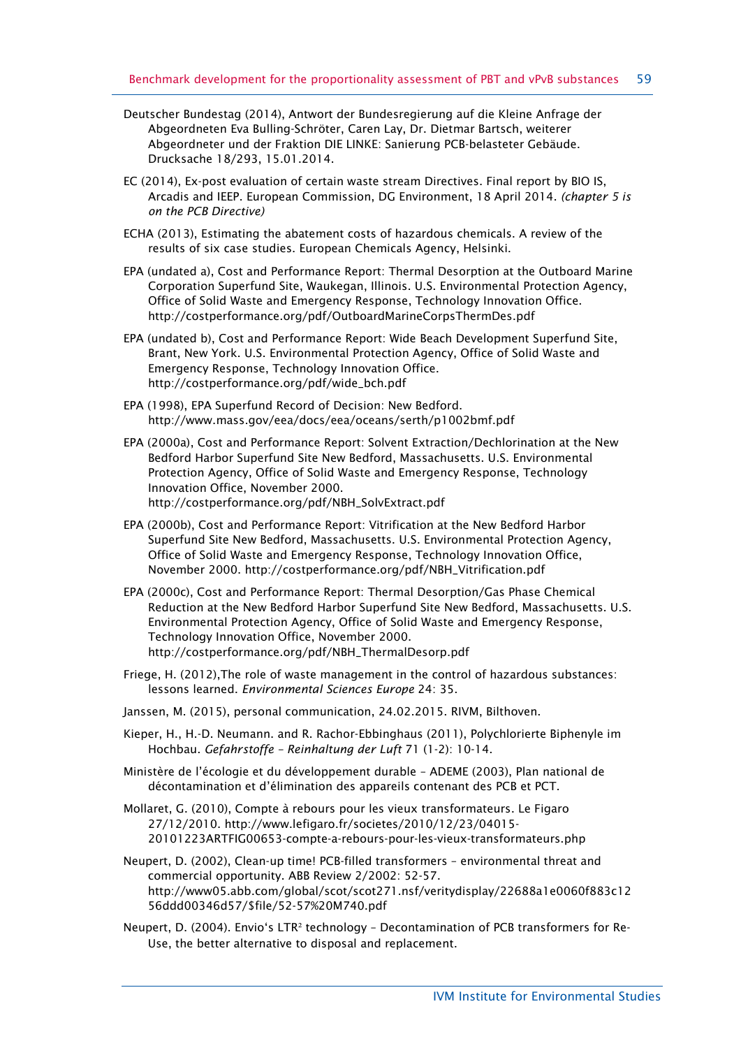Deutscher Bundestag (2014), Antwort der Bundesregierung auf die Kleine Anfrage der Abgeordneten Eva Bulling-Schröter, Caren Lay, Dr. Dietmar Bartsch, weiterer Abgeordneter und der Fraktion DIE LINKE: Sanierung PCB-belasteter Gebäude. Drucksache 18/293, 15.01.2014.

EC (2014), Ex-post evaluation of certain waste stream Directives. Final report by BIO IS, Arcadis and IEEP. European Commission, DG Environment, 18 April 2014. *(chapter 5 is on the PCB Directive)*

ECHA (2013), Estimating the abatement costs of hazardous chemicals. A review of the results of six case studies. European Chemicals Agency, Helsinki.

EPA (undated a), Cost and Performance Report: Thermal Desorption at the Outboard Marine Corporation Superfund Site, Waukegan, Illinois. U.S. Environmental Protection Agency, Office of Solid Waste and Emergency Response, Technology Innovation Office. http://costperformance.org/pdf/OutboardMarineCorpsThermDes.pdf

EPA (undated b), Cost and Performance Report: Wide Beach Development Superfund Site, Brant, New York. U.S. Environmental Protection Agency, Office of Solid Waste and Emergency Response, Technology Innovation Office. http://costperformance.org/pdf/wide_bch.pdf

EPA (1998), EPA Superfund Record of Decision: New Bedford. http://www.mass.gov/eea/docs/eea/oceans/serth/p1002bmf.pdf

EPA (2000a), Cost and Performance Report: Solvent Extraction/Dechlorination at the New Bedford Harbor Superfund Site New Bedford, Massachusetts. U.S. Environmental Protection Agency, Office of Solid Waste and Emergency Response, Technology Innovation Office, November 2000. http://costperformance.org/pdf/NBH_SolvExtract.pdf

EPA (2000b), Cost and Performance Report: Vitrification at the New Bedford Harbor Superfund Site New Bedford, Massachusetts. U.S. Environmental Protection Agency, Office of Solid Waste and Emergency Response, Technology Innovation Office, November 2000. http://costperformance.org/pdf/NBH_Vitrification.pdf

EPA (2000c), Cost and Performance Report: Thermal Desorption/Gas Phase Chemical Reduction at the New Bedford Harbor Superfund Site New Bedford, Massachusetts. U.S. Environmental Protection Agency, Office of Solid Waste and Emergency Response, Technology Innovation Office, November 2000. http://costperformance.org/pdf/NBH_ThermalDesorp.pdf

Friege, H. (2012),The role of waste management in the control of hazardous substances: lessons learned. *Environmental Sciences Europe* 24: 35.

Janssen, M. (2015), personal communication, 24.02.2015. RIVM, Bilthoven.

Kieper, H., H.-D. Neumann. and R. Rachor-Ebbinghaus (2011), Polychlorierte Biphenyle im Hochbau. *Gefahrstoffe – Reinhaltung der Luft* 71 (1-2): 10-14.

Ministère de l'écologie et du développement durable – ADEME (2003), Plan national de décontamination et d'élimination des appareils contenant des PCB et PCT.

Mollaret, G. (2010), Compte à rebours pour les vieux transformateurs. Le Figaro 27/12/2010. http://www.lefigaro.fr/societes/2010/12/23/04015-20101223ARTFIG00653-compte-a-rebours-pour-les-vieux-transformateurs.php

Neupert, D. (2002), Clean-up time! PCB-filled transformers – environmental threat and commercial opportunity. ABB Review 2/2002: 52-57. http://www05.abb.com/global/scot/scot271.nsf/veritydisplay/22688a1e0060f883c1256ddd00346d57/$file/52-57%20M740.pdf

Neupert, D. (2004). Envio's LTR² technology – Decontamination of PCB transformers for Re-Use, the better alternative to disposal and replacement.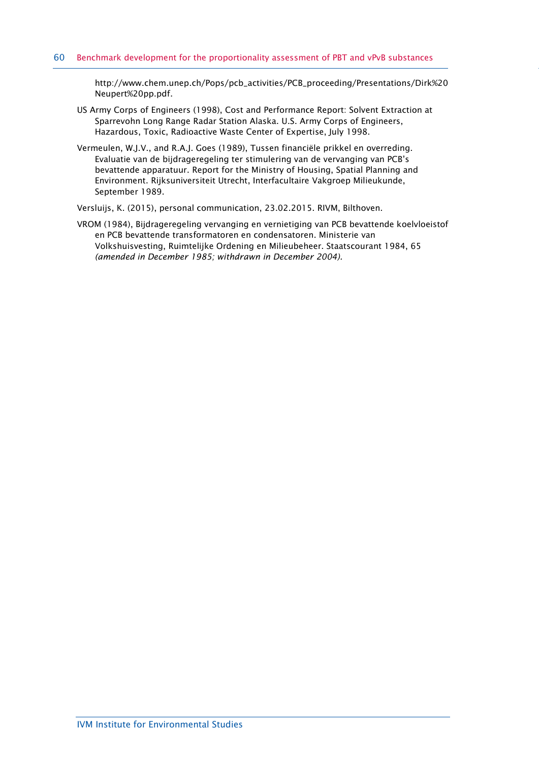http://www.chem.unep.ch/Pops/pcb_activities/PCB_proceeding/Presentations/Dirk%20Neupert%20pp.pdf.

US Army Corps of Engineers (1998), Cost and Performance Report: Solvent Extraction at Sparrevohn Long Range Radar Station Alaska. U.S. Army Corps of Engineers, Hazardous, Toxic, Radioactive Waste Center of Expertise, July 1998.

Vermeulen, W.J.V., and R.A.J. Goes (1989), Tussen financiële prikkel en overreding. Evaluatie van de bijdrageregeling ter stimulering van de vervanging van PCB's bevattende apparatuur. Report for the Ministry of Housing, Spatial Planning and Environment. Rijksuniversiteit Utrecht, Interfacultaire Vakgroep Milieukunde, September 1989.

Versluijs, K. (2015), personal communication, 23.02.2015. RIVM, Bilthoven.

VROM (1984), Bijdrageregeling vervanging en vernietiging van PCB bevattende koelvloeistof en PCB bevattende transformatoren en condensatoren. Ministerie van Volkshuisvesting, Ruimtelijke Ordening en Milieubeheer. Staatscourant 1984, 65 *(amended in December 1985; withdrawn in December 2004).*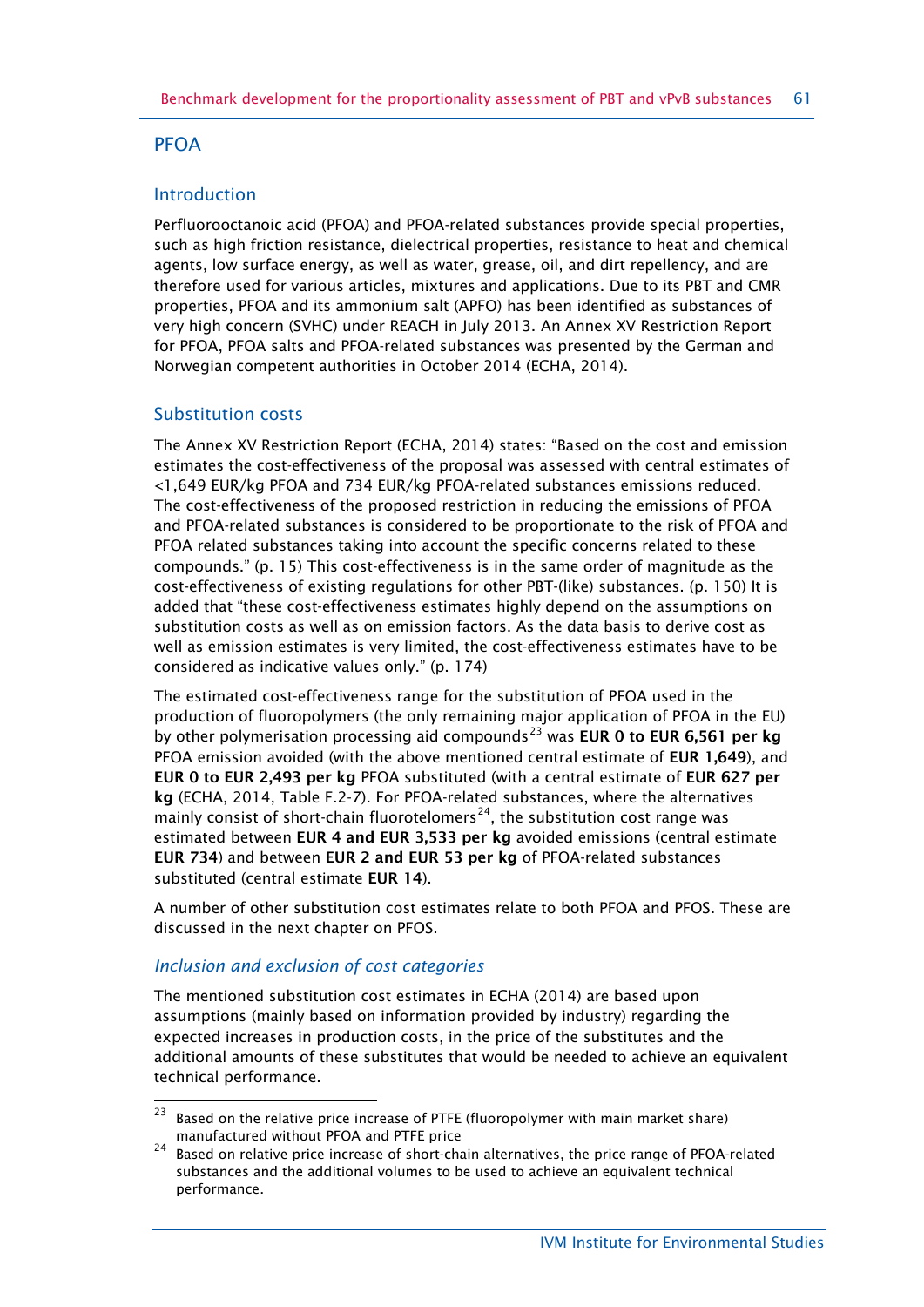## PFOA

### Introduction

Perfluorooctanoic acid (PFOA) and PFOA-related substances provide special properties, such as high friction resistance, dielectrical properties, resistance to heat and chemical agents, low surface energy, as well as water, grease, oil, and dirt repellency, and are therefore used for various articles, mixtures and applications. Due to its PBT and CMR properties, PFOA and its ammonium salt (APFO) has been identified as substances of very high concern (SVHC) under REACH in July 2013. An Annex XV Restriction Report for PFOA, PFOA salts and PFOA-related substances was presented by the German and Norwegian competent authorities in October 2014 (ECHA, 2014).

### Substitution costs

The Annex XV Restriction Report (ECHA, 2014) states: "Based on the cost and emission estimates the cost-effectiveness of the proposal was assessed with central estimates of <1,649 EUR/kg PFOA and 734 EUR/kg PFOA-related substances emissions reduced. The cost-effectiveness of the proposed restriction in reducing the emissions of PFOA and PFOA-related substances is considered to be proportionate to the risk of PFOA and PFOA related substances taking into account the specific concerns related to these compounds." (p. 15) This cost-effectiveness is in the same order of magnitude as the cost-effectiveness of existing regulations for other PBT-(like) substances. (p. 150) It is added that "these cost-effectiveness estimates highly depend on the assumptions on substitution costs as well as on emission factors. As the data basis to derive cost as well as emission estimates is very limited, the cost-effectiveness estimates have to be considered as indicative values only." (p. 174)

The estimated cost-effectiveness range for the substitution of PFOA used in the production of fluoropolymers (the only remaining major application of PFOA in the EU) by other polymerisation processing aid compounds[23] was **EUR 0 to EUR 6,561 per kg** PFOA emission avoided (with the above mentioned central estimate of **EUR 1,649**), and **EUR 0 to EUR 2,493 per kg** PFOA substituted (with a central estimate of **EUR 627 per kg** (ECHA, 2014, Table F.2-7). For PFOA-related substances, where the alternatives mainly consist of short-chain fluorotelomers[24], the substitution cost range was estimated between **EUR 4 and EUR 3,533 per kg** avoided emissions (central estimate **EUR 734**) and between **EUR 2 and EUR 53 per kg** of PFOA-related substances substituted (central estimate **EUR 14**).

A number of other substitution cost estimates relate to both PFOA and PFOS. These are discussed in the next chapter on PFOS.

#### *Inclusion and exclusion of cost categories*

The mentioned substitution cost estimates in ECHA (2014) are based upon assumptions (mainly based on information provided by industry) regarding the expected increases in production costs, in the price of the substitutes and the additional amounts of these substitutes that would be needed to achieve an equivalent technical performance.

---

[23] Based on the relative price increase of PTFE (fluoropolymer with main market share) manufactured without PFOA and PTFE price

[24] Based on relative price increase of short-chain alternatives, the price range of PFOA-related substances and the additional volumes to be used to achieve an equivalent technical performance.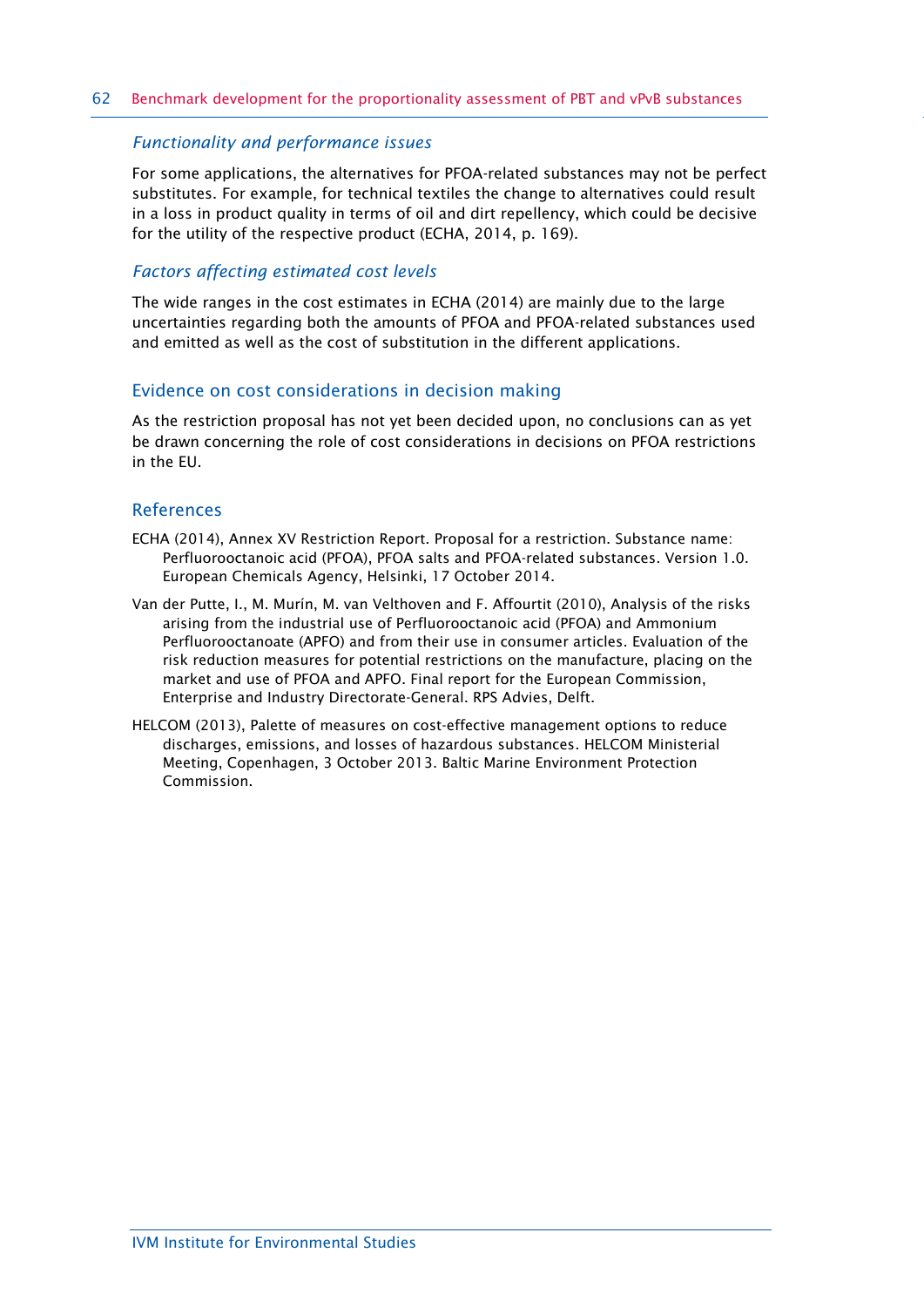### *Functionality and performance issues*

For some applications, the alternatives for PFOA-related substances may not be perfect substitutes. For example, for technical textiles the change to alternatives could result in a loss in product quality in terms of oil and dirt repellency, which could be decisive for the utility of the respective product (ECHA, 2014, p. 169).

### *Factors affecting estimated cost levels*

The wide ranges in the cost estimates in ECHA (2014) are mainly due to the large uncertainties regarding both the amounts of PFOA and PFOA-related substances used and emitted as well as the cost of substitution in the different applications.

## Evidence on cost considerations in decision making

As the restriction proposal has not yet been decided upon, no conclusions can as yet be drawn concerning the role of cost considerations in decisions on PFOA restrictions in the EU.

## References

ECHA (2014), Annex XV Restriction Report. Proposal for a restriction. Substance name: Perfluorooctanoic acid (PFOA), PFOA salts and PFOA-related substances. Version 1.0. European Chemicals Agency, Helsinki, 17 October 2014.

Van der Putte, I., M. Murín, M. van Velthoven and F. Affourtit (2010), Analysis of the risks arising from the industrial use of Perfluorooctanoic acid (PFOA) and Ammonium Perfluorooctanoate (APFO) and from their use in consumer articles. Evaluation of the risk reduction measures for potential restrictions on the manufacture, placing on the market and use of PFOA and APFO. Final report for the European Commission, Enterprise and Industry Directorate-General. RPS Advies, Delft.

HELCOM (2013), Palette of measures on cost-effective management options to reduce discharges, emissions, and losses of hazardous substances. HELCOM Ministerial Meeting, Copenhagen, 3 October 2013. Baltic Marine Environment Protection Commission.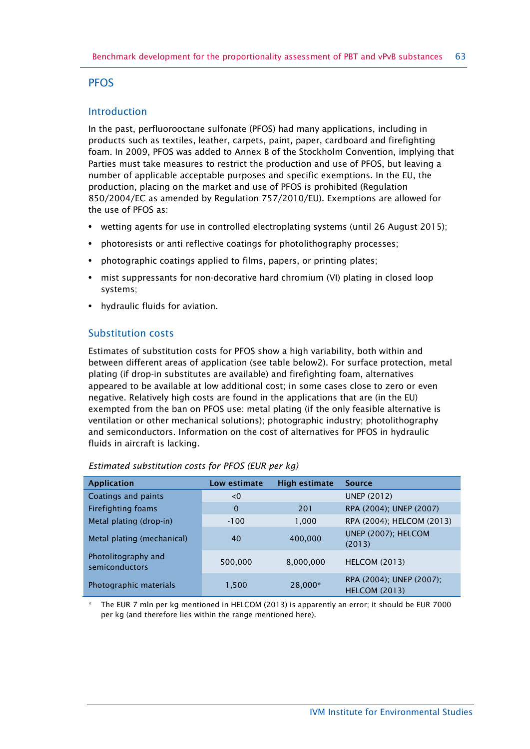## PFOS

### Introduction

In the past, perfluorooctane sulfonate (PFOS) had many applications, including in products such as textiles, leather, carpets, paint, paper, cardboard and firefighting foam. In 2009, PFOS was added to Annex B of the Stockholm Convention, implying that Parties must take measures to restrict the production and use of PFOS, but leaving a number of applicable acceptable purposes and specific exemptions. In the EU, the production, placing on the market and use of PFOS is prohibited (Regulation 850/2004/EC as amended by Regulation 757/2010/EU). Exemptions are allowed for the use of PFOS as:

- wetting agents for use in controlled electroplating systems (until 26 August 2015);
- photoresists or anti reflective coatings for photolithography processes;
- photographic coatings applied to films, papers, or printing plates;
- mist suppressants for non-decorative hard chromium (VI) plating in closed loop systems;
- hydraulic fluids for aviation.

### Substitution costs

Estimates of substitution costs for PFOS show a high variability, both within and between different areas of application (see table below2). For surface protection, metal plating (if drop-in substitutes are available) and firefighting foam, alternatives appeared to be available at low additional cost; in some cases close to zero or even negative. Relatively high costs are found in the applications that are (in the EU) exempted from the ban on PFOS use: metal plating (if the only feasible alternative is ventilation or other mechanical solutions); photographic industry; photolithography and semiconductors. Information on the cost of alternatives for PFOS in hydraulic fluids in aircraft is lacking.

*Estimated substitution costs for PFOS (EUR per kg)*

| Application | Low estimate | High estimate | Source |
|---|---|---|---|
| Coatings and paints | <0 | | UNEP (2012) |
| Firefighting foams | 0 | 201 | RPA (2004); UNEP (2007) |
| Metal plating (drop-in) | -100 | 1,000 | RPA (2004); HELCOM (2013) |
| Metal plating (mechanical) | 40 | 400,000 | UNEP (2007); HELCOM (2013) |
| Photolithography and semiconductors | 500,000 | 8,000,000 | HELCOM (2013) |
| Photographic materials | 1,500 | 28,000* | RPA (2004); UNEP (2007); HELCOM (2013) |

\* The EUR 7 mln per kg mentioned in HELCOM (2013) is apparently an error; it should be EUR 7000 per kg (and therefore lies within the range mentioned here).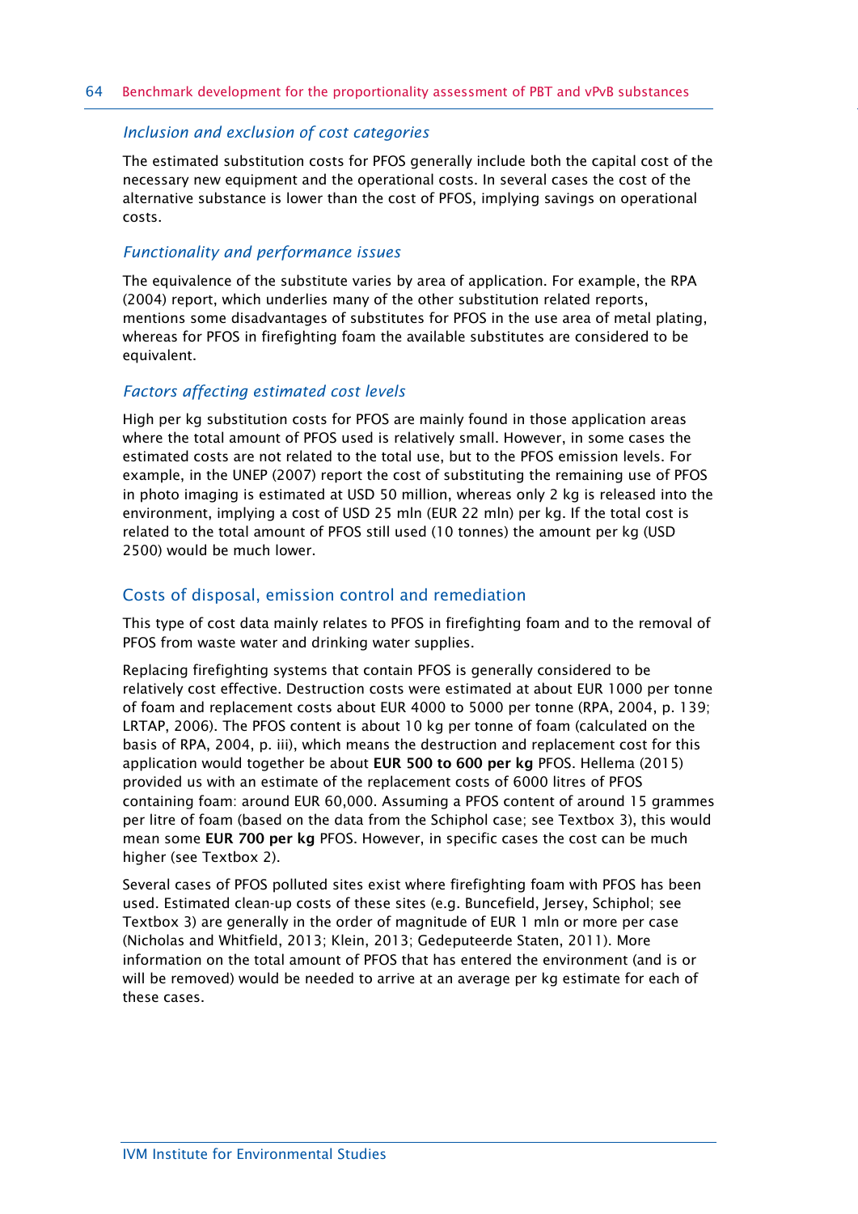### *Inclusion and exclusion of cost categories*

The estimated substitution costs for PFOS generally include both the capital cost of the necessary new equipment and the operational costs. In several cases the cost of the alternative substance is lower than the cost of PFOS, implying savings on operational costs.

### *Functionality and performance issues*

The equivalence of the substitute varies by area of application. For example, the RPA (2004) report, which underlies many of the other substitution related reports, mentions some disadvantages of substitutes for PFOS in the use area of metal plating, whereas for PFOS in firefighting foam the available substitutes are considered to be equivalent.

### *Factors affecting estimated cost levels*

High per kg substitution costs for PFOS are mainly found in those application areas where the total amount of PFOS used is relatively small. However, in some cases the estimated costs are not related to the total use, but to the PFOS emission levels. For example, in the UNEP (2007) report the cost of substituting the remaining use of PFOS in photo imaging is estimated at USD 50 million, whereas only 2 kg is released into the environment, implying a cost of USD 25 mln (EUR 22 mln) per kg. If the total cost is related to the total amount of PFOS still used (10 tonnes) the amount per kg (USD 2500) would be much lower.

## Costs of disposal, emission control and remediation

This type of cost data mainly relates to PFOS in firefighting foam and to the removal of PFOS from waste water and drinking water supplies.

Replacing firefighting systems that contain PFOS is generally considered to be relatively cost effective. Destruction costs were estimated at about EUR 1000 per tonne of foam and replacement costs about EUR 4000 to 5000 per tonne (RPA, 2004, p. 139; LRTAP, 2006). The PFOS content is about 10 kg per tonne of foam (calculated on the basis of RPA, 2004, p. iii), which means the destruction and replacement cost for this application would together be about **EUR 500 to 600 per kg** PFOS. Hellema (2015) provided us with an estimate of the replacement costs of 6000 litres of PFOS containing foam: around EUR 60,000. Assuming a PFOS content of around 15 grammes per litre of foam (based on the data from the Schiphol case; see Textbox 3), this would mean some **EUR 700 per kg** PFOS. However, in specific cases the cost can be much higher (see Textbox 2).

Several cases of PFOS polluted sites exist where firefighting foam with PFOS has been used. Estimated clean-up costs of these sites (e.g. Buncefield, Jersey, Schiphol; see Textbox 3) are generally in the order of magnitude of EUR 1 mln or more per case (Nicholas and Whitfield, 2013; Klein, 2013; Gedeputeerde Staten, 2011). More information on the total amount of PFOS that has entered the environment (and is or will be removed) would be needed to arrive at an average per kg estimate for each of these cases.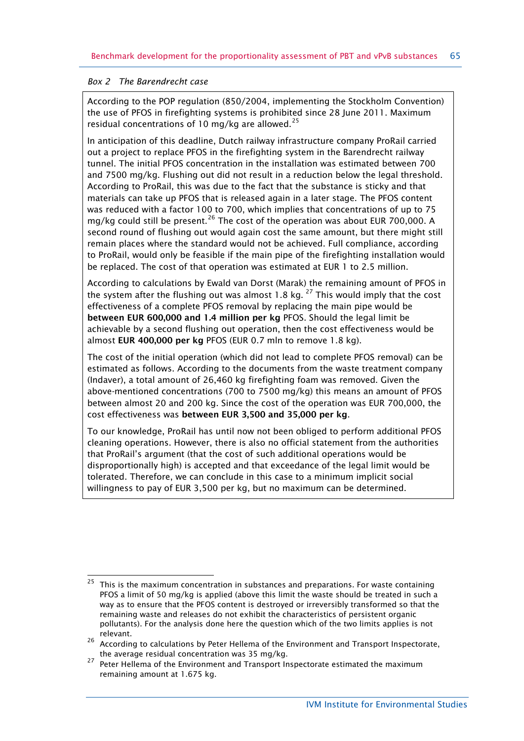*Box 2 The Barendrecht case*

According to the POP regulation (850/2004, implementing the Stockholm Convention) the use of PFOS in firefighting systems is prohibited since 28 June 2011. Maximum residual concentrations of 10 mg/kg are allowed.[25]

In anticipation of this deadline, Dutch railway infrastructure company ProRail carried out a project to replace PFOS in the firefighting system in the Barendrecht railway tunnel. The initial PFOS concentration in the installation was estimated between 700 and 7500 mg/kg. Flushing out did not result in a reduction below the legal threshold. According to ProRail, this was due to the fact that the substance is sticky and that materials can take up PFOS that is released again in a later stage. The PFOS content was reduced with a factor 100 to 700, which implies that concentrations of up to 75 mg/kg could still be present.[26] The cost of the operation was about EUR 700,000. A second round of flushing out would again cost the same amount, but there might still remain places where the standard would not be achieved. Full compliance, according to ProRail, would only be feasible if the main pipe of the firefighting installation would be replaced. The cost of that operation was estimated at EUR 1 to 2.5 million.

According to calculations by Ewald van Dorst (Marak) the remaining amount of PFOS in the system after the flushing out was almost 1.8 kg.[27] This would imply that the cost effectiveness of a complete PFOS removal by replacing the main pipe would be **between EUR 600,000 and 1.4 million per kg** PFOS. Should the legal limit be achievable by a second flushing out operation, then the cost effectiveness would be almost **EUR 400,000 per kg** PFOS (EUR 0.7 mln to remove 1.8 kg).

The cost of the initial operation (which did not lead to complete PFOS removal) can be estimated as follows. According to the documents from the waste treatment company (Indaver), a total amount of 26,460 kg firefighting foam was removed. Given the above-mentioned concentrations (700 to 7500 mg/kg) this means an amount of PFOS between almost 20 and 200 kg. Since the cost of the operation was EUR 700,000, the cost effectiveness was **between EUR 3,500 and 35,000 per kg**.

To our knowledge, ProRail has until now not been obliged to perform additional PFOS cleaning operations. However, there is also no official statement from the authorities that ProRail's argument (that the cost of such additional operations would be disproportionally high) is accepted and that exceedance of the legal limit would be tolerated. Therefore, we can conclude in this case to a minimum implicit social willingness to pay of EUR 3,500 per kg, but no maximum can be determined.

---

[25] This is the maximum concentration in substances and preparations. For waste containing PFOS a limit of 50 mg/kg is applied (above this limit the waste should be treated in such a way as to ensure that the PFOS content is destroyed or irreversibly transformed so that the remaining waste and releases do not exhibit the characteristics of persistent organic pollutants). For the analysis done here the question which of the two limits applies is not relevant.

[26] According to calculations by Peter Hellema of the Environment and Transport Inspectorate, the average residual concentration was 35 mg/kg.

[27] Peter Hellema of the Environment and Transport Inspectorate estimated the maximum remaining amount at 1.675 kg.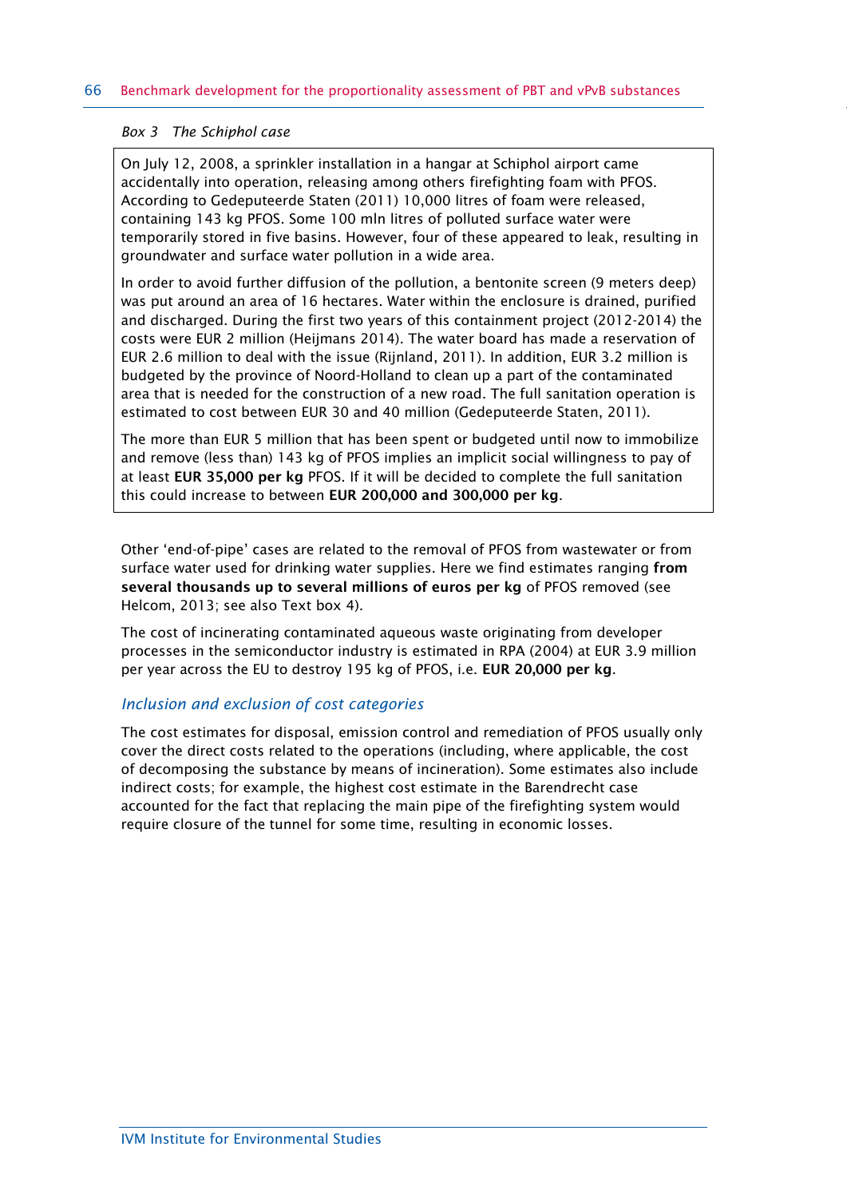*Box 3 The Schiphol case*

On July 12, 2008, a sprinkler installation in a hangar at Schiphol airport came accidentally into operation, releasing among others firefighting foam with PFOS. According to Gedeputeerde Staten (2011) 10,000 litres of foam were released, containing 143 kg PFOS. Some 100 mln litres of polluted surface water were temporarily stored in five basins. However, four of these appeared to leak, resulting in groundwater and surface water pollution in a wide area.

In order to avoid further diffusion of the pollution, a bentonite screen (9 meters deep) was put around an area of 16 hectares. Water within the enclosure is drained, purified and discharged. During the first two years of this containment project (2012-2014) the costs were EUR 2 million (Heijmans 2014). The water board has made a reservation of EUR 2.6 million to deal with the issue (Rijnland, 2011). In addition, EUR 3.2 million is budgeted by the province of Noord-Holland to clean up a part of the contaminated area that is needed for the construction of a new road. The full sanitation operation is estimated to cost between EUR 30 and 40 million (Gedeputeerde Staten, 2011).

The more than EUR 5 million that has been spent or budgeted until now to immobilize and remove (less than) 143 kg of PFOS implies an implicit social willingness to pay of at least **EUR 35,000 per kg** PFOS. If it will be decided to complete the full sanitation this could increase to between **EUR 200,000 and 300,000 per kg**.

Other 'end-of-pipe' cases are related to the removal of PFOS from wastewater or from surface water used for drinking water supplies. Here we find estimates ranging **from several thousands up to several millions of euros per kg** of PFOS removed (see Helcom, 2013; see also Text box 4).

The cost of incinerating contaminated aqueous waste originating from developer processes in the semiconductor industry is estimated in RPA (2004) at EUR 3.9 million per year across the EU to destroy 195 kg of PFOS, i.e. **EUR 20,000 per kg**.

### *Inclusion and exclusion of cost categories*

The cost estimates for disposal, emission control and remediation of PFOS usually only cover the direct costs related to the operations (including, where applicable, the cost of decomposing the substance by means of incineration). Some estimates also include indirect costs; for example, the highest cost estimate in the Barendrecht case accounted for the fact that replacing the main pipe of the firefighting system would require closure of the tunnel for some time, resulting in economic losses.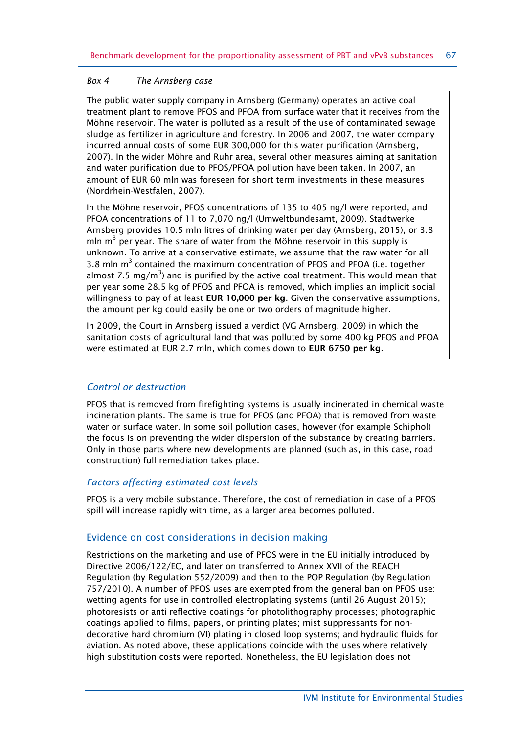*Box 4 The Arnsberg case*

The public water supply company in Arnsberg (Germany) operates an active coal treatment plant to remove PFOS and PFOA from surface water that it receives from the Möhne reservoir. The water is polluted as a result of the use of contaminated sewage sludge as fertilizer in agriculture and forestry. In 2006 and 2007, the water company incurred annual costs of some EUR 300,000 for this water purification (Arnsberg, 2007). In the wider Möhre and Ruhr area, several other measures aiming at sanitation and water purification due to PFOS/PFOA pollution have been taken. In 2007, an amount of EUR 60 mln was foreseen for short term investments in these measures (Nordrhein-Westfalen, 2007).

In the Möhne reservoir, PFOS concentrations of 135 to 405 ng/l were reported, and PFOA concentrations of 11 to 7,070 ng/l (Umweltbundesamt, 2009). Stadtwerke Arnsberg provides 10.5 mln litres of drinking water per day (Arnsberg, 2015), or 3.8 mln $m^3$ per year. The share of water from the Möhne reservoir in this supply is unknown. To arrive at a conservative estimate, we assume that the raw water for all 3.8 mln $m^3$ contained the maximum concentration of PFOS and PFOA (i.e. together almost 7.5 mg/$m^3$) and is purified by the active coal treatment. This would mean that per year some 28.5 kg of PFOS and PFOA is removed, which implies an implicit social willingness to pay of at least **EUR 10,000 per kg**. Given the conservative assumptions, the amount per kg could easily be one or two orders of magnitude higher.

In 2009, the Court in Arnsberg issued a verdict (VG Arnsberg, 2009) in which the sanitation costs of agricultural land that was polluted by some 400 kg PFOS and PFOA were estimated at EUR 2.7 mln, which comes down to **EUR 6750 per kg**.

### *Control or destruction*

PFOS that is removed from firefighting systems is usually incinerated in chemical waste incineration plants. The same is true for PFOS (and PFOA) that is removed from waste water or surface water. In some soil pollution cases, however (for example Schiphol) the focus is on preventing the wider dispersion of the substance by creating barriers. Only in those parts where new developments are planned (such as, in this case, road construction) full remediation takes place.

### *Factors affecting estimated cost levels*

PFOS is a very mobile substance. Therefore, the cost of remediation in case of a PFOS spill will increase rapidly with time, as a larger area becomes polluted.

## Evidence on cost considerations in decision making

Restrictions on the marketing and use of PFOS were in the EU initially introduced by Directive 2006/122/EC, and later on transferred to Annex XVII of the REACH Regulation (by Regulation 552/2009) and then to the POP Regulation (by Regulation 757/2010). A number of PFOS uses are exempted from the general ban on PFOS use: wetting agents for use in controlled electroplating systems (until 26 August 2015); photoresists or anti reflective coatings for photolithography processes; photographic coatings applied to films, papers, or printing plates; mist suppressants for non-decorative hard chromium (VI) plating in closed loop systems; and hydraulic fluids for aviation. As noted above, these applications coincide with the uses where relatively high substitution costs were reported. Nonetheless, the EU legislation does not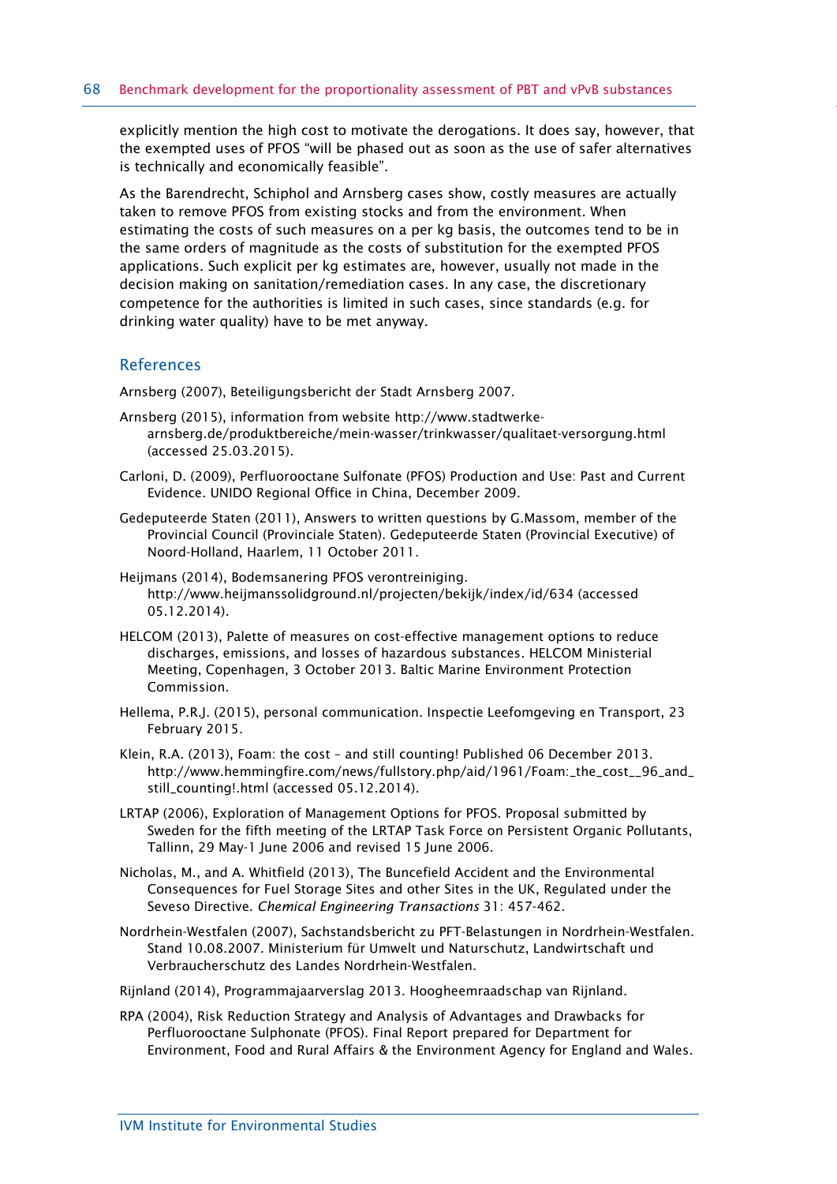explicitly mention the high cost to motivate the derogations. It does say, however, that the exempted uses of PFOS "will be phased out as soon as the use of safer alternatives is technically and economically feasible".

As the Barendrecht, Schiphol and Arnsberg cases show, costly measures are actually taken to remove PFOS from existing stocks and from the environment. When estimating the costs of such measures on a per kg basis, the outcomes tend to be in the same orders of magnitude as the costs of substitution for the exempted PFOS applications. Such explicit per kg estimates are, however, usually not made in the decision making on sanitation/remediation cases. In any case, the discretionary competence for the authorities is limited in such cases, since standards (e.g. for drinking water quality) have to be met anyway.

## References

Arnsberg (2007), Beteiligungsbericht der Stadt Arnsberg 2007.

Arnsberg (2015), information from website http://www.stadtwerke-arnsberg.de/produktbereiche/mein-wasser/trinkwasser/qualitaet-versorgung.html (accessed 25.03.2015).

Carloni, D. (2009), Perfluorooctane Sulfonate (PFOS) Production and Use: Past and Current Evidence. UNIDO Regional Office in China, December 2009.

Gedeputeerde Staten (2011), Answers to written questions by G.Massom, member of the Provincial Council (Provinciale Staten). Gedeputeerde Staten (Provincial Executive) of Noord-Holland, Haarlem, 11 October 2011.

Heijmans (2014), Bodemsanering PFOS verontreiniging. http://www.heijmanssolidground.nl/projecten/bekijk/index/id/634 (accessed 05.12.2014).

HELCOM (2013), Palette of measures on cost-effective management options to reduce discharges, emissions, and losses of hazardous substances. HELCOM Ministerial Meeting, Copenhagen, 3 October 2013. Baltic Marine Environment Protection Commission.

Hellema, P.R.J. (2015), personal communication. Inspectie Leefomgeving en Transport, 23 February 2015.

Klein, R.A. (2013), Foam: the cost – and still counting! Published 06 December 2013. http://www.hemmingfire.com/news/fullstory.php/aid/1961/Foam:_the_cost__96_and_still_counting!.html (accessed 05.12.2014).

LRTAP (2006), Exploration of Management Options for PFOS. Proposal submitted by Sweden for the fifth meeting of the LRTAP Task Force on Persistent Organic Pollutants, Tallinn, 29 May-1 June 2006 and revised 15 June 2006.

Nicholas, M., and A. Whitfield (2013), The Buncefield Accident and the Environmental Consequences for Fuel Storage Sites and other Sites in the UK, Regulated under the Seveso Directive. *Chemical Engineering Transactions* 31: 457-462.

Nordrhein-Westfalen (2007), Sachstandsbericht zu PFT-Belastungen in Nordrhein-Westfalen. Stand 10.08.2007. Ministerium für Umwelt und Naturschutz, Landwirtschaft und Verbraucherschutz des Landes Nordrhein-Westfalen.

Rijnland (2014), Programmajaarverslag 2013. Hoogheemraadschap van Rijnland.

RPA (2004), Risk Reduction Strategy and Analysis of Advantages and Drawbacks for Perfluorooctane Sulphonate (PFOS). Final Report prepared for Department for Environment, Food and Rural Affairs & the Environment Agency for England and Wales.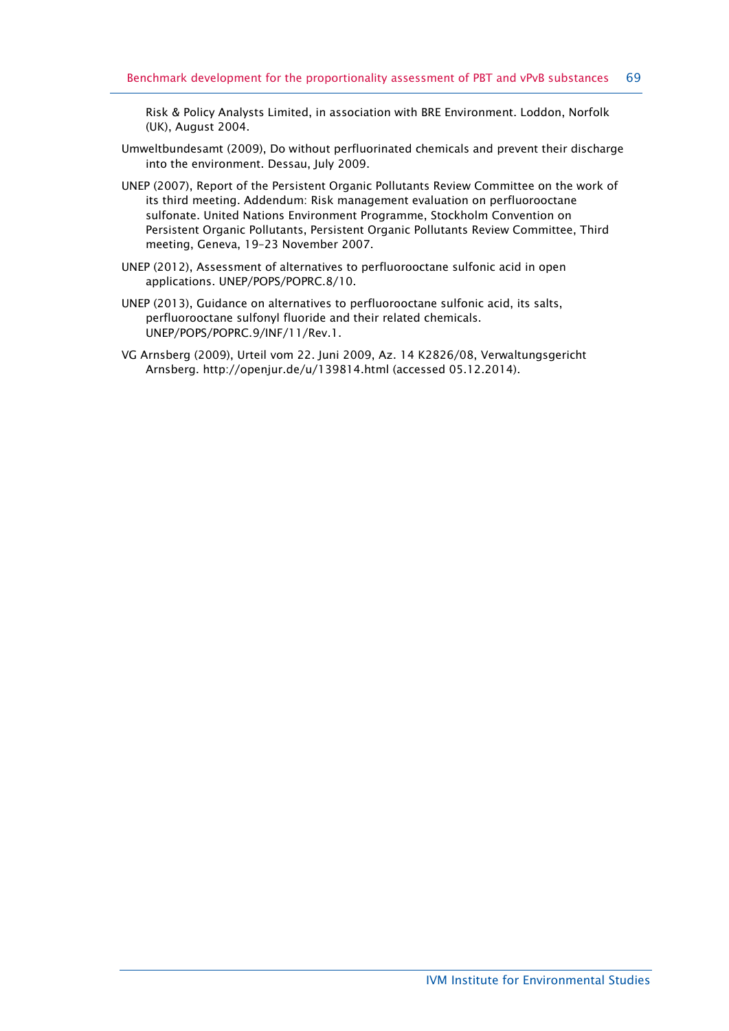Risk & Policy Analysts Limited, in association with BRE Environment. Loddon, Norfolk (UK), August 2004.

Umweltbundesamt (2009), Do without perfluorinated chemicals and prevent their discharge into the environment. Dessau, July 2009.

UNEP (2007), Report of the Persistent Organic Pollutants Review Committee on the work of its third meeting. Addendum: Risk management evaluation on perfluorooctane sulfonate. United Nations Environment Programme, Stockholm Convention on Persistent Organic Pollutants, Persistent Organic Pollutants Review Committee, Third meeting, Geneva, 19–23 November 2007.

UNEP (2012), Assessment of alternatives to perfluorooctane sulfonic acid in open applications. UNEP/POPS/POPRC.8/10.

UNEP (2013), Guidance on alternatives to perfluorooctane sulfonic acid, its salts, perfluorooctane sulfonyl fluoride and their related chemicals. UNEP/POPS/POPRC.9/INF/11/Rev.1.

VG Arnsberg (2009), Urteil vom 22. Juni 2009, Az. 14 K2826/08, Verwaltungsgericht Arnsberg. http://openjur.de/u/139814.html (accessed 05.12.2014).